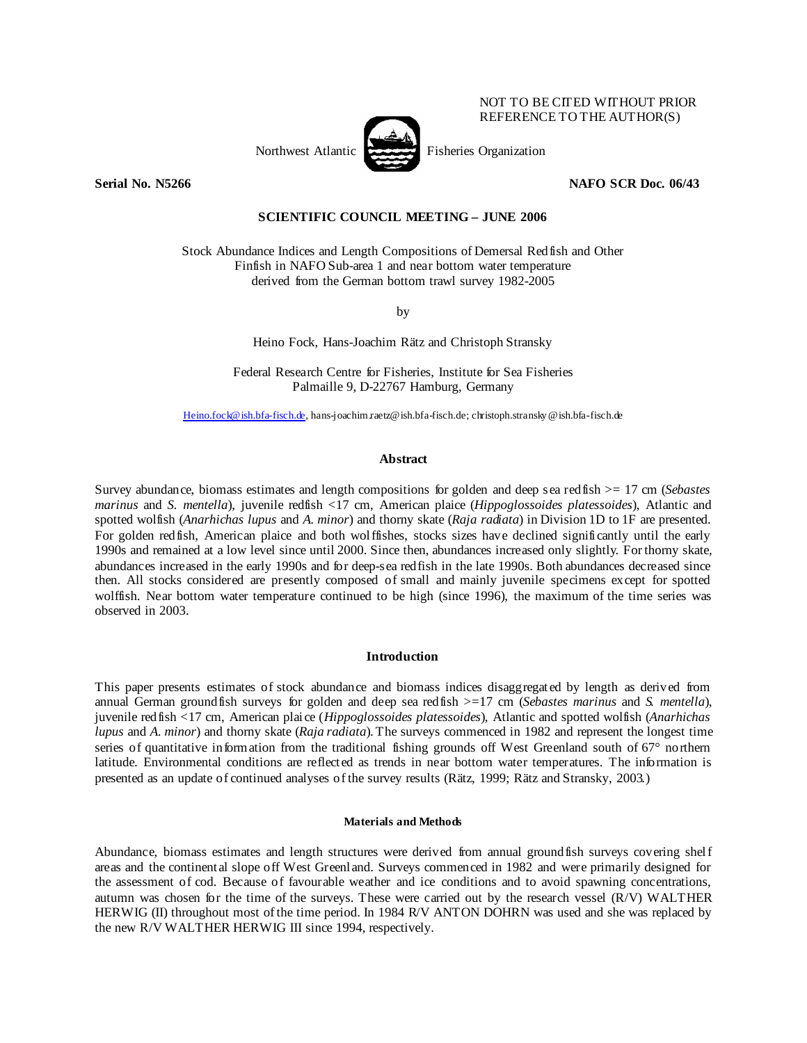NOT TO BE CITED WITHOUT PRIOR REFERENCE TO THE AUTHOR(S)

Northwest Atlantic Fisheries Organization

**Serial No. N5266** **NAFO SCR Doc. 06/43**

**SCIENTIFIC COUNCIL MEETING – JUNE 2006**

# Stock Abundance Indices and Length Compositions of Demersal Redfish and Other Finfish in NAFO Sub-area 1 and near bottom water temperature derived from the German bottom trawl survey 1982-2005

by

Heino Fock, Hans-Joachim Rätz and Christoph Stransky

Federal Research Centre for Fisheries, Institute for Sea Fisheries
Palmaille 9, D-22767 Hamburg, Germany

Heino.fock@ish.bfa-fisch.de, hans-joachim.raetz@ish.bfa-fisch.de; christoph.stransky@ish.bfa-fisch.de

## Abstract

Survey abundance, biomass estimates and length compositions for golden and deep sea redfish >= 17 cm (*Sebastes marinus* and *S. mentella*), juvenile redfish <17 cm, American plaice (*Hippoglossoides platessoides*), Atlantic and spotted wolfish (*Anarhichas lupus* and *A. minor*) and thorny skate (*Raja radiata*) in Division 1D to 1F are presented. For golden redfish, American plaice and both wolffishes, stocks sizes have declined significantly until the early 1990s and remained at a low level since until 2000. Since then, abundances increased only slightly. For thorny skate, abundances increased in the early 1990s and for deep-sea redfish in the late 1990s. Both abundances decreased since then. All stocks considered are presently composed of small and mainly juvenile specimens except for spotted wolffish. Near bottom water temperature continued to be high (since 1996), the maximum of the time series was observed in 2003.

## Introduction

This paper presents estimates of stock abundance and biomass indices disaggregated by length as derived from annual German groundfish surveys for golden and deep sea redfish >=17 cm (*Sebastes marinus* and *S. mentella*), juvenile redfish <17 cm, American plaice (*Hippoglossoides platessoides*), Atlantic and spotted wolfish (*Anarhichas lupus* and *A. minor*) and thorny skate (*Raja radiata*). The surveys commenced in 1982 and represent the longest time series of quantitative information from the traditional fishing grounds off West Greenland south of 67° northern latitude. Environmental conditions are reflected as trends in near bottom water temperatures. The information is presented as an update of continued analyses of the survey results (Rätz, 1999; Rätz and Stransky, 2003.)

### Materials and Methods

Abundance, biomass estimates and length structures were derived from annual groundfish surveys covering shelf areas and the continental slope off West Greenland. Surveys commenced in 1982 and were primarily designed for the assessment of cod. Because of favourable weather and ice conditions and to avoid spawning concentrations, autumn was chosen for the time of the surveys. These were carried out by the research vessel (R/V) WALTHER HERWIG (II) throughout most of the time period. In 1984 R/V ANTON DOHRN was used and she was replaced by the new R/V WALTHER HERWIG III since 1994, respectively.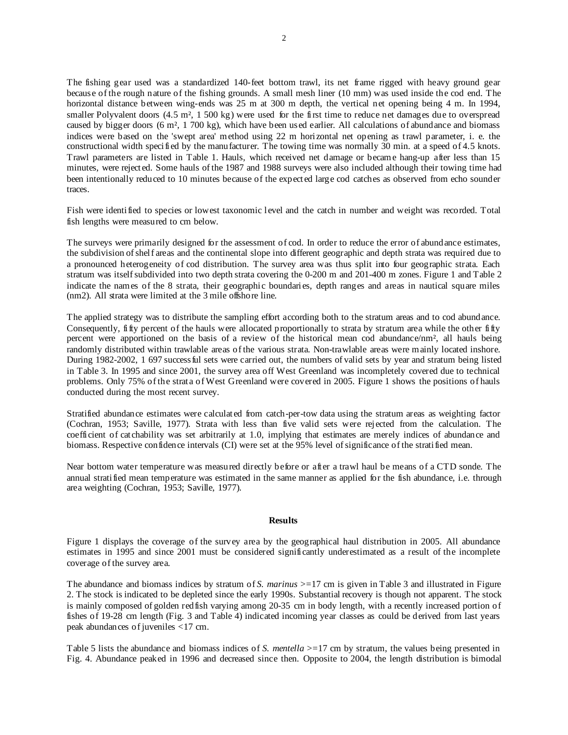The fishing gear used was a standardized 140-feet bottom trawl, its net frame rigged with heavy ground gear because of the rough nature of the fishing grounds. A small mesh liner (10 mm) was used inside the cod end. The horizontal distance between wing-ends was 25 m at 300 m depth, the vertical net opening being 4 m. In 1994, smaller Polyvalent doors (4.5 m², 1 500 kg) were used for the first time to reduce net damages due to overspread caused by bigger doors (6 m², 1 700 kg), which have been used earlier. All calculations of abundance and biomass indices were based on the 'swept area' method using 22 m horizontal net opening as trawl parameter, i. e. the constructional width specified by the manufacturer. The towing time was normally 30 min. at a speed of 4.5 knots. Trawl parameters are listed in Table 1. Hauls, which received net damage or became hang-up after less than 15 minutes, were rejected. Some hauls of the 1987 and 1988 surveys were also included although their towing time had been intentionally reduced to 10 minutes because of the expected large cod catches as observed from echo sounder traces.

Fish were identified to species or lowest taxonomic level and the catch in number and weight was recorded. Total fish lengths were measured to cm below.

The surveys were primarily designed for the assessment of cod. In order to reduce the error of abundance estimates, the subdivision of shelf areas and the continental slope into different geographic and depth strata was required due to a pronounced heterogeneity of cod distribution. The survey area was thus split into four geographic strata. Each stratum was itself subdivided into two depth strata covering the 0-200 m and 201-400 m zones. Figure 1 and Table 2 indicate the names of the 8 strata, their geographic boundaries, depth ranges and areas in nautical square miles (nm2). All strata were limited at the 3 mile offshore line.

The applied strategy was to distribute the sampling effort according both to the stratum areas and to cod abundance. Consequently, fifty percent of the hauls were allocated proportionally to strata by stratum area while the other fifty percent were apportioned on the basis of a review of the historical mean cod abundance/nm², all hauls being randomly distributed within trawlable areas of the various strata. Non-trawlable areas were mainly located inshore. During 1982-2002, 1 697 successful sets were carried out, the numbers of valid sets by year and stratum being listed in Table 3. In 1995 and since 2001, the survey area off West Greenland was incompletely covered due to technical problems. Only 75% of the strata of West Greenland were covered in 2005. Figure 1 shows the positions of hauls conducted during the most recent survey.

Stratified abundance estimates were calculated from catch-per-tow data using the stratum areas as weighting factor (Cochran, 1953; Saville, 1977). Strata with less than five valid sets were rejected from the calculation. The coefficient of catchability was set arbitrarily at 1.0, implying that estimates are merely indices of abundance and biomass. Respective confidence intervals (CI) were set at the 95% level of significance of the stratified mean.

Near bottom water temperature was measured directly before or after a trawl haul be means of a CTD sonde. The annual stratified mean temperature was estimated in the same manner as applied for the fish abundance, i.e. through area weighting (Cochran, 1953; Saville, 1977).

## Results

Figure 1 displays the coverage of the survey area by the geographical haul distribution in 2005. All abundance estimates in 1995 and since 2001 must be considered significantly underestimated as a result of the incomplete coverage of the survey area.

The abundance and biomass indices by stratum of *S. marinus* >=17 cm is given in Table 3 and illustrated in Figure 2. The stock is indicated to be depleted since the early 1990s. Substantial recovery is though not apparent. The stock is mainly composed of golden redfish varying among 20-35 cm in body length, with a recently increased portion of fishes of 19-28 cm length (Fig. 3 and Table 4) indicated incoming year classes as could be derived from last years peak abundances of juveniles <17 cm.

Table 5 lists the abundance and biomass indices of *S. mentella* >=17 cm by stratum, the values being presented in Fig. 4. Abundance peaked in 1996 and decreased since then. Opposite to 2004, the length distribution is bimodal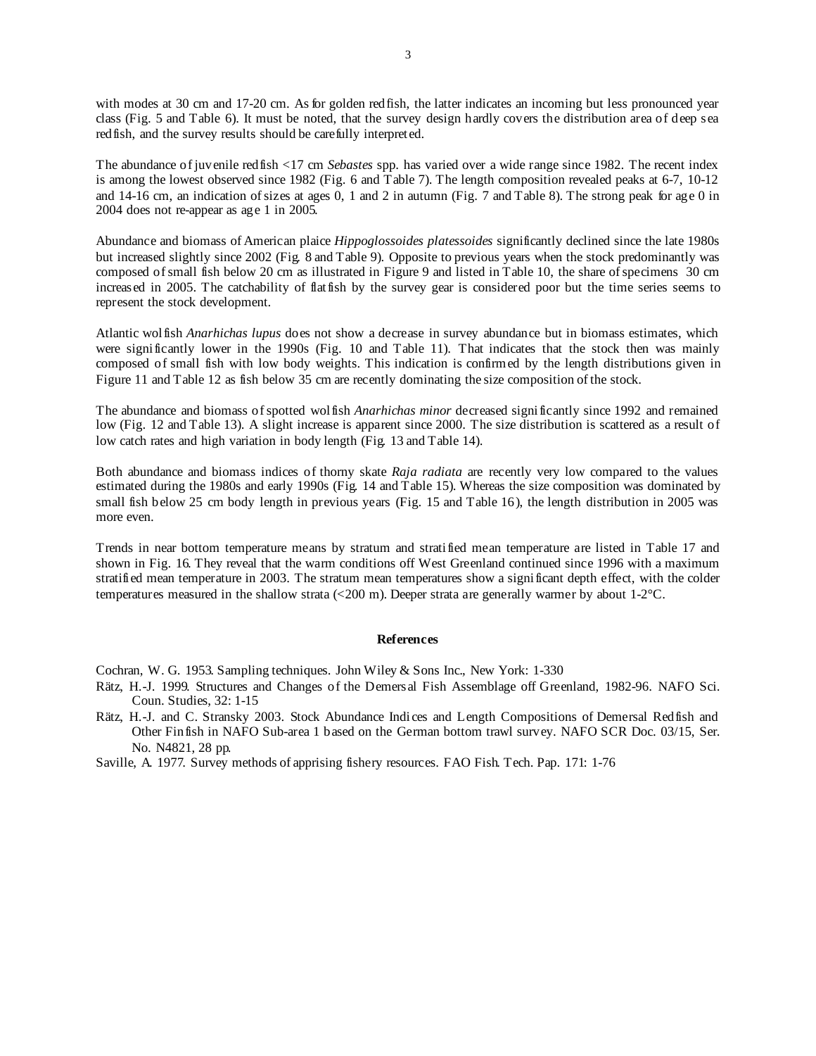with modes at 30 cm and 17-20 cm. As for golden redfish, the latter indicates an incoming but less pronounced year class (Fig. 5 and Table 6). It must be noted, that the survey design hardly covers the distribution area of deep sea redfish, and the survey results should be carefully interpreted.

The abundance of juvenile redfish <17 cm *Sebastes* spp. has varied over a wide range since 1982. The recent index is among the lowest observed since 1982 (Fig. 6 and Table 7). The length composition revealed peaks at 6-7, 10-12 and 14-16 cm, an indication of sizes at ages 0, 1 and 2 in autumn (Fig. 7 and Table 8). The strong peak for age 0 in 2004 does not re-appear as age 1 in 2005.

Abundance and biomass of American plaice *Hippoglossoides platessoides* significantly declined since the late 1980s but increased slightly since 2002 (Fig. 8 and Table 9). Opposite to previous years when the stock predominantly was composed of small fish below 20 cm as illustrated in Figure 9 and listed in Table 10, the share of specimens 30 cm increased in 2005. The catchability of flatfish by the survey gear is considered poor but the time series seems to represent the stock development.

Atlantic wolfish *Anarhichas lupus* does not show a decrease in survey abundance but in biomass estimates, which were significantly lower in the 1990s (Fig. 10 and Table 11). That indicates that the stock then was mainly composed of small fish with low body weights. This indication is confirmed by the length distributions given in Figure 11 and Table 12 as fish below 35 cm are recently dominating the size composition of the stock.

The abundance and biomass of spotted wolfish *Anarhichas minor* decreased significantly since 1992 and remained low (Fig. 12 and Table 13). A slight increase is apparent since 2000. The size distribution is scattered as a result of low catch rates and high variation in body length (Fig. 13 and Table 14).

Both abundance and biomass indices of thorny skate *Raja radiata* are recently very low compared to the values estimated during the 1980s and early 1990s (Fig. 14 and Table 15). Whereas the size composition was dominated by small fish below 25 cm body length in previous years (Fig. 15 and Table 16), the length distribution in 2005 was more even.

Trends in near bottom temperature means by stratum and stratified mean temperature are listed in Table 17 and shown in Fig. 16. They reveal that the warm conditions off West Greenland continued since 1996 with a maximum stratified mean temperature in 2003. The stratum mean temperatures show a significant depth effect, with the colder temperatures measured in the shallow strata (<200 m). Deeper strata are generally warmer by about 1-2°C.

## References

Cochran, W. G. 1953. Sampling techniques. John Wiley & Sons Inc., New York: 1-330

Rätz, H.-J. 1999. Structures and Changes of the Demersal Fish Assemblage off Greenland, 1982-96. NAFO Sci. Coun. Studies, 32: 1-15

Rätz, H.-J. and C. Stransky 2003. Stock Abundance Indices and Length Compositions of Demersal Redfish and Other Finfish in NAFO Sub-area 1 based on the German bottom trawl survey. NAFO SCR Doc. 03/15, Ser. No. N4821, 28 pp.

Saville, A. 1977. Survey methods of apprising fishery resources. FAO Fish. Tech. Pap. 171: 1-76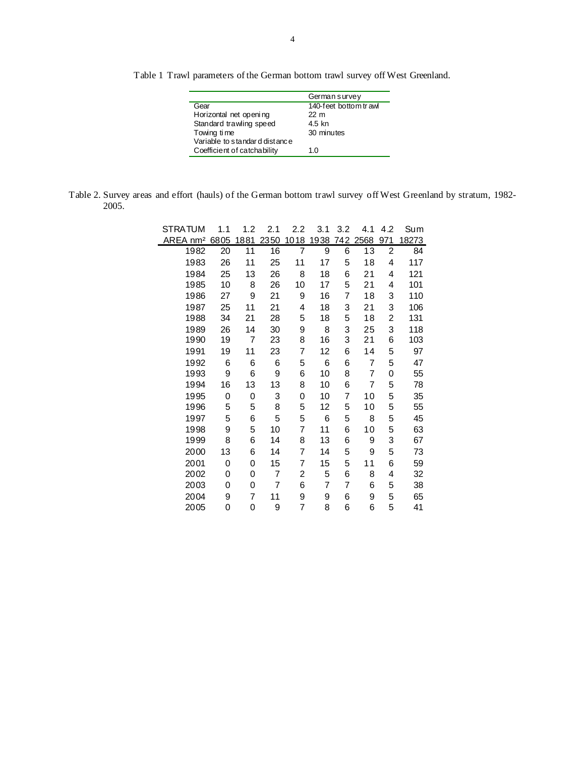Table 1 Trawl parameters of the German bottom trawl survey off West Greenland.

| | German survey |
|---|---|
| Gear | 140-feet bottom trawl |
| Horizontal net opening | 22 m |
| Standard trawling speed | 4.5 kn |
| Towing time | 30 minutes |
| Variable to standard distance | |
| Coefficient of catchability | 1.0 |

Table 2. Survey areas and effort (hauls) of the German bottom trawl survey off West Greenland by stratum, 1982-2005.

| STRATUM | 1.1 | 1.2 | 2.1 | 2.2 | 3.1 | 3.2 | 4.1 | 4.2 | Sum |
|---|---|---|---|---|---|---|---|---|---|
| AREA nm² | 6805 | 1881 | 2350 | 1018 | 1938 | 742 | 2568 | 971 | 18273 |
| 1982 | 20 | 11 | 16 | 7 | 9 | 6 | 13 | 2 | 84 |
| 1983 | 26 | 11 | 25 | 11 | 17 | 5 | 18 | 4 | 117 |
| 1984 | 25 | 13 | 26 | 8 | 18 | 6 | 21 | 4 | 121 |
| 1985 | 10 | 8 | 26 | 10 | 17 | 5 | 21 | 4 | 101 |
| 1986 | 27 | 9 | 21 | 9 | 16 | 7 | 18 | 3 | 110 |
| 1987 | 25 | 11 | 21 | 4 | 18 | 3 | 21 | 3 | 106 |
| 1988 | 34 | 21 | 28 | 5 | 18 | 5 | 18 | 2 | 131 |
| 1989 | 26 | 14 | 30 | 9 | 8 | 3 | 25 | 3 | 118 |
| 1990 | 19 | 7 | 23 | 8 | 16 | 3 | 21 | 6 | 103 |
| 1991 | 19 | 11 | 23 | 7 | 12 | 6 | 14 | 5 | 97 |
| 1992 | 6 | 6 | 6 | 5 | 6 | 6 | 7 | 5 | 47 |
| 1993 | 9 | 6 | 9 | 6 | 10 | 8 | 7 | 0 | 55 |
| 1994 | 16 | 13 | 13 | 8 | 10 | 6 | 7 | 5 | 78 |
| 1995 | 0 | 0 | 3 | 0 | 10 | 7 | 10 | 5 | 35 |
| 1996 | 5 | 5 | 8 | 5 | 12 | 5 | 10 | 5 | 55 |
| 1997 | 5 | 6 | 5 | 5 | 6 | 5 | 8 | 5 | 45 |
| 1998 | 9 | 5 | 10 | 7 | 11 | 6 | 10 | 5 | 63 |
| 1999 | 8 | 6 | 14 | 8 | 13 | 6 | 9 | 3 | 67 |
| 2000 | 13 | 6 | 14 | 7 | 14 | 5 | 9 | 5 | 73 |
| 2001 | 0 | 0 | 15 | 7 | 15 | 5 | 11 | 6 | 59 |
| 2002 | 0 | 0 | 7 | 2 | 5 | 6 | 8 | 4 | 32 |
| 2003 | 0 | 0 | 7 | 6 | 7 | 7 | 6 | 5 | 38 |
| 2004 | 9 | 7 | 11 | 9 | 9 | 6 | 9 | 5 | 65 |
| 2005 | 0 | 0 | 9 | 7 | 8 | 6 | 6 | 5 | 41 |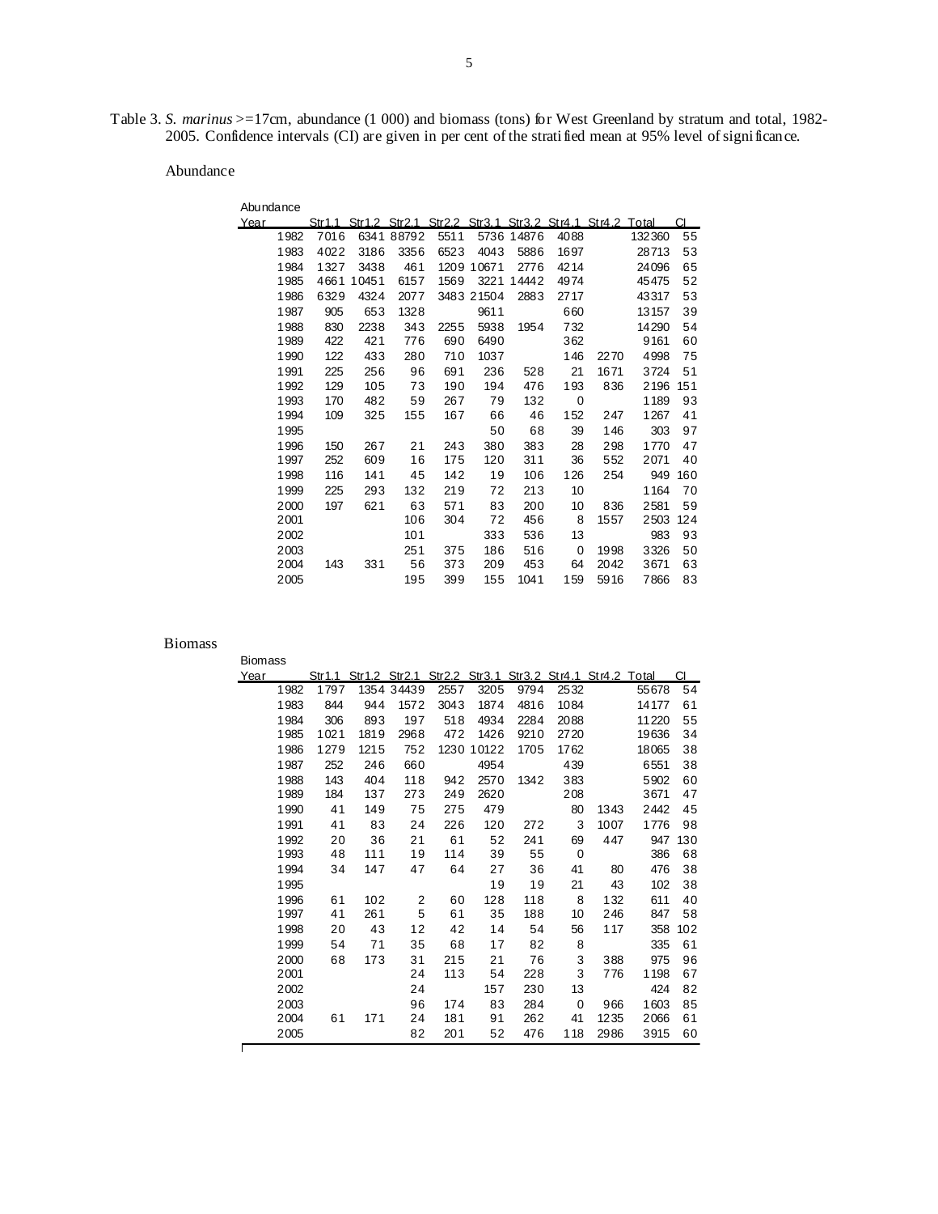Table 3. *S. marinus* >=17cm, abundance (1 000) and biomass (tons) for West Greenland by stratum and total, 1982-2005. Confidence intervals (CI) are given in per cent of the stratified mean at 95% level of significance.

Abundance

| Year | Str1.1 | Str1.2 | Str2.1 | Str2.2 | Str3.1 | Str3.2 | Str4.1 | Str4.2 | Total | CI |
|---|---|---|---|---|---|---|---|---|---|---|
| 1982 | 7016 | 6341 | 88792 | 5511 | 5736 | 14876 | 4088 | | 132360 | 55 |
| 1983 | 4022 | 3186 | 3356 | 6523 | 4043 | 5886 | 1697 | | 28713 | 53 |
| 1984 | 1327 | 3438 | 461 | 1209 | 10671 | 2776 | 4214 | | 24096 | 65 |
| 1985 | 4661 | 10451 | 6157 | 1569 | 3221 | 14442 | 4974 | | 45475 | 52 |
| 1986 | 6329 | 4324 | 2077 | 3483 | 21504 | 2883 | 2717 | | 43317 | 53 |
| 1987 | 905 | 653 | 1328 | | 9611 | | 660 | | 13157 | 39 |
| 1988 | 830 | 2238 | 343 | 2255 | 5938 | 1954 | 732 | | 14290 | 54 |
| 1989 | 422 | 421 | 776 | 690 | 6490 | | 362 | | 9161 | 60 |
| 1990 | 122 | 433 | 280 | 710 | 1037 | | 146 | 2270 | 4998 | 75 |
| 1991 | 225 | 256 | 96 | 691 | 236 | 528 | 21 | 1671 | 3724 | 51 |
| 1992 | 129 | 105 | 73 | 190 | 194 | 476 | 193 | 836 | 2196 | 151 |
| 1993 | 170 | 482 | 59 | 267 | 79 | 132 | 0 | | 1189 | 93 |
| 1994 | 109 | 325 | 155 | 167 | 66 | 46 | 152 | 247 | 1267 | 41 |
| 1995 | | | | | 50 | 68 | 39 | 146 | 303 | 97 |
| 1996 | 150 | 267 | 21 | 243 | 380 | 383 | 28 | 298 | 1770 | 47 |
| 1997 | 252 | 609 | 16 | 175 | 120 | 311 | 36 | 552 | 2071 | 40 |
| 1998 | 116 | 141 | 45 | 142 | 19 | 106 | 126 | 254 | 949 | 160 |
| 1999 | 225 | 293 | 132 | 219 | 72 | 213 | 10 | | 1164 | 70 |
| 2000 | 197 | 621 | 63 | 571 | 83 | 200 | 10 | 836 | 2581 | 59 |
| 2001 | | | 106 | 304 | 72 | 456 | 8 | 1557 | 2503 | 124 |
| 2002 | | | 101 | | 333 | 536 | 13 | | 983 | 93 |
| 2003 | | | 251 | 375 | 186 | 516 | 0 | 1998 | 3326 | 50 |
| 2004 | 143 | 331 | 56 | 373 | 209 | 453 | 64 | 2042 | 3671 | 63 |
| 2005 | | | 195 | 399 | 155 | 1041 | 159 | 5916 | 7866 | 83 |

Biomass

| Year | Str1.1 | Str1.2 | Str2.1 | Str2.2 | Str3.1 | Str3.2 | Str4.1 | Str4.2 | Total | CI |
|---|---|---|---|---|---|---|---|---|---|---|
| 1982 | 1797 | 1354 | 34439 | 2557 | 3205 | 9794 | 2532 | | 55678 | 54 |
| 1983 | 844 | 944 | 1572 | 3043 | 1874 | 4816 | 1084 | | 14177 | 61 |
| 1984 | 306 | 893 | 197 | 518 | 4934 | 2284 | 2088 | | 11220 | 55 |
| 1985 | 1021 | 1819 | 2968 | 472 | 1426 | 9210 | 2720 | | 19636 | 34 |
| 1986 | 1279 | 1215 | 752 | 1230 | 10122 | 1705 | 1762 | | 18065 | 38 |
| 1987 | 252 | 246 | 660 | | 4954 | | 439 | | 6551 | 38 |
| 1988 | 143 | 404 | 118 | 942 | 2570 | 1342 | 383 | | 5902 | 60 |
| 1989 | 184 | 137 | 273 | 249 | 2620 | | 208 | | 3671 | 47 |
| 1990 | 41 | 149 | 75 | 275 | 479 | | 80 | 1343 | 2442 | 45 |
| 1991 | 41 | 83 | 24 | 226 | 120 | 272 | 3 | 1007 | 1776 | 98 |
| 1992 | 20 | 36 | 21 | 61 | 52 | 241 | 69 | 447 | 947 | 130 |
| 1993 | 48 | 111 | 19 | 114 | 39 | 55 | 0 | | 386 | 68 |
| 1994 | 34 | 147 | 47 | 64 | 27 | 36 | 41 | 80 | 476 | 38 |
| 1995 | | | | | 19 | 19 | 21 | 43 | 102 | 38 |
| 1996 | 61 | 102 | 2 | 60 | 128 | 118 | 8 | 132 | 611 | 40 |
| 1997 | 41 | 261 | 5 | 61 | 35 | 188 | 10 | 246 | 847 | 58 |
| 1998 | 20 | 43 | 12 | 42 | 14 | 54 | 56 | 117 | 358 | 102 |
| 1999 | 54 | 71 | 35 | 68 | 17 | 82 | 8 | | 335 | 61 |
| 2000 | 68 | 173 | 31 | 215 | 21 | 76 | 3 | 388 | 975 | 96 |
| 2001 | | | 24 | 113 | 54 | 228 | 3 | 776 | 1198 | 67 |
| 2002 | | | 24 | | 157 | 230 | 13 | | 424 | 82 |
| 2003 | | | 96 | 174 | 83 | 284 | 0 | 966 | 1603 | 85 |
| 2004 | 61 | 171 | 24 | 181 | 91 | 262 | 41 | 1235 | 2066 | 61 |
| 2005 | | | 82 | 201 | 52 | 476 | 118 | 2986 | 3915 | 60 |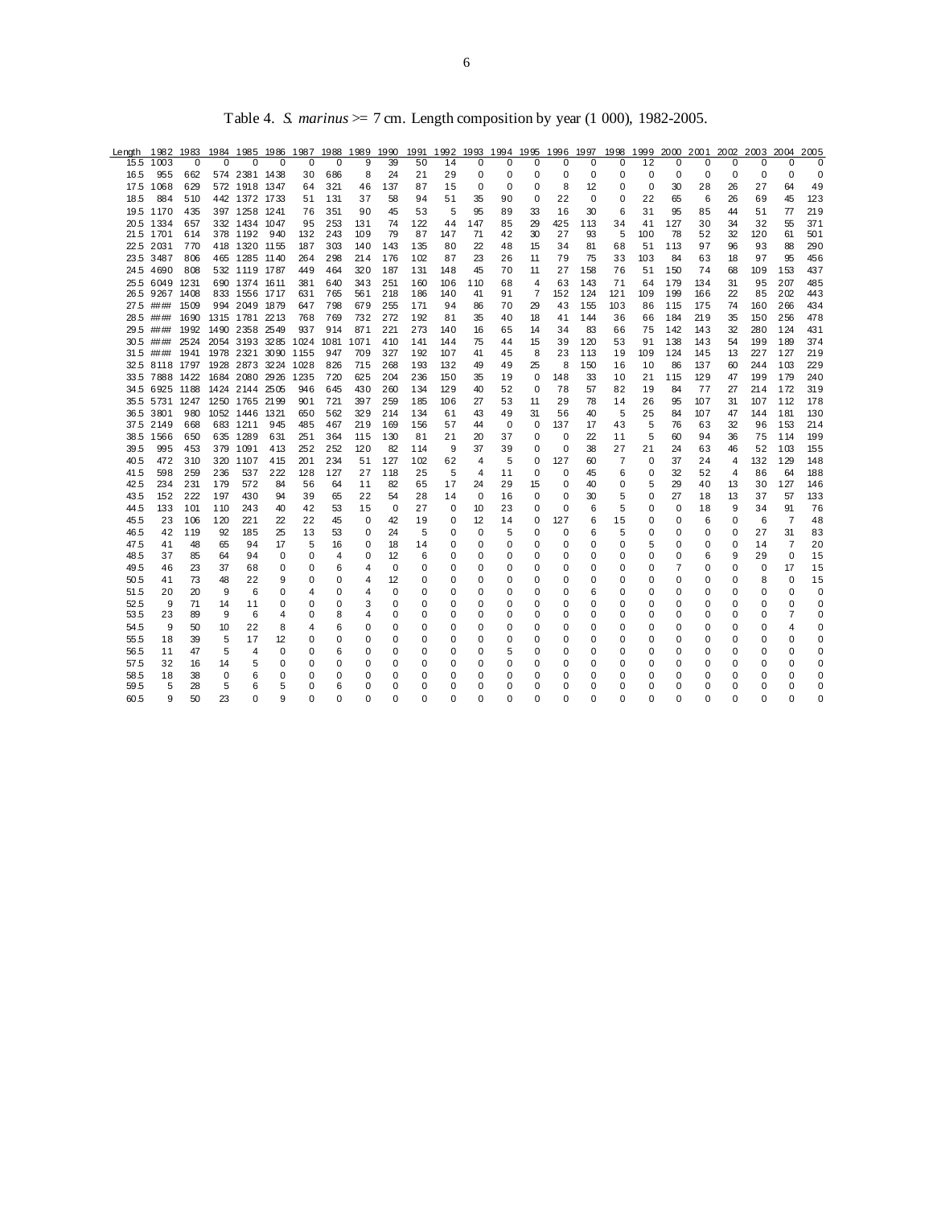Table 4. *S. marinus* >= 7 cm. Length composition by year (1 000), 1982-2005.

| Length | 1982 | 1983 | 1984 | 1985 | 1986 | 1987 | 1988 | 1989 | 1990 | 1991 | 1992 | 1993 | 1994 | 1995 | 1996 | 1997 | 1998 | 1999 | 2000 | 2001 | 2002 | 2003 | 2004 | 2005 |
|---|---|---|---|---|---|---|---|---|---|---|---|---|---|---|---|---|---|---|---|---|---|---|---|---|
| 15.5 | 1003 | 0 | 0 | 0 | 0 | 0 | 0 | 9 | 39 | 50 | 14 | 0 | 0 | 0 | 0 | 0 | 0 | 12 | 0 | 0 | 0 | 0 | 0 | 0 |
| 16.5 | 955 | 662 | 574 | 2381 | 1438 | 30 | 686 | 8 | 24 | 21 | 29 | 0 | 0 | 0 | 0 | 0 | 0 | 0 | 0 | 0 | 0 | 0 | 0 | 0 |
| 17.5 | 1068 | 629 | 572 | 1918 | 1347 | 64 | 321 | 46 | 137 | 87 | 15 | 0 | 0 | 0 | 8 | 12 | 0 | 0 | 30 | 28 | 26 | 27 | 64 | 49 |
| 18.5 | 884 | 510 | 442 | 1372 | 1733 | 51 | 131 | 37 | 58 | 94 | 51 | 35 | 90 | 0 | 22 | 0 | 0 | 22 | 65 | 6 | 26 | 69 | 45 | 123 |
| 19.5 | 1170 | 435 | 397 | 1258 | 1241 | 76 | 351 | 90 | 45 | 53 | 5 | 95 | 89 | 33 | 16 | 30 | 6 | 31 | 95 | 85 | 44 | 51 | 77 | 219 |
| 20.5 | 1334 | 657 | 332 | 1434 | 1047 | 95 | 253 | 131 | 74 | 122 | 44 | 147 | 85 | 29 | 425 | 113 | 34 | 41 | 127 | 30 | 34 | 32 | 55 | 371 |
| 21.5 | 1701 | 614 | 378 | 1192 | 940 | 132 | 243 | 109 | 79 | 87 | 147 | 71 | 42 | 30 | 27 | 93 | 5 | 100 | 78 | 52 | 32 | 120 | 61 | 501 |
| 22.5 | 2031 | 770 | 418 | 1320 | 1155 | 187 | 303 | 140 | 143 | 135 | 80 | 22 | 48 | 15 | 34 | 81 | 68 | 51 | 113 | 97 | 96 | 93 | 88 | 290 |
| 23.5 | 3487 | 806 | 465 | 1285 | 1140 | 264 | 298 | 214 | 176 | 102 | 87 | 23 | 26 | 11 | 79 | 75 | 33 | 103 | 84 | 63 | 18 | 97 | 95 | 456 |
| 24.5 | 4690 | 808 | 532 | 1119 | 1787 | 449 | 464 | 320 | 187 | 131 | 148 | 45 | 70 | 11 | 27 | 158 | 76 | 51 | 150 | 74 | 68 | 109 | 153 | 437 |
| 25.5 | 6049 | 1231 | 690 | 1374 | 1611 | 381 | 640 | 343 | 251 | 160 | 106 | 110 | 68 | 4 | 63 | 143 | 71 | 64 | 179 | 134 | 31 | 95 | 207 | 485 |
| 26.5 | 9267 | 1408 | 833 | 1556 | 1717 | 631 | 765 | 561 | 218 | 186 | 140 | 41 | 91 | 7 | 152 | 124 | 121 | 109 | 199 | 166 | 22 | 85 | 202 | 443 |
| 27.5 | #### | 1509 | 994 | 2049 | 1879 | 647 | 798 | 679 | 255 | 171 | 94 | 86 | 70 | 29 | 43 | 155 | 103 | 86 | 115 | 175 | 74 | 160 | 266 | 434 |
| 28.5 | #### | 1690 | 1315 | 1781 | 2213 | 768 | 769 | 732 | 272 | 192 | 81 | 35 | 40 | 18 | 41 | 144 | 36 | 66 | 184 | 219 | 35 | 150 | 256 | 478 |
| 29.5 | #### | 1992 | 1490 | 2358 | 2549 | 937 | 914 | 871 | 221 | 273 | 140 | 16 | 65 | 14 | 34 | 83 | 66 | 75 | 142 | 143 | 32 | 280 | 124 | 431 |
| 30.5 | #### | 2524 | 2054 | 3193 | 3285 | 1024 | 1081 | 1071 | 410 | 141 | 144 | 75 | 44 | 15 | 39 | 120 | 53 | 91 | 138 | 143 | 54 | 199 | 189 | 374 |
| 31.5 | #### | 1941 | 1978 | 2321 | 3090 | 1155 | 947 | 709 | 327 | 192 | 107 | 41 | 45 | 8 | 23 | 113 | 19 | 109 | 124 | 145 | 13 | 227 | 127 | 219 |
| 32.5 | 8118 | 1797 | 1928 | 2873 | 3224 | 1028 | 826 | 715 | 268 | 193 | 132 | 49 | 49 | 25 | 8 | 150 | 16 | 10 | 86 | 137 | 60 | 244 | 103 | 229 |
| 33.5 | 7888 | 1422 | 1684 | 2080 | 2926 | 1235 | 720 | 625 | 204 | 236 | 150 | 35 | 19 | 0 | 148 | 33 | 10 | 21 | 115 | 129 | 47 | 199 | 179 | 240 |
| 34.5 | 6925 | 1188 | 1424 | 2144 | 2505 | 946 | 645 | 430 | 260 | 134 | 129 | 40 | 52 | 0 | 78 | 57 | 82 | 19 | 84 | 77 | 27 | 214 | 172 | 319 |
| 35.5 | 5731 | 1247 | 1250 | 1765 | 2199 | 901 | 721 | 397 | 259 | 185 | 106 | 27 | 53 | 11 | 29 | 78 | 14 | 26 | 95 | 107 | 31 | 107 | 112 | 178 |
| 36.5 | 3801 | 980 | 1052 | 1446 | 1321 | 650 | 562 | 329 | 214 | 134 | 61 | 43 | 49 | 31 | 56 | 40 | 5 | 25 | 84 | 107 | 47 | 144 | 181 | 130 |
| 37.5 | 2149 | 668 | 683 | 1211 | 945 | 485 | 467 | 219 | 169 | 156 | 57 | 44 | 0 | 0 | 137 | 17 | 43 | 5 | 76 | 63 | 32 | 96 | 153 | 214 |
| 38.5 | 1566 | 650 | 635 | 1289 | 631 | 251 | 364 | 115 | 130 | 81 | 21 | 20 | 37 | 0 | 0 | 22 | 11 | 5 | 60 | 94 | 36 | 75 | 114 | 199 |
| 39.5 | 995 | 453 | 379 | 1091 | 413 | 252 | 252 | 120 | 82 | 114 | 9 | 37 | 39 | 0 | 0 | 38 | 27 | 21 | 24 | 63 | 46 | 52 | 103 | 155 |
| 40.5 | 472 | 310 | 320 | 1107 | 415 | 201 | 234 | 51 | 127 | 102 | 62 | 4 | 5 | 0 | 127 | 60 | 7 | 0 | 37 | 24 | 4 | 132 | 129 | 148 |
| 41.5 | 598 | 259 | 236 | 537 | 222 | 128 | 127 | 27 | 118 | 25 | 5 | 4 | 11 | 0 | 0 | 45 | 6 | 0 | 32 | 52 | 4 | 86 | 64 | 188 |
| 42.5 | 234 | 231 | 179 | 572 | 84 | 56 | 64 | 11 | 82 | 65 | 17 | 24 | 29 | 15 | 0 | 40 | 0 | 5 | 29 | 40 | 13 | 30 | 127 | 146 |
| 43.5 | 152 | 222 | 197 | 430 | 94 | 39 | 65 | 22 | 54 | 28 | 14 | 0 | 16 | 0 | 0 | 30 | 5 | 0 | 27 | 18 | 13 | 37 | 57 | 133 |
| 44.5 | 133 | 101 | 110 | 243 | 40 | 42 | 53 | 15 | 0 | 27 | 0 | 10 | 23 | 0 | 0 | 6 | 5 | 0 | 0 | 18 | 9 | 34 | 91 | 76 |
| 45.5 | 23 | 106 | 120 | 221 | 22 | 22 | 45 | 0 | 42 | 19 | 0 | 12 | 14 | 0 | 127 | 6 | 15 | 0 | 0 | 6 | 0 | 6 | 7 | 48 |
| 46.5 | 42 | 119 | 92 | 185 | 25 | 13 | 53 | 0 | 24 | 5 | 0 | 0 | 5 | 0 | 0 | 6 | 5 | 0 | 0 | 0 | 0 | 27 | 31 | 83 |
| 47.5 | 41 | 48 | 65 | 94 | 17 | 5 | 16 | 0 | 18 | 14 | 0 | 0 | 0 | 0 | 0 | 0 | 0 | 5 | 0 | 0 | 0 | 14 | 7 | 20 |
| 48.5 | 37 | 85 | 64 | 94 | 0 | 0 | 4 | 0 | 12 | 6 | 0 | 0 | 0 | 0 | 0 | 0 | 0 | 0 | 0 | 6 | 9 | 29 | 0 | 15 |
| 49.5 | 46 | 23 | 37 | 68 | 0 | 0 | 6 | 4 | 0 | 0 | 0 | 0 | 0 | 0 | 0 | 0 | 0 | 0 | 7 | 0 | 0 | 0 | 17 | 15 |
| 50.5 | 41 | 73 | 48 | 22 | 9 | 0 | 0 | 4 | 12 | 0 | 0 | 0 | 0 | 0 | 0 | 0 | 0 | 0 | 0 | 0 | 0 | 8 | 0 | 15 |
| 51.5 | 20 | 20 | 9 | 6 | 0 | 4 | 0 | 4 | 0 | 0 | 0 | 0 | 0 | 0 | 0 | 6 | 0 | 0 | 0 | 0 | 0 | 0 | 0 | 0 |
| 52.5 | 9 | 71 | 14 | 11 | 0 | 0 | 0 | 3 | 0 | 0 | 0 | 0 | 0 | 0 | 0 | 0 | 0 | 0 | 0 | 0 | 0 | 0 | 0 | 0 |
| 53.5 | 23 | 89 | 9 | 6 | 4 | 0 | 8 | 4 | 0 | 0 | 0 | 0 | 0 | 0 | 0 | 0 | 0 | 0 | 0 | 0 | 0 | 0 | 7 | 0 |
| 54.5 | 9 | 50 | 10 | 22 | 8 | 4 | 6 | 0 | 0 | 0 | 0 | 0 | 0 | 0 | 0 | 0 | 0 | 0 | 0 | 0 | 0 | 0 | 4 | 0 |
| 55.5 | 18 | 39 | 5 | 17 | 12 | 0 | 0 | 0 | 0 | 0 | 0 | 0 | 0 | 0 | 0 | 0 | 0 | 0 | 0 | 0 | 0 | 0 | 0 | 0 |
| 56.5 | 11 | 47 | 5 | 4 | 0 | 0 | 6 | 0 | 0 | 0 | 0 | 0 | 5 | 0 | 0 | 0 | 0 | 0 | 0 | 0 | 0 | 0 | 0 | 0 |
| 57.5 | 32 | 16 | 14 | 5 | 0 | 0 | 0 | 0 | 0 | 0 | 0 | 0 | 0 | 0 | 0 | 0 | 0 | 0 | 0 | 0 | 0 | 0 | 0 | 0 |
| 58.5 | 18 | 38 | 0 | 6 | 0 | 0 | 0 | 0 | 0 | 0 | 0 | 0 | 0 | 0 | 0 | 0 | 0 | 0 | 0 | 0 | 0 | 0 | 0 | 0 |
| 59.5 | 5 | 28 | 5 | 6 | 5 | 0 | 6 | 0 | 0 | 0 | 0 | 0 | 0 | 0 | 0 | 0 | 0 | 0 | 0 | 0 | 0 | 0 | 0 | 0 |
| 60.5 | 9 | 50 | 23 | 0 | 9 | 0 | 0 | 0 | 0 | 0 | 0 | 0 | 0 | 0 | 0 | 0 | 0 | 0 | 0 | 0 | 0 | 0 | 0 | 0 |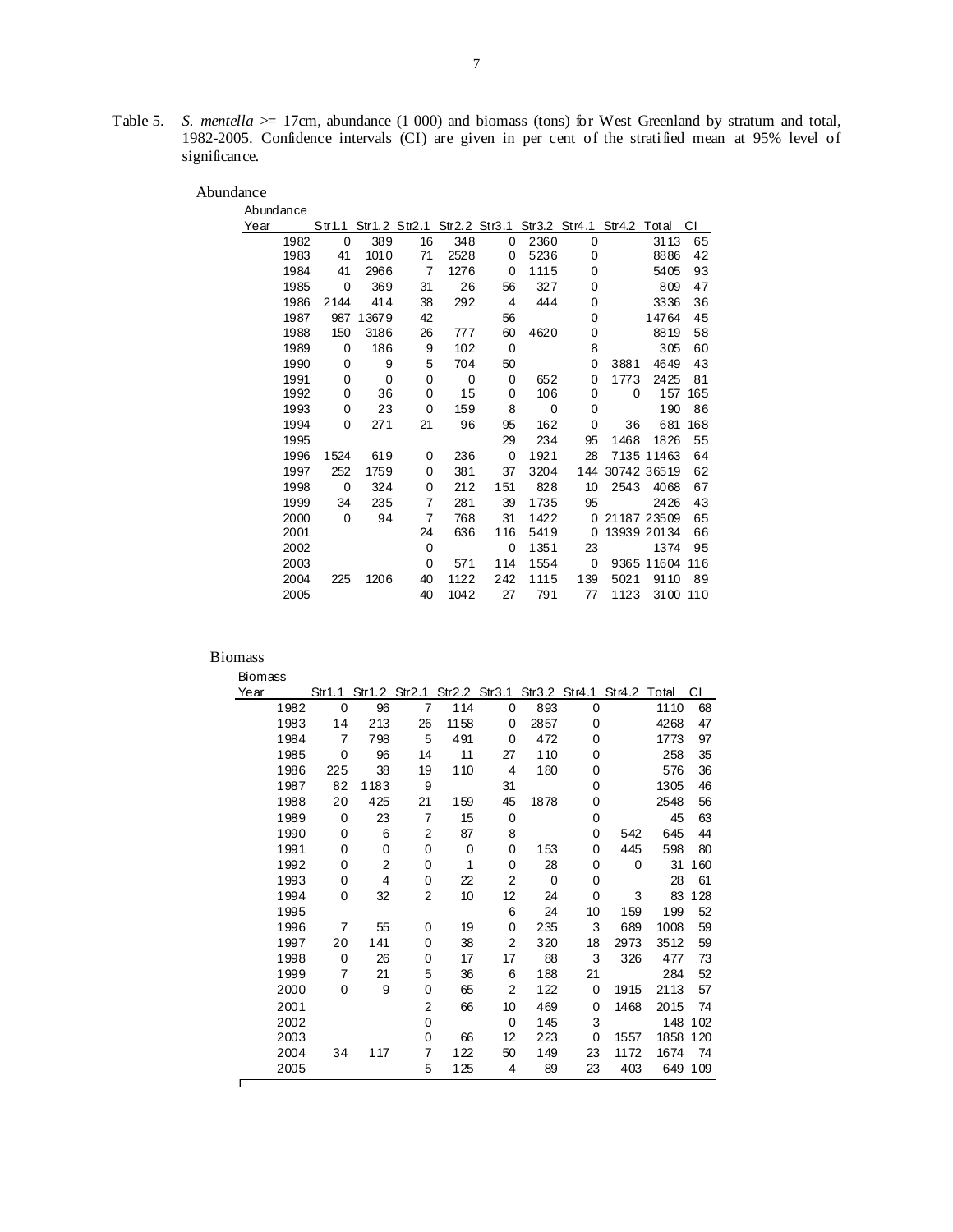Table 5. *S. mentella* >= 17cm, abundance (1 000) and biomass (tons) for West Greenland by stratum and total, 1982-2005. Confidence intervals (CI) are given in per cent of the stratified mean at 95% level of significance.

Abundance

| Year | Str1.1 | Str1.2 | Str2.1 | Str2.2 | Str3.1 | Str3.2 | Str4.1 | Str4.2 | Total | CI |
|---|---|---|---|---|---|---|---|---|---|---|
| 1982 | 0 | 389 | 16 | 348 | 0 | 2360 | 0 | | 3113 | 65 |
| 1983 | 41 | 1010 | 71 | 2528 | 0 | 5236 | 0 | | 8886 | 42 |
| 1984 | 41 | 2966 | 7 | 1276 | 0 | 1115 | 0 | | 5405 | 93 |
| 1985 | 0 | 369 | 31 | 26 | 56 | 327 | 0 | | 809 | 47 |
| 1986 | 2144 | 414 | 38 | 292 | 4 | 444 | 0 | | 3336 | 36 |
| 1987 | 987 | 13679 | 42 | | 56 | | 0 | | 14764 | 45 |
| 1988 | 150 | 3186 | 26 | 777 | 60 | 4620 | 0 | | 8819 | 58 |
| 1989 | 0 | 186 | 9 | 102 | 0 | | 8 | | 305 | 60 |
| 1990 | 0 | 9 | 5 | 704 | 50 | | 0 | 3881 | 4649 | 43 |
| 1991 | 0 | 0 | 0 | 0 | 0 | 652 | 0 | 1773 | 2425 | 81 |
| 1992 | 0 | 36 | 0 | 15 | 0 | 106 | 0 | 0 | 157 | 165 |
| 1993 | 0 | 23 | 0 | 159 | 8 | 0 | 0 | | 190 | 86 |
| 1994 | 0 | 271 | 21 | 96 | 95 | 162 | 0 | 36 | 681 | 168 |
| 1995 | | | | | 29 | 234 | 95 | 1468 | 1826 | 55 |
| 1996 | 1524 | 619 | 0 | 236 | 0 | 1921 | 28 | 7135 | 11463 | 64 |
| 1997 | 252 | 1759 | 0 | 381 | 37 | 3204 | 144 | 30742 | 36519 | 62 |
| 1998 | 0 | 324 | 0 | 212 | 151 | 828 | 10 | 2543 | 4068 | 67 |
| 1999 | 34 | 235 | 7 | 281 | 39 | 1735 | 95 | | 2426 | 43 |
| 2000 | 0 | 94 | 7 | 768 | 31 | 1422 | 0 | 21187 | 23509 | 65 |
| 2001 | | | 24 | 636 | 116 | 5419 | 0 | 13939 | 20134 | 66 |
| 2002 | | | 0 | | 0 | 1351 | 23 | | 1374 | 95 |
| 2003 | | | 0 | 571 | 114 | 1554 | 0 | 9365 | 11604 | 116 |
| 2004 | 225 | 1206 | 40 | 1122 | 242 | 1115 | 139 | 5021 | 9110 | 89 |
| 2005 | | | 40 | 1042 | 27 | 791 | 77 | 1123 | 3100 | 110 |

Biomass

| Year | Str1.1 | Str1.2 | Str2.1 | Str2.2 | Str3.1 | Str3.2 | Str4.1 | Str4.2 | Total | CI |
|---|---|---|---|---|---|---|---|---|---|---|
| 1982 | 0 | 96 | 7 | 114 | 0 | 893 | 0 | | 1110 | 68 |
| 1983 | 14 | 213 | 26 | 1158 | 0 | 2857 | 0 | | 4268 | 47 |
| 1984 | 7 | 798 | 5 | 491 | 0 | 472 | 0 | | 1773 | 97 |
| 1985 | 0 | 96 | 14 | 11 | 27 | 110 | 0 | | 258 | 35 |
| 1986 | 225 | 38 | 19 | 110 | 4 | 180 | 0 | | 576 | 36 |
| 1987 | 82 | 1183 | 9 | | 31 | | 0 | | 1305 | 46 |
| 1988 | 20 | 425 | 21 | 159 | 45 | 1878 | 0 | | 2548 | 56 |
| 1989 | 0 | 23 | 7 | 15 | 0 | | 0 | | 45 | 63 |
| 1990 | 0 | 6 | 2 | 87 | 8 | | 0 | 542 | 645 | 44 |
| 1991 | 0 | 0 | 0 | 0 | 0 | 153 | 0 | 445 | 598 | 80 |
| 1992 | 0 | 2 | 0 | 1 | 0 | 28 | 0 | 0 | 31 | 160 |
| 1993 | 0 | 4 | 0 | 22 | 2 | 0 | 0 | | 28 | 61 |
| 1994 | 0 | 32 | 2 | 10 | 12 | 24 | 0 | 3 | 83 | 128 |
| 1995 | | | | | 6 | 24 | 10 | 159 | 199 | 52 |
| 1996 | 7 | 55 | 0 | 19 | 0 | 235 | 3 | 689 | 1008 | 59 |
| 1997 | 20 | 141 | 0 | 38 | 2 | 320 | 18 | 2973 | 3512 | 59 |
| 1998 | 0 | 26 | 0 | 17 | 17 | 88 | 3 | 326 | 477 | 73 |
| 1999 | 7 | 21 | 5 | 36 | 6 | 188 | 21 | | 284 | 52 |
| 2000 | 0 | 9 | 0 | 65 | 2 | 122 | 0 | 1915 | 2113 | 57 |
| 2001 | | | 2 | 66 | 10 | 469 | 0 | 1468 | 2015 | 74 |
| 2002 | | | 0 | | 0 | 145 | 3 | | 148 | 102 |
| 2003 | | | 0 | 66 | 12 | 223 | 0 | 1557 | 1858 | 120 |
| 2004 | 34 | 117 | 7 | 122 | 50 | 149 | 23 | 1172 | 1674 | 74 |
| 2005 | | | 5 | 125 | 4 | 89 | 23 | 403 | 649 | 109 |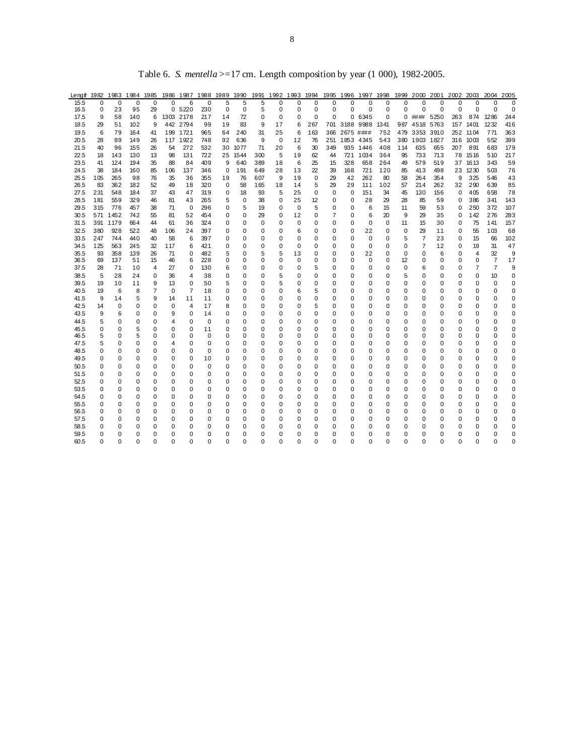Table 6. *S. mentella* >=17 cm. Length composition by year (1 000), 1982-2005.

| Length | 1982 | 1983 | 1984 | 1985 | 1986 | 1987 | 1988 | 1989 | 1990 | 1991 | 1992 | 1993 | 1994 | 1995 | 1996 | 1997 | 1998 | 1999 | 2000 | 2001 | 2002 | 2003 | 2004 | 2005 |
|---|---|---|---|---|---|---|---|---|---|---|---|---|---|---|---|---|---|---|---|---|---|---|---|---|
| 15.5 | 0 | 0 | 0 | 0 | 0 | 6 | 0 | 5 | 5 | 5 | 0 | 0 | 0 | 0 | 0 | 0 | 0 | 0 | 0 | 0 | 0 | 0 | 0 | 0 |
| 16.5 | 0 | 23 | 95 | 29 | 0 | 5220 | 230 | 0 | 0 | 5 | 0 | 0 | 0 | 0 | 0 | 0 | 0 | 0 | 0 | 0 | 0 | 0 | 0 | 0 |
| 17.5 | 9 | 58 | 140 | 6 | 1303 | 2178 | 217 | 14 | 72 | 0 | 0 | 0 | 0 | 0 | 0 | 6345 | 0 | 0 | #### | 5250 | 263 | 874 | 1286 | 244 |
| 18.5 | 29 | 51 | 102 | 9 | 442 | 2794 | 99 | 19 | 83 | 9 | 17 | 6 | 267 | 701 | 3188 | 9988 | 1341 | 987 | 4518 | 5763 | 157 | 1401 | 1232 | 416 |
| 19.5 | 6 | 79 | 164 | 41 | 199 | 1721 | 965 | 64 | 240 | 31 | 25 | 6 | 163 | 366 | 2675 | #### | 752 | 479 | 3353 | 3910 | 252 | 1104 | 771 | 363 |
| 20.5 | 28 | 89 | 149 | 26 | 117 | 1922 | 748 | 92 | 636 | 9 | 0 | 12 | 76 | 251 | 1853 | 4345 | 543 | 380 | 1903 | 1827 | 316 | 1003 | 552 | 399 |
| 21.5 | 40 | 96 | 155 | 26 | 54 | 272 | 532 | 30 | 1077 | 71 | 20 | 6 | 30 | 349 | 935 | 1446 | 408 | 114 | 635 | 655 | 207 | 891 | 683 | 179 |
| 22.5 | 18 | 143 | 130 | 13 | 98 | 131 | 722 | 25 | 1544 | 300 | 5 | 19 | 62 | 44 | 721 | 1034 | 364 | 95 | 733 | 713 | 78 | 1516 | 510 | 217 |
| 23.5 | 41 | 124 | 194 | 35 | 88 | 84 | 409 | 9 | 640 | 389 | 18 | 6 | 25 | 15 | 328 | 658 | 264 | 49 | 579 | 519 | 37 | 1613 | 343 | 59 |
| 24.5 | 38 | 184 | 160 | 85 | 106 | 137 | 346 | 0 | 191 | 649 | 28 | 13 | 22 | 39 | 168 | 721 | 120 | 85 | 413 | 498 | 23 | 1230 | 503 | 76 |
| 25.5 | 105 | 265 | 98 | 76 | 35 | 36 | 355 | 19 | 76 | 607 | 9 | 19 | 0 | 29 | 42 | 262 | 80 | 58 | 264 | 354 | 9 | 325 | 546 | 43 |
| 26.5 | 83 | 362 | 182 | 52 | 49 | 18 | 320 | 0 | 58 | 165 | 18 | 14 | 5 | 29 | 29 | 111 | 102 | 57 | 214 | 262 | 32 | 290 | 639 | 85 |
| 27.5 | 231 | 548 | 184 | 37 | 43 | 47 | 319 | 0 | 18 | 93 | 5 | 25 | 0 | 0 | 0 | 151 | 34 | 45 | 130 | 156 | 0 | 405 | 658 | 78 |
| 28.5 | 181 | 559 | 329 | 46 | 81 | 43 | 265 | 5 | 0 | 38 | 0 | 25 | 12 | 0 | 0 | 28 | 29 | 28 | 85 | 59 | 0 | 386 | 341 | 143 |
| 29.5 | 315 | 776 | 457 | 38 | 71 | 0 | 296 | 0 | 5 | 19 | 0 | 0 | 5 | 0 | 0 | 6 | 15 | 11 | 59 | 53 | 0 | 250 | 372 | 107 |
| 30.5 | 571 | 1452 | 742 | 55 | 81 | 52 | 454 | 0 | 0 | 29 | 0 | 12 | 0 | 7 | 0 | 6 | 20 | 9 | 29 | 35 | 0 | 142 | 276 | 283 |
| 31.5 | 391 | 1179 | 664 | 44 | 61 | 36 | 324 | 0 | 0 | 0 | 0 | 0 | 0 | 0 | 0 | 0 | 0 | 11 | 15 | 30 | 0 | 75 | 141 | 157 |
| 32.5 | 380 | 928 | 522 | 48 | 106 | 24 | 397 | 0 | 0 | 0 | 0 | 6 | 0 | 0 | 0 | 22 | 0 | 0 | 29 | 11 | 0 | 55 | 103 | 68 |
| 33.5 | 247 | 744 | 440 | 40 | 58 | 6 | 397 | 0 | 0 | 0 | 0 | 0 | 0 | 0 | 0 | 0 | 0 | 5 | 7 | 23 | 0 | 15 | 66 | 102 |
| 34.5 | 125 | 563 | 245 | 32 | 117 | 6 | 421 | 0 | 0 | 0 | 0 | 0 | 0 | 0 | 0 | 0 | 0 | 0 | 7 | 12 | 0 | 19 | 31 | 47 |
| 35.5 | 93 | 358 | 139 | 26 | 71 | 0 | 482 | 5 | 0 | 5 | 5 | 13 | 0 | 0 | 0 | 22 | 0 | 0 | 0 | 6 | 0 | 4 | 32 | 9 |
| 36.5 | 69 | 137 | 51 | 15 | 46 | 6 | 228 | 0 | 0 | 0 | 0 | 0 | 0 | 0 | 0 | 0 | 0 | 12 | 0 | 0 | 0 | 0 | 7 | 17 |
| 37.5 | 28 | 71 | 10 | 4 | 27 | 0 | 130 | 6 | 0 | 0 | 0 | 0 | 5 | 0 | 0 | 0 | 0 | 0 | 6 | 0 | 0 | 7 | 7 | 9 |
| 38.5 | 5 | 28 | 24 | 0 | 36 | 4 | 38 | 0 | 0 | 0 | 5 | 0 | 0 | 0 | 0 | 0 | 0 | 5 | 0 | 0 | 0 | 0 | 10 | 0 |
| 39.5 | 19 | 10 | 11 | 9 | 13 | 0 | 50 | 5 | 0 | 0 | 5 | 0 | 0 | 0 | 0 | 0 | 0 | 0 | 0 | 0 | 0 | 0 | 0 | 0 |
| 40.5 | 19 | 6 | 8 | 7 | 0 | 7 | 18 | 0 | 0 | 0 | 0 | 6 | 5 | 0 | 0 | 0 | 0 | 0 | 0 | 0 | 0 | 0 | 0 | 0 |
| 41.5 | 9 | 14 | 5 | 9 | 14 | 11 | 11 | 0 | 0 | 0 | 0 | 0 | 0 | 0 | 0 | 0 | 0 | 0 | 0 | 0 | 0 | 0 | 0 | 0 |
| 42.5 | 14 | 0 | 0 | 0 | 0 | 4 | 17 | 8 | 0 | 0 | 0 | 0 | 5 | 0 | 0 | 0 | 0 | 0 | 0 | 0 | 0 | 0 | 0 | 0 |
| 43.5 | 9 | 6 | 0 | 0 | 9 | 0 | 14 | 0 | 0 | 0 | 0 | 0 | 0 | 0 | 0 | 0 | 0 | 0 | 0 | 0 | 0 | 0 | 0 | 0 |
| 44.5 | 5 | 0 | 0 | 0 | 4 | 0 | 0 | 0 | 0 | 0 | 0 | 0 | 0 | 0 | 0 | 0 | 0 | 0 | 0 | 0 | 0 | 0 | 0 | 0 |
| 45.5 | 0 | 0 | 5 | 0 | 0 | 0 | 11 | 0 | 0 | 0 | 0 | 0 | 0 | 0 | 0 | 0 | 0 | 0 | 0 | 0 | 0 | 0 | 0 | 0 |
| 46.5 | 5 | 0 | 5 | 0 | 0 | 0 | 0 | 0 | 0 | 0 | 0 | 0 | 0 | 0 | 0 | 0 | 0 | 0 | 0 | 0 | 0 | 0 | 0 | 0 |
| 47.5 | 5 | 0 | 0 | 0 | 4 | 0 | 0 | 0 | 0 | 0 | 0 | 0 | 0 | 0 | 0 | 0 | 0 | 0 | 0 | 0 | 0 | 0 | 0 | 0 |
| 48.5 | 0 | 0 | 0 | 0 | 0 | 0 | 0 | 0 | 0 | 0 | 0 | 0 | 0 | 0 | 0 | 0 | 0 | 0 | 0 | 0 | 0 | 0 | 0 | 0 |
| 49.5 | 0 | 0 | 0 | 0 | 0 | 0 | 10 | 0 | 0 | 0 | 0 | 0 | 0 | 0 | 0 | 0 | 0 | 0 | 0 | 0 | 0 | 0 | 0 | 0 |
| 50.5 | 0 | 0 | 0 | 0 | 0 | 0 | 0 | 0 | 0 | 0 | 0 | 0 | 0 | 0 | 0 | 0 | 0 | 0 | 0 | 0 | 0 | 0 | 0 | 0 |
| 51.5 | 0 | 0 | 0 | 0 | 0 | 0 | 0 | 0 | 0 | 0 | 0 | 0 | 0 | 0 | 0 | 0 | 0 | 0 | 0 | 0 | 0 | 0 | 0 | 0 |
| 52.5 | 0 | 0 | 0 | 0 | 0 | 0 | 0 | 0 | 0 | 0 | 0 | 0 | 0 | 0 | 0 | 0 | 0 | 0 | 0 | 0 | 0 | 0 | 0 | 0 |
| 53.5 | 0 | 0 | 0 | 0 | 0 | 0 | 0 | 0 | 0 | 0 | 0 | 0 | 0 | 0 | 0 | 0 | 0 | 0 | 0 | 0 | 0 | 0 | 0 | 0 |
| 54.5 | 0 | 0 | 0 | 0 | 0 | 0 | 0 | 0 | 0 | 0 | 0 | 0 | 0 | 0 | 0 | 0 | 0 | 0 | 0 | 0 | 0 | 0 | 0 | 0 |
| 55.5 | 0 | 0 | 0 | 0 | 0 | 0 | 0 | 0 | 0 | 0 | 0 | 0 | 0 | 0 | 0 | 0 | 0 | 0 | 0 | 0 | 0 | 0 | 0 | 0 |
| 56.5 | 0 | 0 | 0 | 0 | 0 | 0 | 0 | 0 | 0 | 0 | 0 | 0 | 0 | 0 | 0 | 0 | 0 | 0 | 0 | 0 | 0 | 0 | 0 | 0 |
| 57.5 | 0 | 0 | 0 | 0 | 0 | 0 | 0 | 0 | 0 | 0 | 0 | 0 | 0 | 0 | 0 | 0 | 0 | 0 | 0 | 0 | 0 | 0 | 0 | 0 |
| 58.5 | 0 | 0 | 0 | 0 | 0 | 0 | 0 | 0 | 0 | 0 | 0 | 0 | 0 | 0 | 0 | 0 | 0 | 0 | 0 | 0 | 0 | 0 | 0 | 0 |
| 59.5 | 0 | 0 | 0 | 0 | 0 | 0 | 0 | 0 | 0 | 0 | 0 | 0 | 0 | 0 | 0 | 0 | 0 | 0 | 0 | 0 | 0 | 0 | 0 | 0 |
| 60.5 | 0 | 0 | 0 | 0 | 0 | 0 | 0 | 0 | 0 | 0 | 0 | 0 | 0 | 0 | 0 | 0 | 0 | 0 | 0 | 0 | 0 | 0 | 0 | 0 |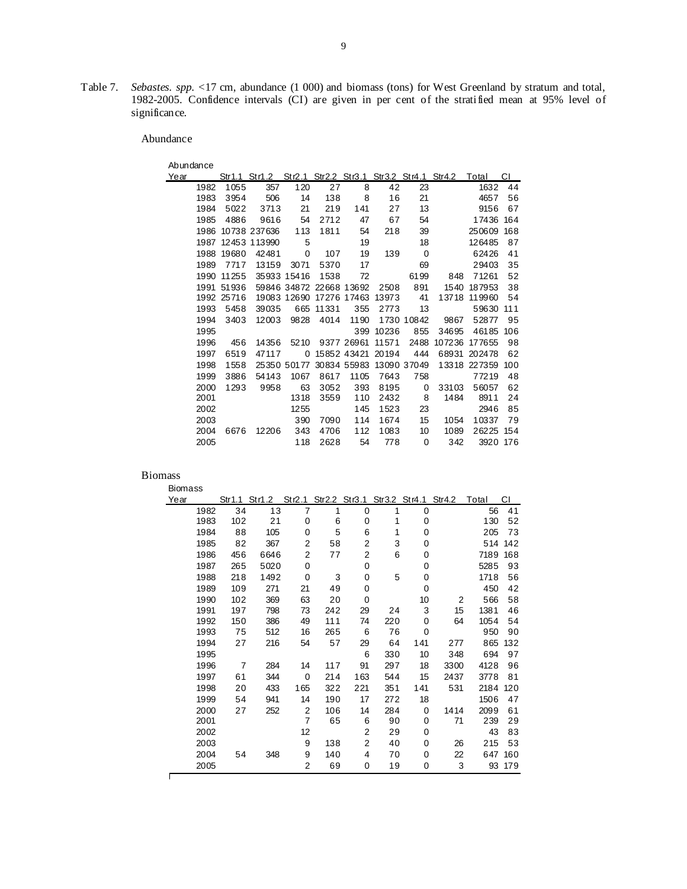Table 7. *Sebastes. spp.* <17 cm, abundance (1 000) and biomass (tons) for West Greenland by stratum and total, 1982-2005. Confidence intervals (CI) are given in per cent of the stratified mean at 95% level of significance.

Abundance

| Year | Str1.1 | Str1.2 | Str2.1 | Str2.2 | Str3.1 | Str3.2 | Str4.1 | Str4.2 | Total | CI |
|---|---|---|---|---|---|---|---|---|---|---|
| 1982 | 1055 | 357 | 120 | 27 | 8 | 42 | 23 | | 1632 | 44 |
| 1983 | 3954 | 506 | 14 | 138 | 8 | 16 | 21 | | 4657 | 56 |
| 1984 | 5022 | 3713 | 21 | 219 | 141 | 27 | 13 | | 9156 | 67 |
| 1985 | 4886 | 9616 | 54 | 2712 | 47 | 67 | 54 | | 17436 | 164 |
| 1986 | 10738 | 237636 | 113 | 1811 | 54 | 218 | 39 | | 250609 | 168 |
| 1987 | 12453 | 113990 | 5 | | 19 | | 18 | | 126485 | 87 |
| 1988 | 19680 | 42481 | 0 | 107 | 19 | 139 | 0 | | 62426 | 41 |
| 1989 | 7717 | 13159 | 3071 | 5370 | 17 | | 69 | | 29403 | 35 |
| 1990 | 11255 | 35933 | 15416 | 1538 | 72 | | 6199 | 848 | 71261 | 52 |
| 1991 | 51936 | 59846 | 34872 | 22668 | 13692 | 2508 | 891 | 1540 | 187953 | 38 |
| 1992 | 25716 | 19083 | 12690 | 17276 | 17463 | 13973 | 41 | 13718 | 119960 | 54 |
| 1993 | 5458 | 39035 | 665 | 11331 | 355 | 2773 | 13 | | 59630 | 111 |
| 1994 | 3403 | 12003 | 9828 | 4014 | 1190 | 1730 | 10842 | 9867 | 52877 | 95 |
| 1995 | | | | | 399 | 10236 | 855 | 34695 | 46185 | 106 |
| 1996 | 456 | 14356 | 5210 | 9377 | 26961 | 11571 | 2488 | 107236 | 177655 | 98 |
| 1997 | 6519 | 47117 | 0 | 15852 | 43421 | 20194 | 444 | 68931 | 202478 | 62 |
| 1998 | 1558 | 25350 | 50177 | 30834 | 55983 | 13090 | 37049 | 13318 | 227359 | 100 |
| 1999 | 3886 | 54143 | 1067 | 8617 | 1105 | 7643 | 758 | | 77219 | 48 |
| 2000 | 1293 | 9958 | 63 | 3052 | 393 | 8195 | 0 | 33103 | 56057 | 62 |
| 2001 | | | 1318 | 3559 | 110 | 2432 | 8 | 1484 | 8911 | 24 |
| 2002 | | | 1255 | | 145 | 1523 | 23 | | 2946 | 85 |
| 2003 | | | 390 | 7090 | 114 | 1674 | 15 | 1054 | 10337 | 79 |
| 2004 | 6676 | 12206 | 343 | 4706 | 112 | 1083 | 10 | 1089 | 26225 | 154 |
| 2005 | | | 118 | 2628 | 54 | 778 | 0 | 342 | 3920 | 176 |

Biomass

| Year | Str1.1 | Str1.2 | Str2.1 | Str2.2 | Str3.1 | Str3.2 | Str4.1 | Str4.2 | Total | CI |
|---|---|---|---|---|---|---|---|---|---|---|
| 1982 | 34 | 13 | 7 | 1 | 0 | 1 | 0 | | 56 | 41 |
| 1983 | 102 | 21 | 0 | 6 | 0 | 1 | 0 | | 130 | 52 |
| 1984 | 88 | 105 | 0 | 5 | 6 | 1 | 0 | | 205 | 73 |
| 1985 | 82 | 367 | 2 | 58 | 2 | 3 | 0 | | 514 | 142 |
| 1986 | 456 | 6646 | 2 | 77 | 2 | 6 | 0 | | 7189 | 168 |
| 1987 | 265 | 5020 | 0 | | 0 | | 0 | | 5285 | 93 |
| 1988 | 218 | 1492 | 0 | 3 | 0 | 5 | 0 | | 1718 | 56 |
| 1989 | 109 | 271 | 21 | 49 | 0 | | 0 | | 450 | 42 |
| 1990 | 102 | 369 | 63 | 20 | 0 | | 10 | 2 | 566 | 58 |
| 1991 | 197 | 798 | 73 | 242 | 29 | 24 | 3 | 15 | 1381 | 46 |
| 1992 | 150 | 386 | 49 | 111 | 74 | 220 | 0 | 64 | 1054 | 54 |
| 1993 | 75 | 512 | 16 | 265 | 6 | 76 | 0 | | 950 | 90 |
| 1994 | 27 | 216 | 54 | 57 | 29 | 64 | 141 | 277 | 865 | 132 |
| 1995 | | | | | 6 | 330 | 10 | 348 | 694 | 97 |
| 1996 | 7 | 284 | 14 | 117 | 91 | 297 | 18 | 3300 | 4128 | 96 |
| 1997 | 61 | 344 | 0 | 214 | 163 | 544 | 15 | 2437 | 3778 | 81 |
| 1998 | 20 | 433 | 165 | 322 | 221 | 351 | 141 | 531 | 2184 | 120 |
| 1999 | 54 | 941 | 14 | 190 | 17 | 272 | 18 | | 1506 | 47 |
| 2000 | 27 | 252 | 2 | 106 | 14 | 284 | 0 | 1414 | 2099 | 61 |
| 2001 | | | 7 | 65 | 6 | 90 | 0 | 71 | 239 | 29 |
| 2002 | | | 12 | | 2 | 29 | 0 | | 43 | 83 |
| 2003 | | | 9 | 138 | 2 | 40 | 0 | 26 | 215 | 53 |
| 2004 | 54 | 348 | 9 | 140 | 4 | 70 | 0 | 22 | 647 | 160 |
| 2005 | | | 2 | 69 | 0 | 19 | 0 | 3 | 93 | 179 |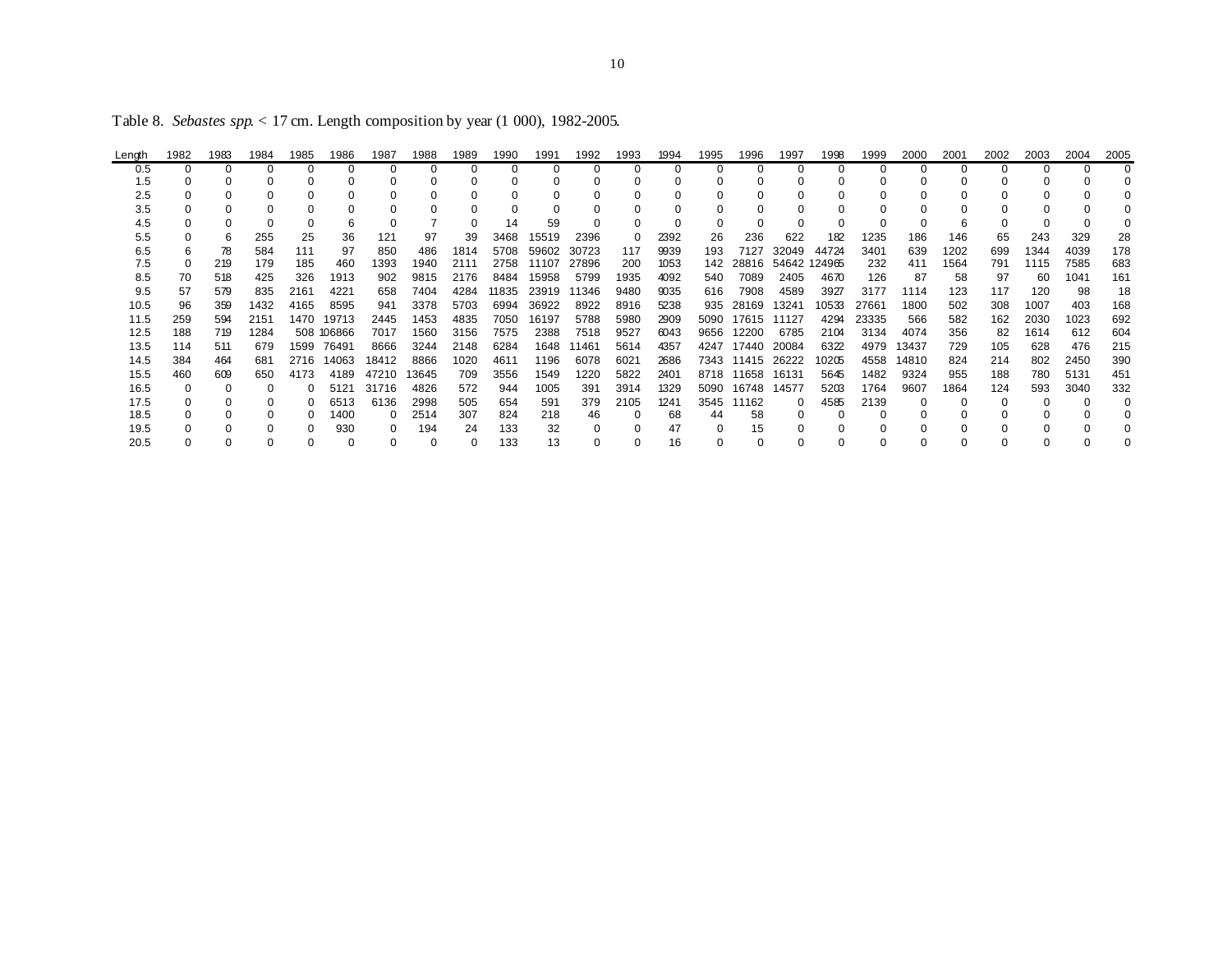Table 8. *Sebastes spp.* < 17 cm. Length composition by year (1 000), 1982-2005.

| Length | 1982 | 1983 | 1984 | 1985 | 1986 | 1987 | 1988 | 1989 | 1990 | 1991 | 1992 | 1993 | 1994 | 1995 | 1996 | 1997 | 1998 | 1999 | 2000 | 2001 | 2002 | 2003 | 2004 | 2005 |
|---|---|---|---|---|---|---|---|---|---|---|---|---|---|---|---|---|---|---|---|---|---|---|---|---|
| 0.5 | 0 | 0 | 0 | 0 | 0 | 0 | 0 | 0 | 0 | 0 | 0 | 0 | 0 | 0 | 0 | 0 | 0 | 0 | 0 | 0 | 0 | 0 | 0 | 0 |
| 1.5 | 0 | 0 | 0 | 0 | 0 | 0 | 0 | 0 | 0 | 0 | 0 | 0 | 0 | 0 | 0 | 0 | 0 | 0 | 0 | 0 | 0 | 0 | 0 | 0 |
| 2.5 | 0 | 0 | 0 | 0 | 0 | 0 | 0 | 0 | 0 | 0 | 0 | 0 | 0 | 0 | 0 | 0 | 0 | 0 | 0 | 0 | 0 | 0 | 0 | 0 |
| 3.5 | 0 | 0 | 0 | 0 | 0 | 0 | 0 | 0 | 0 | 0 | 0 | 0 | 0 | 0 | 0 | 0 | 0 | 0 | 0 | 0 | 0 | 0 | 0 | 0 |
| 4.5 | 0 | 0 | 0 | 0 | 6 | 0 | 7 | 0 | 14 | 59 | 0 | 0 | 0 | 0 | 0 | 0 | 0 | 0 | 0 | 6 | 0 | 0 | 0 | 0 |
| 5.5 | 0 | 6 | 255 | 25 | 36 | 121 | 97 | 39 | 3468 | 15519 | 2396 | 0 | 2392 | 26 | 236 | 622 | 182 | 1235 | 186 | 146 | 65 | 243 | 329 | 28 |
| 6.5 | 6 | 78 | 584 | 111 | 97 | 850 | 486 | 1814 | 5708 | 59602 | 30723 | 117 | 9939 | 193 | 7127 | 32049 | 44724 | 3401 | 639 | 1202 | 699 | 1344 | 4039 | 178 |
| 7.5 | 0 | 219 | 179 | 185 | 460 | 1393 | 1940 | 2111 | 2758 | 11107 | 27896 | 200 | 1053 | 142 | 28816 | 54642 | 124965 | 232 | 411 | 1564 | 791 | 1115 | 7585 | 683 |
| 8.5 | 70 | 518 | 425 | 326 | 1913 | 902 | 9815 | 2176 | 8484 | 15958 | 5799 | 1935 | 4092 | 540 | 7089 | 2405 | 4670 | 126 | 87 | 58 | 97 | 60 | 1041 | 161 |
| 9.5 | 57 | 579 | 835 | 2161 | 4221 | 658 | 7404 | 4284 | 11835 | 23919 | 11346 | 9480 | 9035 | 616 | 7908 | 4589 | 3927 | 3177 | 1114 | 123 | 117 | 120 | 98 | 18 |
| 10.5 | 96 | 359 | 1432 | 4165 | 8595 | 941 | 3378 | 5703 | 6994 | 36922 | 8922 | 8916 | 5238 | 935 | 28169 | 13241 | 10533 | 27661 | 1800 | 502 | 308 | 1007 | 403 | 168 |
| 11.5 | 259 | 594 | 2151 | 1470 | 19713 | 2445 | 1453 | 4835 | 7050 | 16197 | 5788 | 5980 | 2909 | 5090 | 17615 | 11127 | 4294 | 23335 | 566 | 582 | 162 | 2030 | 1023 | 692 |
| 12.5 | 188 | 719 | 1284 | 508 | 106866 | 7017 | 1560 | 3156 | 7575 | 2388 | 7518 | 9527 | 6043 | 9656 | 12200 | 6785 | 2104 | 3134 | 4074 | 356 | 82 | 1614 | 612 | 604 |
| 13.5 | 114 | 511 | 679 | 1599 | 76491 | 8666 | 3244 | 2148 | 6284 | 1648 | 11461 | 5614 | 4357 | 4247 | 17440 | 20084 | 6322 | 4979 | 13437 | 729 | 105 | 628 | 476 | 215 |
| 14.5 | 384 | 464 | 681 | 2716 | 14063 | 18412 | 8866 | 1020 | 4611 | 1196 | 6078 | 6021 | 2686 | 7343 | 11415 | 26222 | 10205 | 4558 | 14810 | 824 | 214 | 802 | 2450 | 390 |
| 15.5 | 460 | 609 | 650 | 4173 | 4189 | 47210 | 13645 | 709 | 3556 | 1549 | 1220 | 5822 | 2401 | 8718 | 11658 | 16131 | 5645 | 1482 | 9324 | 955 | 188 | 780 | 5131 | 451 |
| 16.5 | 0 | 0 | 0 | 0 | 5121 | 31716 | 4826 | 572 | 944 | 1005 | 391 | 3914 | 1329 | 5090 | 16748 | 14577 | 5203 | 1764 | 9607 | 1864 | 124 | 593 | 3040 | 332 |
| 17.5 | 0 | 0 | 0 | 0 | 6513 | 6136 | 2998 | 505 | 654 | 591 | 379 | 2105 | 1241 | 3545 | 11162 | 0 | 4585 | 2139 | 0 | 0 | 0 | 0 | 0 | 0 |
| 18.5 | 0 | 0 | 0 | 0 | 1400 | 0 | 2514 | 307 | 824 | 218 | 46 | 0 | 68 | 44 | 58 | 0 | 0 | 0 | 0 | 0 | 0 | 0 | 0 | 0 |
| 19.5 | 0 | 0 | 0 | 0 | 930 | 0 | 194 | 24 | 133 | 32 | 0 | 0 | 47 | 0 | 15 | 0 | 0 | 0 | 0 | 0 | 0 | 0 | 0 | 0 |
| 20.5 | 0 | 0 | 0 | 0 | 0 | 0 | 0 | 0 | 133 | 13 | 0 | 0 | 16 | 0 | 0 | 0 | 0 | 0 | 0 | 0 | 0 | 0 | 0 | 0 |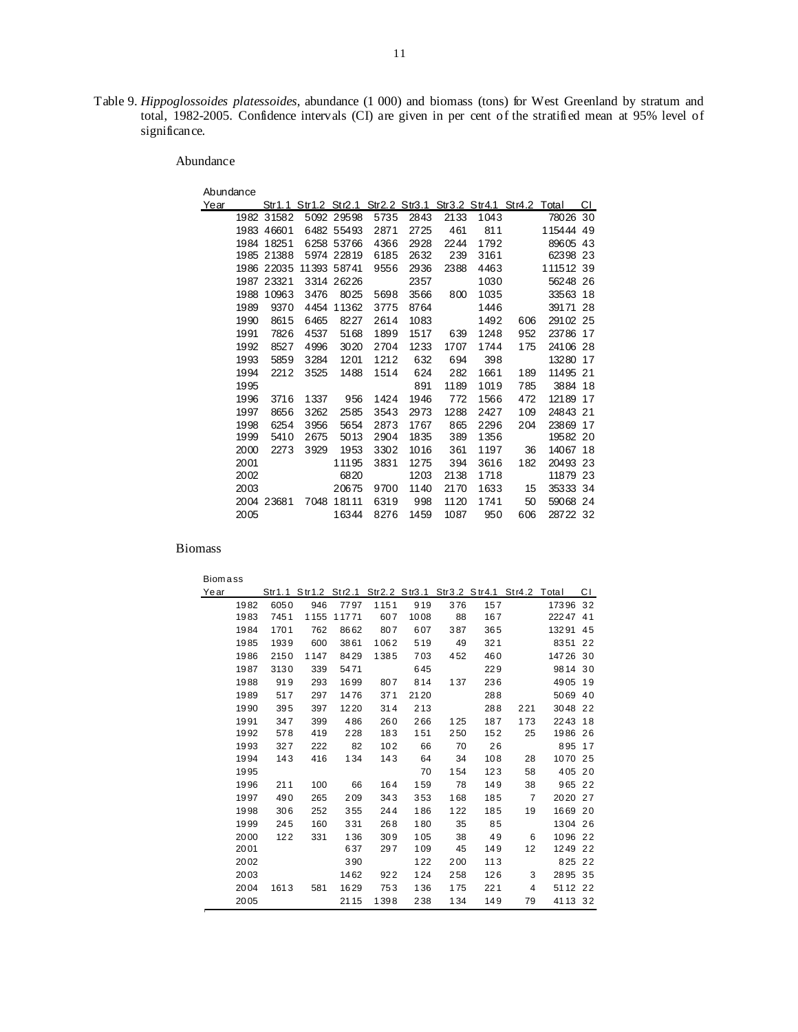Table 9. *Hippoglossoides platessoides*, abundance (1 000) and biomass (tons) for West Greenland by stratum and total, 1982-2005. Confidence intervals (CI) are given in per cent of the stratified mean at 95% level of significance.

Abundance

| Year | Str1.1 | Str1.2 | Str2.1 | Str2.2 | Str3.1 | Str3.2 | Str4.1 | Str4.2 | Total | CI |
|---|---|---|---|---|---|---|---|---|---|---|
| 1982 | 31582 | 5092 | 29598 | 5735 | 2843 | 2133 | 1043 | | 78026 | 30 |
| 1983 | 46601 | 6482 | 55493 | 2871 | 2725 | 461 | 811 | | 115444 | 49 |
| 1984 | 18251 | 6258 | 53766 | 4366 | 2928 | 2244 | 1792 | | 89605 | 43 |
| 1985 | 21388 | 5974 | 22819 | 6185 | 2632 | 239 | 3161 | | 62398 | 23 |
| 1986 | 22035 | 11393 | 58741 | 9556 | 2936 | 2388 | 4463 | | 111512 | 39 |
| 1987 | 23321 | 3314 | 26226 | | 2357 | | 1030 | | 56248 | 26 |
| 1988 | 10963 | 3476 | 8025 | 5698 | 3566 | 800 | 1035 | | 33563 | 18 |
| 1989 | 9370 | 4454 | 11362 | 3775 | 8764 | | 1446 | | 39171 | 28 |
| 1990 | 8615 | 6465 | 8227 | 2614 | 1083 | | 1492 | 606 | 29102 | 25 |
| 1991 | 7826 | 4537 | 5168 | 1899 | 1517 | 639 | 1248 | 952 | 23786 | 17 |
| 1992 | 8527 | 4996 | 3020 | 2704 | 1233 | 1707 | 1744 | 175 | 24106 | 28 |
| 1993 | 5859 | 3284 | 1201 | 1212 | 632 | 694 | 398 | | 13280 | 17 |
| 1994 | 2212 | 3525 | 1488 | 1514 | 624 | 282 | 1661 | 189 | 11495 | 21 |
| 1995 | | | | | 891 | 1189 | 1019 | 785 | 3884 | 18 |
| 1996 | 3716 | 1337 | 956 | 1424 | 1946 | 772 | 1566 | 472 | 12189 | 17 |
| 1997 | 8656 | 3262 | 2585 | 3543 | 2973 | 1288 | 2427 | 109 | 24843 | 21 |
| 1998 | 6254 | 3956 | 5654 | 2873 | 1767 | 865 | 2296 | 204 | 23869 | 17 |
| 1999 | 5410 | 2675 | 5013 | 2904 | 1835 | 389 | 1356 | | 19582 | 20 |
| 2000 | 2273 | 3929 | 1953 | 3302 | 1016 | 361 | 1197 | 36 | 14067 | 18 |
| 2001 | | | 11195 | 3831 | 1275 | 394 | 3616 | 182 | 20493 | 23 |
| 2002 | | | 6820 | | 1203 | 2138 | 1718 | | 11879 | 23 |
| 2003 | | | 20675 | 9700 | 1140 | 2170 | 1633 | 15 | 35333 | 34 |
| 2004 | 23681 | 7048 | 18111 | 6319 | 998 | 1120 | 1741 | 50 | 59068 | 24 |
| 2005 | | | 16344 | 8276 | 1459 | 1087 | 950 | 606 | 28722 | 32 |

Biomass

| Year | Str1.1 | Str1.2 | Str2.1 | Str2.2 | Str3.1 | Str3.2 | Str4.1 | Str4.2 | Total | CI |
|---|---|---|---|---|---|---|---|---|---|---|
| 1982 | 6050 | 946 | 7797 | 1151 | 919 | 376 | 157 | | 17396 | 32 |
| 1983 | 7451 | 1155 | 11771 | 607 | 1008 | 88 | 167 | | 22247 | 41 |
| 1984 | 1701 | 762 | 8662 | 807 | 607 | 387 | 365 | | 13291 | 45 |
| 1985 | 1939 | 600 | 3861 | 1062 | 519 | 49 | 321 | | 8351 | 22 |
| 1986 | 2150 | 1147 | 8429 | 1385 | 703 | 452 | 460 | | 14726 | 30 |
| 1987 | 3130 | 339 | 5471 | | 645 | | 229 | | 9814 | 30 |
| 1988 | 919 | 293 | 1699 | 807 | 814 | 137 | 236 | | 4905 | 19 |
| 1989 | 517 | 297 | 1476 | 371 | 2120 | | 288 | | 5069 | 40 |
| 1990 | 395 | 397 | 1220 | 314 | 213 | | 288 | 221 | 3048 | 22 |
| 1991 | 347 | 399 | 486 | 260 | 266 | 125 | 187 | 173 | 2243 | 18 |
| 1992 | 578 | 419 | 228 | 183 | 151 | 250 | 152 | 25 | 1986 | 26 |
| 1993 | 327 | 222 | 82 | 102 | 66 | 70 | 26 | | 895 | 17 |
| 1994 | 143 | 416 | 134 | 143 | 64 | 34 | 108 | 28 | 1070 | 25 |
| 1995 | | | | | 70 | 154 | 123 | 58 | 405 | 20 |
| 1996 | 211 | 100 | 66 | 164 | 159 | 78 | 149 | 38 | 965 | 22 |
| 1997 | 490 | 265 | 209 | 343 | 353 | 168 | 185 | 7 | 2020 | 27 |
| 1998 | 306 | 252 | 355 | 244 | 186 | 122 | 185 | 19 | 1669 | 20 |
| 1999 | 245 | 160 | 331 | 268 | 180 | 35 | 85 | | 1304 | 26 |
| 2000 | 122 | 331 | 136 | 309 | 105 | 38 | 49 | 6 | 1096 | 22 |
| 2001 | | | 637 | 297 | 109 | 45 | 149 | 12 | 1249 | 22 |
| 2002 | | | 390 | | 122 | 200 | 113 | | 825 | 22 |
| 2003 | | | 1462 | 922 | 124 | 258 | 126 | 3 | 2895 | 35 |
| 2004 | 1613 | 581 | 1629 | 753 | 136 | 175 | 221 | 4 | 5112 | 22 |
| 2005 | | | 2115 | 1398 | 238 | 134 | 149 | 79 | 4113 | 32 |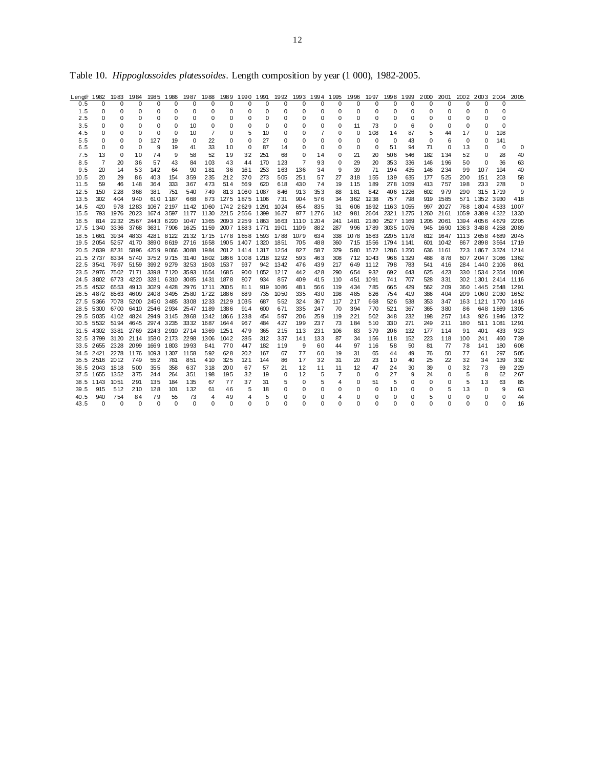Table 10. *Hippoglossoides platessoides*. Length composition by year (1 000), 1982-2005.

| Length | 1982 | 1983 | 1984 | 1985 | 1986 | 1987 | 1988 | 1989 | 1990 | 1991 | 1992 | 1993 | 1994 | 1995 | 1996 | 1997 | 1998 | 1999 | 2000 | 2001 | 2002 | 2003 | 2004 | 2005 |
|---|---|---|---|---|---|---|---|---|---|---|---|---|---|---|---|---|---|---|---|---|---|---|---|---|
| 0.5 | 0 | 0 | 0 | 0 | 0 | 0 | 0 | 0 | 0 | 0 | 0 | 0 | 0 | 0 | 0 | 0 | 0 | 0 | 0 | 0 | 0 | 0 | 0 | |
| 1.5 | 0 | 0 | 0 | 0 | 0 | 0 | 0 | 0 | 0 | 0 | 0 | 0 | 0 | 0 | 0 | 0 | 0 | 0 | 0 | 0 | 0 | 0 | 0 | |
| 2.5 | 0 | 0 | 0 | 0 | 0 | 0 | 0 | 0 | 0 | 0 | 0 | 0 | 0 | 0 | 0 | 0 | 0 | 0 | 0 | 0 | 0 | 0 | 0 | |
| 3.5 | 0 | 0 | 0 | 0 | 0 | 10 | 0 | 0 | 0 | 0 | 0 | 0 | 0 | 0 | 11 | 73 | 0 | 6 | 0 | 0 | 0 | 0 | 0 | |
| 4.5 | 0 | 0 | 0 | 0 | 0 | 10 | 7 | 0 | 5 | 10 | 0 | 0 | 7 | 0 | 0 | 108 | 14 | 87 | 5 | 44 | 17 | 0 | 198 | |
| 5.5 | 0 | 0 | 0 | 127 | 19 | 0 | 22 | 0 | 0 | 27 | 0 | 0 | 0 | 0 | 0 | 0 | 0 | 43 | 0 | 6 | 0 | 0 | 141 | |
| 6.5 | 0 | 0 | 0 | 9 | 19 | 41 | 33 | 10 | 0 | 87 | 14 | 0 | 0 | 0 | 0 | 0 | 51 | 94 | 71 | 0 | 13 | 0 | 0 | 0 |
| 7.5 | 13 | 0 | 10 | 74 | 9 | 58 | 52 | 19 | 32 | 251 | 68 | 0 | 14 | 0 | 21 | 20 | 506 | 546 | 182 | 134 | 52 | 0 | 28 | 40 |
| 8.5 | 7 | 20 | 36 | 57 | 43 | 84 | 103 | 43 | 44 | 170 | 123 | 7 | 93 | 0 | 29 | 20 | 353 | 336 | 146 | 196 | 50 | 0 | 36 | 63 |
| 9.5 | 20 | 14 | 53 | 142 | 64 | 90 | 181 | 36 | 161 | 253 | 163 | 136 | 34 | 9 | 39 | 71 | 194 | 435 | 146 | 234 | 99 | 107 | 194 | 40 |
| 10.5 | 20 | 29 | 86 | 403 | 154 | 359 | 235 | 212 | 370 | 273 | 505 | 251 | 57 | 27 | 318 | 155 | 139 | 635 | 177 | 525 | 200 | 151 | 203 | 58 |
| 11.5 | 59 | 46 | 148 | 364 | 333 | 367 | 473 | 514 | 569 | 620 | 618 | 430 | 74 | 19 | 115 | 189 | 278 | 1059 | 413 | 757 | 198 | 233 | 278 | 0 |
| 12.5 | 150 | 228 | 368 | 381 | 751 | 540 | 749 | 813 | 1060 | 1087 | 846 | 913 | 353 | 88 | 181 | 842 | 406 | 1226 | 602 | 979 | 290 | 315 | 1719 | 9 |
| 13.5 | 302 | 404 | 940 | 610 | 1187 | 668 | 873 | 1275 | 1875 | 1106 | 731 | 904 | 576 | 34 | 362 | 1238 | 757 | 798 | 919 | 1585 | 571 | 1352 | 3930 | 418 |
| 14.5 | 420 | 978 | 1283 | 1067 | 2197 | 1142 | 1060 | 1742 | 2629 | 1291 | 1024 | 654 | 835 | 31 | 606 | 1692 | 1163 | 1055 | 997 | 2027 | 768 | 1804 | 4533 | 1007 |
| 15.5 | 793 | 1976 | 2023 | 1674 | 3597 | 1177 | 1130 | 2215 | 2556 | 1399 | 1627 | 977 | 1276 | 142 | 981 | 2604 | 2321 | 1275 | 1260 | 2161 | 1059 | 3389 | 4322 | 1330 |
| 16.5 | 814 | 2232 | 2567 | 2443 | 6220 | 1047 | 1365 | 2093 | 2259 | 1863 | 1663 | 1110 | 1204 | 241 | 1481 | 2180 | 2527 | 1169 | 1205 | 2061 | 1394 | 4056 | 4679 | 2205 |
| 17.5 | 1340 | 3336 | 3768 | 3631 | 7906 | 1625 | 1159 | 2007 | 1883 | 1771 | 1901 | 1109 | 882 | 287 | 996 | 1789 | 3035 | 1076 | 945 | 1690 | 1363 | 3488 | 4258 | 2089 |
| 18.5 | 1661 | 3934 | 4833 | 4281 | 8122 | 2132 | 1715 | 1778 | 1658 | 1593 | 1788 | 1079 | 634 | 338 | 1078 | 1663 | 2205 | 1178 | 812 | 1647 | 1113 | 2658 | 4689 | 2045 |
| 19.5 | 2054 | 5257 | 4170 | 3890 | 8619 | 2716 | 1658 | 1905 | 1407 | 1320 | 1851 | 705 | 488 | 360 | 715 | 1556 | 1794 | 1141 | 601 | 1042 | 867 | 2898 | 3564 | 1719 |
| 20.5 | 2839 | 8731 | 5896 | 4259 | 9066 | 3088 | 1984 | 2012 | 1414 | 1317 | 1254 | 827 | 587 | 379 | 580 | 1572 | 1286 | 1250 | 636 | 1161 | 723 | 1867 | 3374 | 1214 |
| 21.5 | 2737 | 8334 | 5740 | 3752 | 9715 | 3140 | 1802 | 1866 | 1008 | 1218 | 1292 | 593 | 463 | 308 | 712 | 1043 | 966 | 1329 | 488 | 878 | 607 | 2047 | 3086 | 1362 |
| 22.5 | 3541 | 7697 | 5159 | 3992 | 9279 | 3253 | 1803 | 1537 | 937 | 942 | 1342 | 476 | 439 | 217 | 649 | 1112 | 798 | 783 | 541 | 416 | 284 | 1440 | 2106 | 861 |
| 23.5 | 2976 | 7502 | 7171 | 3398 | 7120 | 3593 | 1654 | 1685 | 900 | 1052 | 1217 | 442 | 428 | 290 | 654 | 932 | 692 | 643 | 625 | 423 | 330 | 1534 | 2354 | 1008 |
| 24.5 | 3802 | 6773 | 4220 | 3281 | 6310 | 3085 | 1431 | 1878 | 807 | 934 | 857 | 409 | 415 | 110 | 451 | 1091 | 741 | 707 | 528 | 331 | 302 | 1301 | 2414 | 1116 |
| 25.5 | 4532 | 6553 | 4913 | 3029 | 4428 | 2976 | 1711 | 2005 | 811 | 919 | 1086 | 481 | 566 | 119 | 434 | 785 | 665 | 429 | 562 | 209 | 360 | 1445 | 2548 | 1291 |
| 26.5 | 4872 | 8563 | 4609 | 2408 | 3495 | 2580 | 1722 | 1886 | 889 | 735 | 1050 | 335 | 430 | 198 | 485 | 826 | 754 | 419 | 386 | 404 | 209 | 1060 | 2030 | 1652 |
| 27.5 | 5366 | 7078 | 5200 | 2450 | 3485 | 3308 | 1233 | 2129 | 1035 | 687 | 552 | 324 | 367 | 117 | 217 | 668 | 526 | 538 | 353 | 347 | 163 | 1121 | 1770 | 1416 |
| 28.5 | 5300 | 6700 | 6410 | 2546 | 2934 | 2547 | 1189 | 1386 | 914 | 600 | 671 | 335 | 247 | 70 | 394 | 770 | 521 | 367 | 365 | 380 | 86 | 648 | 1869 | 1305 |
| 29.5 | 5035 | 4102 | 4824 | 2949 | 3145 | 2868 | 1342 | 1866 | 1238 | 454 | 597 | 206 | 259 | 119 | 221 | 502 | 348 | 232 | 198 | 257 | 143 | 926 | 1946 | 1372 |
| 30.5 | 5532 | 5194 | 4645 | 2974 | 3235 | 3332 | 1687 | 1644 | 967 | 484 | 427 | 199 | 237 | 73 | 184 | 510 | 330 | 271 | 249 | 211 | 180 | 511 | 1081 | 1291 |
| 31.5 | 4302 | 3381 | 2769 | 2243 | 2910 | 2714 | 1369 | 1251 | 479 | 365 | 215 | 113 | 231 | 106 | 83 | 379 | 206 | 132 | 177 | 114 | 91 | 401 | 433 | 923 |
| 32.5 | 3799 | 3120 | 2114 | 1580 | 2173 | 2298 | 1306 | 1042 | 285 | 312 | 337 | 141 | 133 | 87 | 34 | 156 | 118 | 152 | 223 | 118 | 100 | 241 | 460 | 739 |
| 33.5 | 2655 | 2328 | 2099 | 1669 | 1803 | 1993 | 841 | 770 | 447 | 182 | 119 | 9 | 60 | 44 | 97 | 116 | 58 | 50 | 81 | 77 | 78 | 141 | 180 | 608 |
| 34.5 | 2421 | 2278 | 1176 | 1093 | 1307 | 1158 | 592 | 628 | 202 | 167 | 67 | 77 | 60 | 19 | 31 | 65 | 44 | 49 | 76 | 50 | 77 | 61 | 297 | 505 |
| 35.5 | 2516 | 2012 | 749 | 552 | 781 | 851 | 410 | 325 | 121 | 144 | 86 | 17 | 32 | 31 | 20 | 23 | 10 | 40 | 25 | 22 | 32 | 34 | 139 | 332 |
| 36.5 | 2043 | 1818 | 500 | 355 | 358 | 637 | 318 | 200 | 67 | 57 | 21 | 12 | 11 | 11 | 12 | 47 | 24 | 30 | 39 | 0 | 32 | 73 | 69 | 229 |
| 37.5 | 1655 | 1352 | 375 | 244 | 264 | 351 | 198 | 195 | 32 | 19 | 0 | 12 | 5 | 7 | 0 | 0 | 27 | 9 | 24 | 0 | 5 | 8 | 62 | 267 |
| 38.5 | 1143 | 1051 | 291 | 135 | 184 | 135 | 67 | 77 | 37 | 31 | 5 | 0 | 5 | 4 | 0 | 51 | 5 | 0 | 0 | 0 | 5 | 13 | 63 | 85 |
| 39.5 | 915 | 512 | 210 | 128 | 101 | 132 | 61 | 46 | 5 | 18 | 0 | 0 | 0 | 0 | 0 | 0 | 10 | 0 | 0 | 5 | 13 | 0 | 9 | 63 |
| 40.5 | 940 | 754 | 84 | 79 | 55 | 73 | 4 | 49 | 4 | 5 | 0 | 0 | 0 | 4 | 0 | 0 | 0 | 0 | 5 | 0 | 0 | 0 | 0 | 44 |
| 43.5 | 0 | 0 | 0 | 0 | 0 | 0 | 0 | 0 | 0 | 0 | 0 | 0 | 0 | 0 | 0 | 0 | 0 | 0 | 0 | 0 | 0 | 0 | 0 | 16 |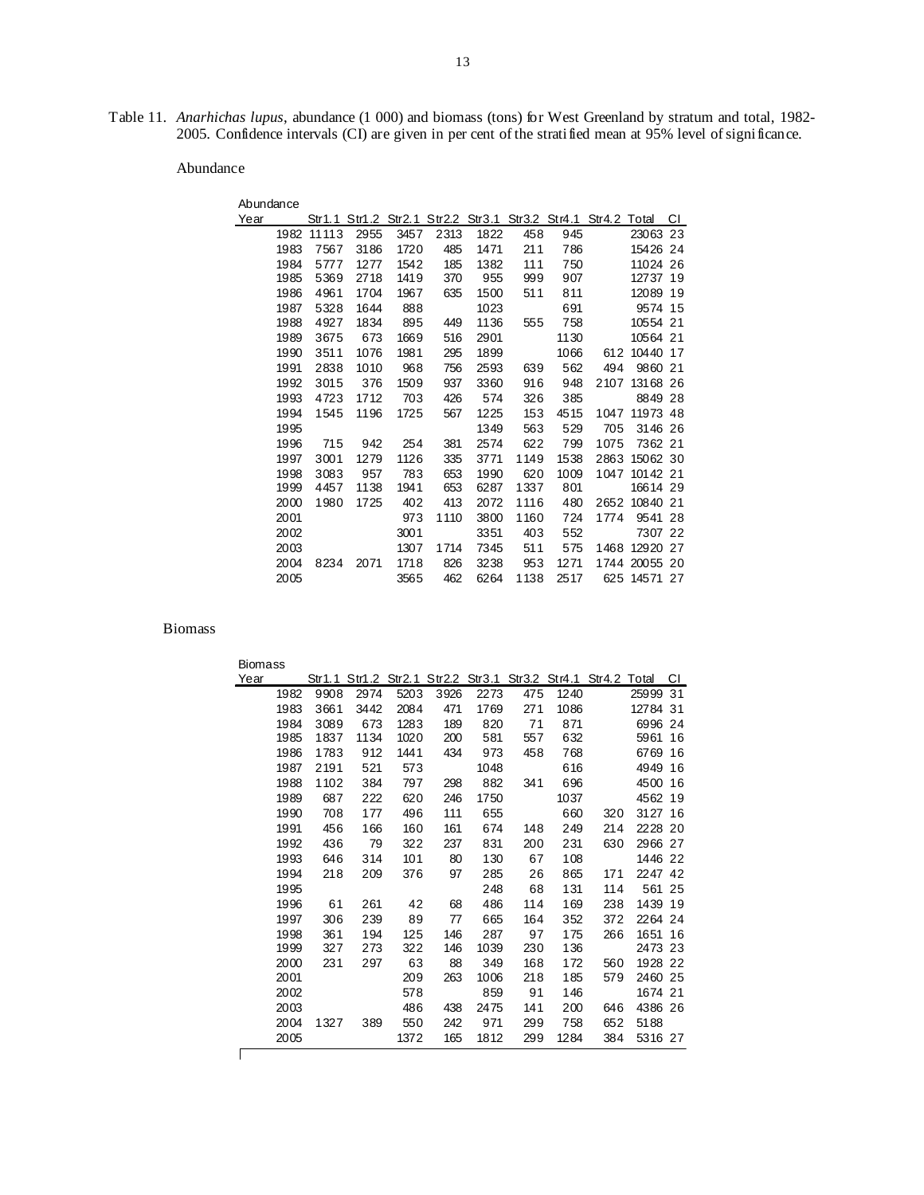Table 11. *Anarhichas lupus*, abundance (1 000) and biomass (tons) for West Greenland by stratum and total, 1982-2005. Confidence intervals (CI) are given in per cent of the stratified mean at 95% level of significance.

Abundance

| Year | Str1.1 | Str1.2 | Str2.1 | Str2.2 | Str3.1 | Str3.2 | Str4.1 | Str4.2 | Total | CI |
|---|---|---|---|---|---|---|---|---|---|---|
| 1982 | 11113 | 2955 | 3457 | 2313 | 1822 | 458 | 945 | | 23063 | 23 |
| 1983 | 7567 | 3186 | 1720 | 485 | 1471 | 211 | 786 | | 15426 | 24 |
| 1984 | 5777 | 1277 | 1542 | 185 | 1382 | 111 | 750 | | 11024 | 26 |
| 1985 | 5369 | 2718 | 1419 | 370 | 955 | 999 | 907 | | 12737 | 19 |
| 1986 | 4961 | 1704 | 1967 | 635 | 1500 | 511 | 811 | | 12089 | 19 |
| 1987 | 5328 | 1644 | 888 | | 1023 | | 691 | | 9574 | 15 |
| 1988 | 4927 | 1834 | 895 | 449 | 1136 | 555 | 758 | | 10554 | 21 |
| 1989 | 3675 | 673 | 1669 | 516 | 2901 | | 1130 | | 10564 | 21 |
| 1990 | 3511 | 1076 | 1981 | 295 | 1899 | | 1066 | 612 | 10440 | 17 |
| 1991 | 2838 | 1010 | 968 | 756 | 2593 | 639 | 562 | 494 | 9860 | 21 |
| 1992 | 3015 | 376 | 1509 | 937 | 3360 | 916 | 948 | 2107 | 13168 | 26 |
| 1993 | 4723 | 1712 | 703 | 426 | 574 | 326 | 385 | | 8849 | 28 |
| 1994 | 1545 | 1196 | 1725 | 567 | 1225 | 153 | 4515 | 1047 | 11973 | 48 |
| 1995 | | | | | 1349 | 563 | 529 | 705 | 3146 | 26 |
| 1996 | 715 | 942 | 254 | 381 | 2574 | 622 | 799 | 1075 | 7362 | 21 |
| 1997 | 3001 | 1279 | 1126 | 335 | 3771 | 1149 | 1538 | 2863 | 15062 | 30 |
| 1998 | 3083 | 957 | 783 | 653 | 1990 | 620 | 1009 | 1047 | 10142 | 21 |
| 1999 | 4457 | 1138 | 1941 | 653 | 6287 | 1337 | 801 | | 16614 | 29 |
| 2000 | 1980 | 1725 | 402 | 413 | 2072 | 1116 | 480 | 2652 | 10840 | 21 |
| 2001 | | | 973 | 1110 | 3800 | 1160 | 724 | 1774 | 9541 | 28 |
| 2002 | | | 3001 | | 3351 | 403 | 552 | | 7307 | 22 |
| 2003 | | | 1307 | 1714 | 7345 | 511 | 575 | 1468 | 12920 | 27 |
| 2004 | 8234 | 2071 | 1718 | 826 | 3238 | 953 | 1271 | 1744 | 20055 | 20 |
| 2005 | | | 3565 | 462 | 6264 | 1138 | 2517 | 625 | 14571 | 27 |

Biomass

| Year | Str1.1 | Str1.2 | Str2.1 | Str2.2 | Str3.1 | Str3.2 | Str4.1 | Str4.2 | Total | CI |
|---|---|---|---|---|---|---|---|---|---|---|
| 1982 | 9908 | 2974 | 5203 | 3926 | 2273 | 475 | 1240 | | 25999 | 31 |
| 1983 | 3661 | 3442 | 2084 | 471 | 1769 | 271 | 1086 | | 12784 | 31 |
| 1984 | 3089 | 673 | 1283 | 189 | 820 | 71 | 871 | | 6996 | 24 |
| 1985 | 1837 | 1134 | 1020 | 200 | 581 | 557 | 632 | | 5961 | 16 |
| 1986 | 1783 | 912 | 1441 | 434 | 973 | 458 | 768 | | 6769 | 16 |
| 1987 | 2191 | 521 | 573 | | 1048 | | 616 | | 4949 | 16 |
| 1988 | 1102 | 384 | 797 | 298 | 882 | 341 | 696 | | 4500 | 16 |
| 1989 | 687 | 222 | 620 | 246 | 1750 | | 1037 | | 4562 | 19 |
| 1990 | 708 | 177 | 496 | 111 | 655 | | 660 | 320 | 3127 | 16 |
| 1991 | 456 | 166 | 160 | 161 | 674 | 148 | 249 | 214 | 2228 | 20 |
| 1992 | 436 | 79 | 322 | 237 | 831 | 200 | 231 | 630 | 2966 | 27 |
| 1993 | 646 | 314 | 101 | 80 | 130 | 67 | 108 | | 1446 | 22 |
| 1994 | 218 | 209 | 376 | 97 | 285 | 26 | 865 | 171 | 2247 | 42 |
| 1995 | | | | | 248 | 68 | 131 | 114 | 561 | 25 |
| 1996 | 61 | 261 | 42 | 68 | 486 | 114 | 169 | 238 | 1439 | 19 |
| 1997 | 306 | 239 | 89 | 77 | 665 | 164 | 352 | 372 | 2264 | 24 |
| 1998 | 361 | 194 | 125 | 146 | 287 | 97 | 175 | 266 | 1651 | 16 |
| 1999 | 327 | 273 | 322 | 146 | 1039 | 230 | 136 | | 2473 | 23 |
| 2000 | 231 | 297 | 63 | 88 | 349 | 168 | 172 | 560 | 1928 | 22 |
| 2001 | | | 209 | 263 | 1006 | 218 | 185 | 579 | 2460 | 25 |
| 2002 | | | 578 | | 859 | 91 | 146 | | 1674 | 21 |
| 2003 | | | 486 | 438 | 2475 | 141 | 200 | 646 | 4386 | 26 |
| 2004 | 1327 | 389 | 550 | 242 | 971 | 299 | 758 | 652 | 5188 | |
| 2005 | | | 1372 | 165 | 1812 | 299 | 1284 | 384 | 5316 | 27 |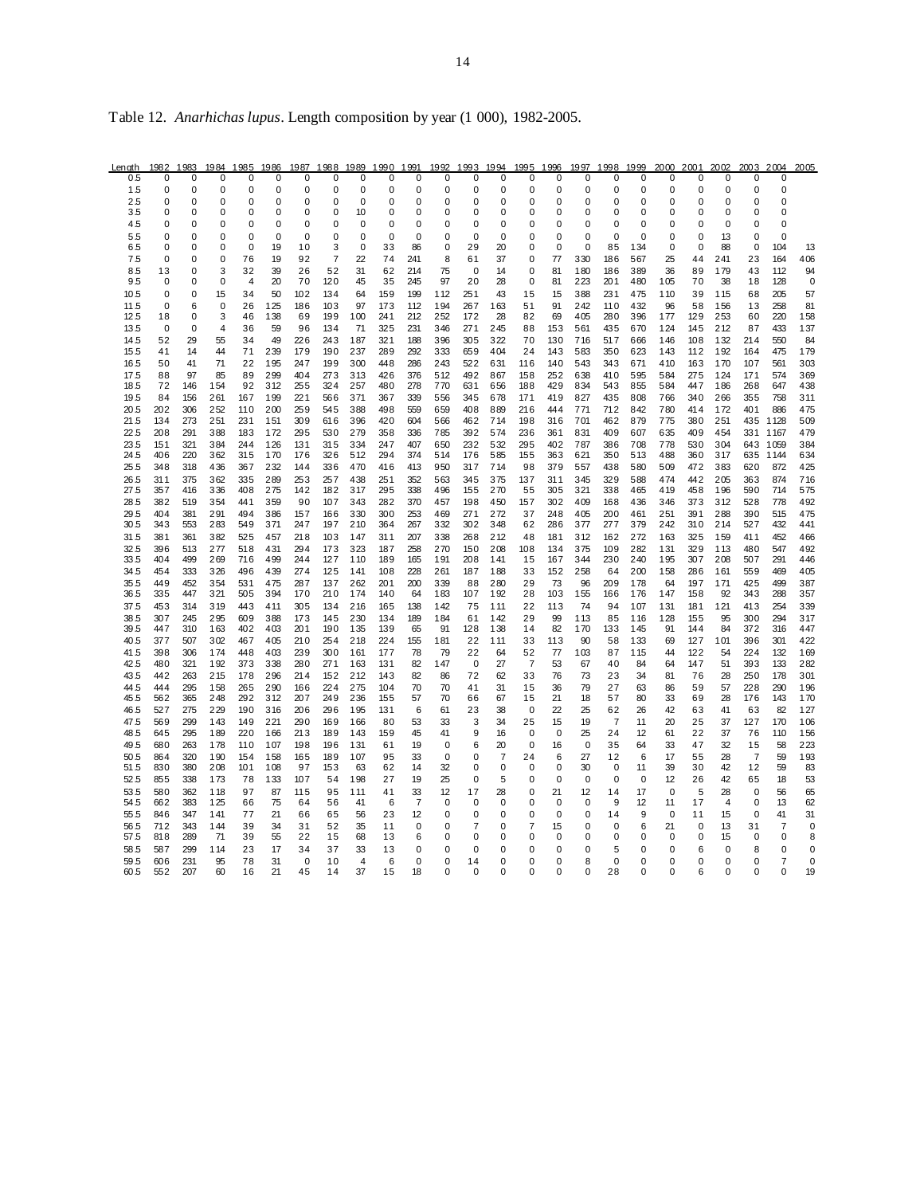Table 12. *Anarhichas lupus*. Length composition by year (1 000), 1982-2005.

| Length | 1982 | 1983 | 1984 | 1985 | 1986 | 1987 | 1988 | 1989 | 1990 | 1991 | 1992 | 1993 | 1994 | 1995 | 1996 | 1997 | 1998 | 1999 | 2000 | 2001 | 2002 | 2003 | 2004 | 2005 |
|---|---|---|---|---|---|---|---|---|---|---|---|---|---|---|---|---|---|---|---|---|---|---|---|---|
| 0.5 | 0 | 0 | 0 | 0 | 0 | 0 | 0 | 0 | 0 | 0 | 0 | 0 | 0 | 0 | 0 | 0 | 0 | 0 | 0 | 0 | 0 | 0 | 0 | |
| 1.5 | 0 | 0 | 0 | 0 | 0 | 0 | 0 | 0 | 0 | 0 | 0 | 0 | 0 | 0 | 0 | 0 | 0 | 0 | 0 | 0 | 0 | 0 | 0 | |
| 2.5 | 0 | 0 | 0 | 0 | 0 | 0 | 0 | 0 | 0 | 0 | 0 | 0 | 0 | 0 | 0 | 0 | 0 | 0 | 0 | 0 | 0 | 0 | 0 | |
| 3.5 | 0 | 0 | 0 | 0 | 0 | 0 | 0 | 10 | 0 | 0 | 0 | 0 | 0 | 0 | 0 | 0 | 0 | 0 | 0 | 0 | 0 | 0 | 0 | |
| 4.5 | 0 | 0 | 0 | 0 | 0 | 0 | 0 | 0 | 0 | 0 | 0 | 0 | 0 | 0 | 0 | 0 | 0 | 0 | 0 | 0 | 0 | 0 | 0 | |
| 5.5 | 0 | 0 | 0 | 0 | 0 | 0 | 0 | 0 | 0 | 0 | 0 | 0 | 0 | 0 | 0 | 0 | 0 | 0 | 0 | 0 | 13 | 0 | 0 | |
| 6.5 | 0 | 0 | 0 | 0 | 19 | 10 | 3 | 0 | 33 | 86 | 0 | 29 | 20 | 0 | 0 | 0 | 85 | 134 | 0 | 0 | 88 | 0 | 104 | 13 |
| 7.5 | 0 | 0 | 0 | 76 | 19 | 92 | 7 | 22 | 74 | 241 | 8 | 61 | 37 | 0 | 77 | 330 | 186 | 567 | 25 | 44 | 241 | 23 | 164 | 406 |
| 8.5 | 13 | 0 | 3 | 32 | 39 | 26 | 52 | 31 | 62 | 214 | 75 | 0 | 14 | 0 | 81 | 180 | 186 | 389 | 36 | 89 | 179 | 43 | 112 | 94 |
| 9.5 | 0 | 0 | 0 | 4 | 20 | 70 | 120 | 45 | 35 | 245 | 97 | 20 | 28 | 0 | 81 | 223 | 201 | 480 | 105 | 70 | 38 | 18 | 128 | 0 |
| 10.5 | 0 | 0 | 15 | 34 | 50 | 102 | 134 | 64 | 159 | 199 | 112 | 251 | 43 | 15 | 15 | 388 | 231 | 475 | 110 | 39 | 115 | 68 | 205 | 57 |
| 11.5 | 0 | 6 | 0 | 26 | 125 | 186 | 103 | 97 | 173 | 112 | 194 | 267 | 163 | 51 | 91 | 242 | 110 | 432 | 96 | 58 | 156 | 13 | 258 | 81 |
| 12.5 | 18 | 0 | 3 | 46 | 138 | 69 | 199 | 100 | 241 | 212 | 252 | 172 | 28 | 82 | 69 | 405 | 280 | 396 | 177 | 129 | 253 | 60 | 220 | 158 |
| 13.5 | 0 | 0 | 4 | 36 | 59 | 96 | 134 | 71 | 325 | 231 | 346 | 271 | 245 | 88 | 153 | 561 | 435 | 670 | 124 | 145 | 212 | 87 | 433 | 137 |
| 14.5 | 52 | 29 | 55 | 34 | 49 | 226 | 243 | 187 | 321 | 188 | 396 | 305 | 322 | 70 | 130 | 716 | 517 | 666 | 146 | 108 | 132 | 214 | 550 | 84 |
| 15.5 | 41 | 14 | 44 | 71 | 239 | 179 | 190 | 237 | 289 | 292 | 333 | 659 | 404 | 24 | 143 | 583 | 350 | 623 | 143 | 112 | 192 | 164 | 475 | 179 |
| 16.5 | 50 | 41 | 71 | 22 | 195 | 247 | 199 | 300 | 448 | 286 | 243 | 522 | 631 | 116 | 140 | 543 | 343 | 671 | 410 | 163 | 170 | 107 | 561 | 303 |
| 17.5 | 88 | 97 | 85 | 89 | 299 | 404 | 273 | 313 | 426 | 376 | 512 | 492 | 867 | 158 | 252 | 638 | 410 | 595 | 584 | 275 | 124 | 171 | 574 | 369 |
| 18.5 | 72 | 146 | 154 | 92 | 312 | 255 | 324 | 257 | 480 | 278 | 770 | 631 | 656 | 188 | 429 | 834 | 543 | 855 | 584 | 447 | 186 | 268 | 647 | 438 |
| 19.5 | 84 | 156 | 261 | 167 | 199 | 221 | 566 | 371 | 367 | 339 | 556 | 345 | 678 | 171 | 419 | 827 | 435 | 808 | 766 | 340 | 266 | 355 | 758 | 311 |
| 20.5 | 202 | 306 | 252 | 110 | 200 | 259 | 545 | 388 | 498 | 559 | 659 | 408 | 889 | 216 | 444 | 771 | 712 | 842 | 780 | 414 | 172 | 401 | 886 | 475 |
| 21.5 | 134 | 273 | 251 | 231 | 151 | 309 | 616 | 396 | 420 | 604 | 566 | 462 | 714 | 198 | 316 | 701 | 462 | 879 | 775 | 380 | 251 | 435 | 1128 | 509 |
| 22.5 | 208 | 291 | 388 | 183 | 172 | 295 | 530 | 279 | 358 | 336 | 785 | 392 | 574 | 236 | 361 | 831 | 409 | 607 | 635 | 409 | 454 | 331 | 1167 | 479 |
| 23.5 | 151 | 321 | 384 | 244 | 126 | 131 | 315 | 334 | 247 | 407 | 650 | 232 | 532 | 295 | 402 | 787 | 386 | 708 | 778 | 530 | 304 | 643 | 1059 | 384 |
| 24.5 | 406 | 220 | 362 | 315 | 170 | 176 | 326 | 512 | 294 | 374 | 514 | 176 | 585 | 155 | 363 | 621 | 350 | 513 | 488 | 360 | 317 | 635 | 1144 | 634 |
| 25.5 | 348 | 318 | 436 | 367 | 232 | 144 | 336 | 470 | 416 | 413 | 950 | 317 | 714 | 98 | 379 | 557 | 438 | 580 | 509 | 472 | 383 | 620 | 872 | 425 |
| 26.5 | 311 | 375 | 362 | 335 | 289 | 253 | 257 | 438 | 251 | 352 | 563 | 345 | 375 | 137 | 311 | 345 | 329 | 588 | 474 | 442 | 205 | 363 | 874 | 716 |
| 27.5 | 357 | 416 | 336 | 408 | 275 | 142 | 182 | 317 | 295 | 338 | 496 | 155 | 270 | 55 | 305 | 321 | 338 | 465 | 419 | 458 | 196 | 590 | 714 | 575 |
| 28.5 | 382 | 519 | 354 | 441 | 359 | 90 | 107 | 343 | 282 | 370 | 457 | 198 | 450 | 157 | 302 | 409 | 168 | 436 | 346 | 373 | 312 | 528 | 778 | 492 |
| 29.5 | 404 | 381 | 291 | 494 | 386 | 157 | 166 | 330 | 300 | 253 | 469 | 271 | 272 | 37 | 248 | 405 | 200 | 461 | 251 | 391 | 288 | 390 | 515 | 475 |
| 30.5 | 343 | 553 | 283 | 549 | 371 | 247 | 197 | 210 | 364 | 267 | 332 | 302 | 348 | 62 | 286 | 377 | 277 | 379 | 242 | 310 | 214 | 527 | 432 | 441 |
| 31.5 | 381 | 361 | 382 | 525 | 457 | 218 | 103 | 147 | 311 | 207 | 338 | 268 | 212 | 48 | 181 | 312 | 162 | 272 | 163 | 325 | 159 | 411 | 452 | 466 |
| 32.5 | 396 | 513 | 277 | 518 | 431 | 294 | 173 | 323 | 187 | 258 | 270 | 150 | 208 | 108 | 134 | 375 | 109 | 282 | 131 | 329 | 113 | 480 | 547 | 492 |
| 33.5 | 404 | 499 | 269 | 716 | 499 | 244 | 127 | 110 | 189 | 165 | 191 | 208 | 141 | 15 | 167 | 344 | 230 | 240 | 195 | 307 | 208 | 507 | 291 | 446 |
| 34.5 | 454 | 333 | 326 | 496 | 439 | 274 | 125 | 141 | 108 | 228 | 261 | 187 | 188 | 33 | 152 | 258 | 64 | 200 | 158 | 286 | 161 | 559 | 469 | 405 |
| 35.5 | 449 | 452 | 354 | 531 | 475 | 287 | 137 | 262 | 201 | 200 | 339 | 88 | 280 | 29 | 73 | 96 | 209 | 178 | 64 | 197 | 171 | 425 | 499 | 387 |
| 36.5 | 335 | 447 | 321 | 505 | 394 | 170 | 210 | 174 | 140 | 64 | 183 | 107 | 192 | 28 | 103 | 155 | 166 | 176 | 147 | 158 | 92 | 343 | 288 | 357 |
| 37.5 | 453 | 314 | 319 | 443 | 411 | 305 | 134 | 216 | 165 | 138 | 142 | 75 | 111 | 22 | 113 | 74 | 94 | 107 | 131 | 181 | 121 | 413 | 254 | 339 |
| 38.5 | 307 | 245 | 295 | 609 | 388 | 173 | 145 | 230 | 134 | 189 | 184 | 61 | 142 | 29 | 99 | 113 | 85 | 116 | 128 | 155 | 95 | 300 | 294 | 317 |
| 39.5 | 447 | 310 | 163 | 402 | 403 | 201 | 190 | 135 | 139 | 65 | 91 | 128 | 138 | 14 | 82 | 170 | 133 | 145 | 91 | 144 | 84 | 372 | 316 | 447 |
| 40.5 | 377 | 507 | 302 | 467 | 405 | 210 | 254 | 218 | 224 | 155 | 181 | 22 | 111 | 33 | 113 | 90 | 58 | 133 | 69 | 127 | 101 | 396 | 301 | 422 |
| 41.5 | 398 | 306 | 174 | 448 | 403 | 239 | 300 | 161 | 177 | 78 | 79 | 22 | 64 | 52 | 77 | 103 | 87 | 115 | 44 | 122 | 54 | 224 | 132 | 169 |
| 42.5 | 480 | 321 | 192 | 373 | 338 | 280 | 271 | 163 | 131 | 82 | 147 | 0 | 27 | 7 | 53 | 67 | 40 | 84 | 64 | 147 | 51 | 393 | 133 | 282 |
| 43.5 | 442 | 263 | 215 | 178 | 296 | 214 | 152 | 212 | 143 | 82 | 86 | 72 | 62 | 33 | 76 | 73 | 23 | 34 | 81 | 76 | 28 | 250 | 178 | 301 |
| 44.5 | 444 | 295 | 158 | 265 | 290 | 166 | 224 | 275 | 104 | 70 | 70 | 41 | 31 | 15 | 36 | 79 | 27 | 63 | 86 | 59 | 57 | 228 | 290 | 196 |
| 45.5 | 562 | 365 | 248 | 292 | 312 | 207 | 249 | 236 | 155 | 57 | 70 | 66 | 67 | 15 | 21 | 18 | 57 | 80 | 33 | 69 | 28 | 176 | 143 | 170 |
| 46.5 | 527 | 275 | 229 | 190 | 316 | 206 | 296 | 195 | 131 | 6 | 61 | 23 | 38 | 0 | 22 | 25 | 62 | 26 | 42 | 63 | 41 | 63 | 82 | 127 |
| 47.5 | 569 | 299 | 143 | 149 | 221 | 290 | 169 | 166 | 80 | 53 | 33 | 3 | 34 | 25 | 15 | 19 | 7 | 11 | 20 | 25 | 37 | 127 | 170 | 106 |
| 48.5 | 645 | 295 | 189 | 220 | 166 | 213 | 189 | 143 | 159 | 45 | 41 | 9 | 16 | 0 | 0 | 25 | 24 | 12 | 61 | 22 | 37 | 76 | 110 | 156 |
| 49.5 | 680 | 263 | 178 | 110 | 107 | 198 | 196 | 131 | 61 | 19 | 0 | 6 | 20 | 0 | 16 | 0 | 35 | 64 | 33 | 47 | 32 | 15 | 58 | 223 |
| 50.5 | 864 | 320 | 190 | 154 | 158 | 165 | 189 | 107 | 95 | 33 | 0 | 0 | 7 | 24 | 6 | 27 | 12 | 6 | 17 | 55 | 28 | 7 | 59 | 193 |
| 51.5 | 830 | 380 | 208 | 101 | 108 | 97 | 153 | 63 | 62 | 14 | 32 | 0 | 0 | 0 | 0 | 30 | 0 | 11 | 39 | 30 | 42 | 12 | 59 | 83 |
| 52.5 | 855 | 338 | 173 | 78 | 133 | 107 | 54 | 198 | 27 | 19 | 25 | 0 | 5 | 0 | 0 | 0 | 0 | 0 | 12 | 26 | 42 | 65 | 18 | 53 |
| 53.5 | 580 | 362 | 118 | 97 | 87 | 115 | 95 | 111 | 41 | 33 | 12 | 17 | 28 | 0 | 21 | 12 | 14 | 17 | 0 | 5 | 28 | 0 | 56 | 65 |
| 54.5 | 662 | 383 | 125 | 66 | 75 | 64 | 56 | 41 | 6 | 7 | 0 | 0 | 0 | 0 | 0 | 0 | 9 | 12 | 11 | 17 | 4 | 0 | 13 | 62 |
| 55.5 | 846 | 347 | 141 | 77 | 21 | 66 | 65 | 56 | 23 | 12 | 0 | 0 | 0 | 0 | 0 | 0 | 14 | 9 | 0 | 11 | 15 | 0 | 41 | 31 |
| 56.5 | 712 | 343 | 144 | 39 | 34 | 31 | 52 | 35 | 11 | 0 | 0 | 7 | 0 | 7 | 15 | 0 | 0 | 6 | 21 | 0 | 13 | 31 | 7 | 0 |
| 57.5 | 818 | 289 | 71 | 39 | 55 | 22 | 15 | 68 | 13 | 6 | 0 | 0 | 0 | 0 | 0 | 0 | 0 | 0 | 0 | 0 | 15 | 0 | 0 | 8 |
| 58.5 | 587 | 299 | 114 | 23 | 17 | 34 | 37 | 33 | 13 | 0 | 0 | 0 | 0 | 0 | 0 | 0 | 5 | 0 | 0 | 6 | 0 | 8 | 0 | 0 |
| 59.5 | 606 | 231 | 95 | 78 | 31 | 0 | 10 | 4 | 6 | 0 | 0 | 14 | 0 | 0 | 0 | 8 | 0 | 0 | 0 | 0 | 0 | 0 | 7 | 0 |
| 60.5 | 552 | 207 | 60 | 16 | 21 | 45 | 14 | 37 | 15 | 18 | 0 | 0 | 0 | 0 | 0 | 0 | 28 | 0 | 0 | 6 | 0 | 0 | 0 | 19 |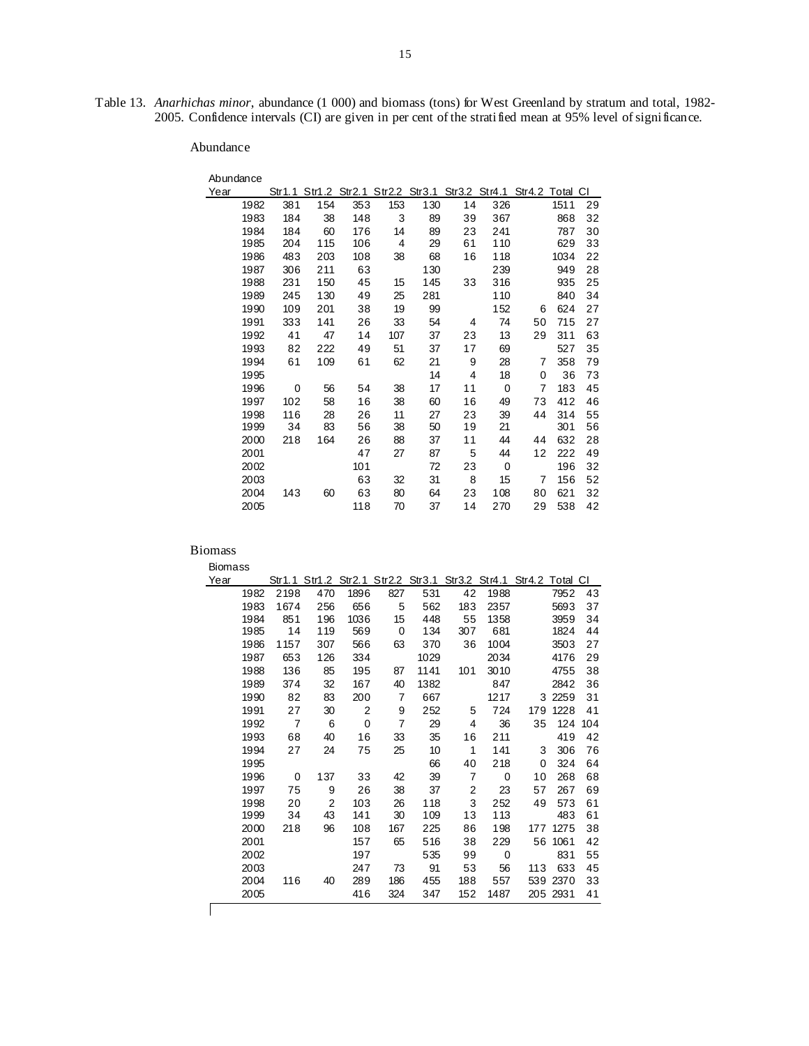Table 13. *Anarhichas minor*, abundance (1 000) and biomass (tons) for West Greenland by stratum and total, 1982-2005. Confidence intervals (CI) are given in per cent of the stratified mean at 95% level of significance.

Abundance

| Year | Str1.1 | Str1.2 | Str2.1 | Str2.2 | Str3.1 | Str3.2 | Str4.1 | Str4.2 | Total | CI |
|---|---|---|---|---|---|---|---|---|---|---|
| 1982 | 381 | 154 | 353 | 153 | 130 | 14 | 326 | | 1511 | 29 |
| 1983 | 184 | 38 | 148 | 3 | 89 | 39 | 367 | | 868 | 32 |
| 1984 | 184 | 60 | 176 | 14 | 89 | 23 | 241 | | 787 | 30 |
| 1985 | 204 | 115 | 106 | 4 | 29 | 61 | 110 | | 629 | 33 |
| 1986 | 483 | 203 | 108 | 38 | 68 | 16 | 118 | | 1034 | 22 |
| 1987 | 306 | 211 | 63 | | 130 | | 239 | | 949 | 28 |
| 1988 | 231 | 150 | 45 | 15 | 145 | 33 | 316 | | 935 | 25 |
| 1989 | 245 | 130 | 49 | 25 | 281 | | 110 | | 840 | 34 |
| 1990 | 109 | 201 | 38 | 19 | 99 | | 152 | 6 | 624 | 27 |
| 1991 | 333 | 141 | 26 | 33 | 54 | 4 | 74 | 50 | 715 | 27 |
| 1992 | 41 | 47 | 14 | 107 | 37 | 23 | 13 | 29 | 311 | 63 |
| 1993 | 82 | 222 | 49 | 51 | 37 | 17 | 69 | | 527 | 35 |
| 1994 | 61 | 109 | 61 | 62 | 21 | 9 | 28 | 7 | 358 | 79 |
| 1995 | | | | | 14 | 4 | 18 | 0 | 36 | 73 |
| 1996 | 0 | 56 | 54 | 38 | 17 | 11 | 0 | 7 | 183 | 45 |
| 1997 | 102 | 58 | 16 | 38 | 60 | 16 | 49 | 73 | 412 | 46 |
| 1998 | 116 | 28 | 26 | 11 | 27 | 23 | 39 | 44 | 314 | 55 |
| 1999 | 34 | 83 | 56 | 38 | 50 | 19 | 21 | | 301 | 56 |
| 2000 | 218 | 164 | 26 | 88 | 37 | 11 | 44 | 44 | 632 | 28 |
| 2001 | | | 47 | 27 | 87 | 5 | 44 | 12 | 222 | 49 |
| 2002 | | | 101 | | 72 | 23 | 0 | | 196 | 32 |
| 2003 | | | 63 | 32 | 31 | 8 | 15 | 7 | 156 | 52 |
| 2004 | 143 | 60 | 63 | 80 | 64 | 23 | 108 | 80 | 621 | 32 |
| 2005 | | | 118 | 70 | 37 | 14 | 270 | 29 | 538 | 42 |

Biomass

| Year | Str1.1 | Str1.2 | Str2.1 | Str2.2 | Str3.1 | Str3.2 | Str4.1 | Str4.2 | Total | CI |
|---|---|---|---|---|---|---|---|---|---|---|
| 1982 | 2198 | 470 | 1896 | 827 | 531 | 42 | 1988 | | 7952 | 43 |
| 1983 | 1674 | 256 | 656 | 5 | 562 | 183 | 2357 | | 5693 | 37 |
| 1984 | 851 | 196 | 1036 | 15 | 448 | 55 | 1358 | | 3959 | 34 |
| 1985 | 14 | 119 | 569 | 0 | 134 | 307 | 681 | | 1824 | 44 |
| 1986 | 1157 | 307 | 566 | 63 | 370 | 36 | 1004 | | 3503 | 27 |
| 1987 | 653 | 126 | 334 | | 1029 | | 2034 | | 4176 | 29 |
| 1988 | 136 | 85 | 195 | 87 | 1141 | 101 | 3010 | | 4755 | 38 |
| 1989 | 374 | 32 | 167 | 40 | 1382 | | 847 | | 2842 | 36 |
| 1990 | 82 | 83 | 200 | 7 | 667 | | 1217 | 3 | 2259 | 31 |
| 1991 | 27 | 30 | 2 | 9 | 252 | 5 | 724 | 179 | 1228 | 41 |
| 1992 | 7 | 6 | 0 | 7 | 29 | 4 | 36 | 35 | 124 | 104 |
| 1993 | 68 | 40 | 16 | 33 | 35 | 16 | 211 | | 419 | 42 |
| 1994 | 27 | 24 | 75 | 25 | 10 | 1 | 141 | 3 | 306 | 76 |
| 1995 | | | | | 66 | 40 | 218 | 0 | 324 | 64 |
| 1996 | 0 | 137 | 33 | 42 | 39 | 7 | 0 | 10 | 268 | 68 |
| 1997 | 75 | 9 | 26 | 38 | 37 | 2 | 23 | 57 | 267 | 69 |
| 1998 | 20 | 2 | 103 | 26 | 118 | 3 | 252 | 49 | 573 | 61 |
| 1999 | 34 | 43 | 141 | 30 | 109 | 13 | 113 | | 483 | 61 |
| 2000 | 218 | 96 | 108 | 167 | 225 | 86 | 198 | 177 | 1275 | 38 |
| 2001 | | | 157 | 65 | 516 | 38 | 229 | 56 | 1061 | 42 |
| 2002 | | | 197 | | 535 | 99 | 0 | | 831 | 55 |
| 2003 | | | 247 | 73 | 91 | 53 | 56 | 113 | 633 | 45 |
| 2004 | 116 | 40 | 289 | 186 | 455 | 188 | 557 | 539 | 2370 | 33 |
| 2005 | | | 416 | 324 | 347 | 152 | 1487 | 205 | 2931 | 41 |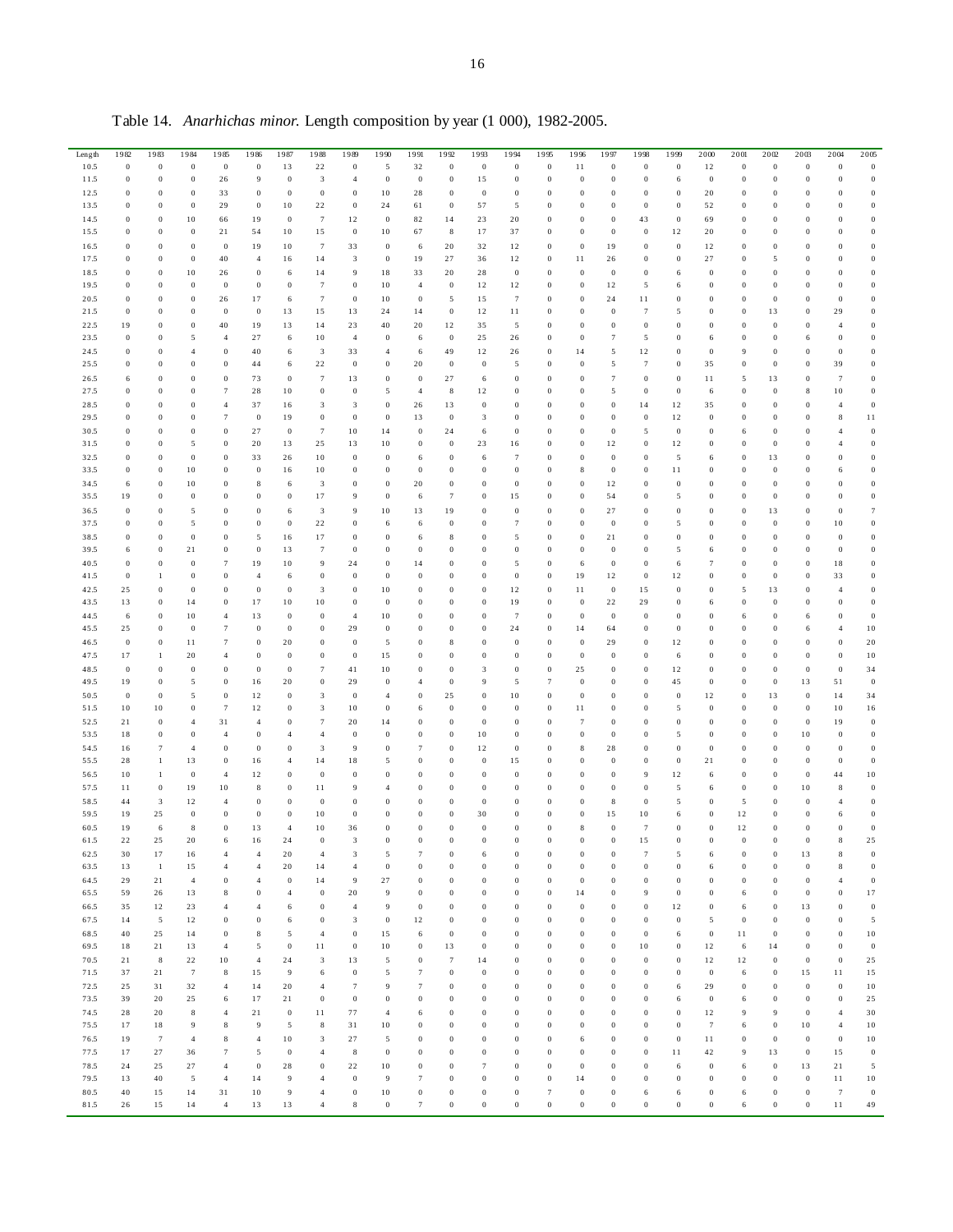Table 14. *Anarhichas minor.* Length composition by year (1 000), 1982-2005.

| Length | 1982 | 1983 | 1984 | 1985 | 1986 | 1987 | 1988 | 1989 | 1990 | 1991 | 1992 | 1993 | 1994 | 1995 | 1996 | 1997 | 1998 | 1999 | 2000 | 2001 | 2002 | 2003 | 2004 | 2005 |
|---|---|---|---|---|---|---|---|---|---|---|---|---|---|---|---|---|---|---|---|---|---|---|---|---|
| 10.5 | 0 | 0 | 0 | 0 | 0 | 13 | 22 | 0 | 5 | 32 | 0 | 0 | 0 | 0 | 11 | 0 | 0 | 0 | 12 | 0 | 0 | 0 | 0 | 0 |
| 11.5 | 0 | 0 | 0 | 26 | 9 | 0 | 3 | 4 | 0 | 0 | 0 | 15 | 0 | 0 | 0 | 0 | 0 | 6 | 0 | 0 | 0 | 0 | 0 | 0 |
| 12.5 | 0 | 0 | 0 | 33 | 0 | 0 | 0 | 0 | 10 | 28 | 0 | 0 | 0 | 0 | 0 | 0 | 0 | 0 | 20 | 0 | 0 | 0 | 0 | 0 |
| 13.5 | 0 | 0 | 0 | 29 | 0 | 10 | 22 | 0 | 24 | 61 | 0 | 57 | 5 | 0 | 0 | 0 | 0 | 0 | 52 | 0 | 0 | 0 | 0 | 0 |
| 14.5 | 0 | 0 | 10 | 66 | 19 | 0 | 7 | 12 | 0 | 82 | 14 | 23 | 20 | 0 | 0 | 0 | 43 | 0 | 69 | 0 | 0 | 0 | 0 | 0 |
| 15.5 | 0 | 0 | 0 | 21 | 54 | 10 | 15 | 0 | 10 | 67 | 8 | 17 | 37 | 0 | 0 | 0 | 0 | 12 | 20 | 0 | 0 | 0 | 0 | 0 |
| 16.5 | 0 | 0 | 0 | 0 | 19 | 10 | 7 | 33 | 0 | 6 | 20 | 32 | 12 | 0 | 0 | 19 | 0 | 0 | 12 | 0 | 0 | 0 | 0 | 0 |
| 17.5 | 0 | 0 | 0 | 40 | 4 | 16 | 14 | 3 | 0 | 19 | 27 | 36 | 12 | 0 | 11 | 26 | 0 | 0 | 27 | 0 | 5 | 0 | 0 | 0 |
| 18.5 | 0 | 0 | 10 | 26 | 0 | 6 | 14 | 9 | 18 | 33 | 20 | 28 | 0 | 0 | 0 | 0 | 0 | 6 | 0 | 0 | 0 | 0 | 0 | 0 |
| 19.5 | 0 | 0 | 0 | 0 | 0 | 0 | 7 | 0 | 10 | 4 | 0 | 12 | 12 | 0 | 0 | 12 | 5 | 6 | 0 | 0 | 0 | 0 | 0 | 0 |
| 20.5 | 0 | 0 | 0 | 26 | 17 | 6 | 7 | 0 | 10 | 0 | 5 | 15 | 7 | 0 | 0 | 24 | 11 | 0 | 0 | 0 | 0 | 0 | 0 | 0 |
| 21.5 | 0 | 0 | 0 | 0 | 0 | 13 | 15 | 13 | 24 | 14 | 0 | 12 | 11 | 0 | 0 | 0 | 7 | 5 | 0 | 0 | 13 | 0 | 29 | 0 |
| 22.5 | 19 | 0 | 0 | 40 | 19 | 13 | 14 | 23 | 40 | 20 | 12 | 35 | 5 | 0 | 0 | 0 | 0 | 0 | 0 | 0 | 0 | 0 | 4 | 0 |
| 23.5 | 0 | 0 | 5 | 4 | 27 | 6 | 10 | 4 | 0 | 6 | 0 | 25 | 26 | 0 | 0 | 7 | 5 | 0 | 6 | 0 | 0 | 6 | 0 | 0 |
| 24.5 | 0 | 0 | 4 | 0 | 40 | 6 | 3 | 33 | 4 | 6 | 49 | 12 | 26 | 0 | 14 | 5 | 12 | 0 | 0 | 9 | 0 | 0 | 0 | 0 |
| 25.5 | 0 | 0 | 0 | 0 | 44 | 6 | 22 | 0 | 20 | 0 | 0 | 0 | 5 | 0 | 0 | 5 | 7 | 0 | 35 | 0 | 0 | 0 | 39 | 0 |
| 26.5 | 6 | 0 | 0 | 0 | 73 | 0 | 7 | 13 | 0 | 0 | 27 | 6 | 0 | 0 | 0 | 7 | 0 | 0 | 11 | 5 | 13 | 0 | 7 | 0 |
| 27.5 | 0 | 0 | 0 | 7 | 28 | 10 | 0 | 0 | 5 | 4 | 8 | 12 | 0 | 0 | 0 | 5 | 0 | 0 | 6 | 0 | 0 | 8 | 10 | 0 |
| 28.5 | 0 | 0 | 0 | 4 | 37 | 16 | 3 | 3 | 0 | 26 | 13 | 0 | 0 | 0 | 0 | 0 | 14 | 12 | 35 | 0 | 0 | 0 | 4 | 0 |
| 29.5 | 0 | 0 | 0 | 7 | 0 | 19 | 0 | 0 | 0 | 13 | 0 | 3 | 0 | 0 | 0 | 0 | 0 | 12 | 0 | 0 | 0 | 0 | 8 | 11 |
| 30.5 | 0 | 0 | 0 | 0 | 27 | 0 | 7 | 10 | 14 | 0 | 24 | 6 | 0 | 0 | 0 | 0 | 5 | 0 | 0 | 6 | 0 | 0 | 4 | 0 |
| 31.5 | 0 | 0 | 5 | 0 | 20 | 13 | 25 | 13 | 10 | 0 | 0 | 23 | 16 | 0 | 0 | 12 | 0 | 12 | 0 | 0 | 0 | 0 | 4 | 0 |
| 32.5 | 0 | 0 | 0 | 0 | 33 | 26 | 10 | 0 | 0 | 6 | 0 | 6 | 7 | 0 | 0 | 0 | 0 | 5 | 6 | 0 | 13 | 0 | 0 | 0 |
| 33.5 | 0 | 0 | 10 | 0 | 0 | 16 | 10 | 0 | 0 | 0 | 0 | 0 | 0 | 0 | 8 | 0 | 0 | 11 | 0 | 0 | 0 | 0 | 6 | 0 |
| 34.5 | 6 | 0 | 10 | 0 | 8 | 6 | 3 | 0 | 0 | 20 | 0 | 0 | 0 | 0 | 0 | 12 | 0 | 0 | 0 | 0 | 0 | 0 | 0 | 0 |
| 35.5 | 19 | 0 | 0 | 0 | 0 | 0 | 17 | 9 | 0 | 6 | 7 | 0 | 15 | 0 | 0 | 54 | 0 | 5 | 0 | 0 | 0 | 0 | 0 | 0 |
| 36.5 | 0 | 0 | 5 | 0 | 0 | 6 | 3 | 9 | 10 | 13 | 19 | 0 | 0 | 0 | 0 | 27 | 0 | 0 | 0 | 0 | 13 | 0 | 0 | 7 |
| 37.5 | 0 | 0 | 5 | 0 | 0 | 0 | 22 | 0 | 6 | 6 | 0 | 0 | 7 | 0 | 0 | 0 | 0 | 5 | 0 | 0 | 0 | 0 | 10 | 0 |
| 38.5 | 0 | 0 | 0 | 0 | 5 | 16 | 17 | 0 | 0 | 6 | 8 | 0 | 5 | 0 | 0 | 21 | 0 | 0 | 0 | 0 | 0 | 0 | 0 | 0 |
| 39.5 | 6 | 0 | 21 | 0 | 0 | 13 | 7 | 0 | 0 | 0 | 0 | 0 | 0 | 0 | 0 | 0 | 0 | 5 | 6 | 0 | 0 | 0 | 0 | 0 |
| 40.5 | 0 | 0 | 0 | 7 | 19 | 10 | 9 | 24 | 0 | 14 | 0 | 0 | 5 | 0 | 6 | 0 | 0 | 6 | 7 | 0 | 0 | 0 | 18 | 0 |
| 41.5 | 0 | 1 | 0 | 0 | 4 | 6 | 0 | 0 | 0 | 0 | 0 | 0 | 0 | 0 | 19 | 12 | 0 | 12 | 0 | 0 | 0 | 0 | 33 | 0 |
| 42.5 | 25 | 0 | 0 | 0 | 0 | 0 | 3 | 0 | 10 | 0 | 0 | 0 | 12 | 0 | 11 | 0 | 15 | 0 | 0 | 5 | 13 | 0 | 4 | 0 |
| 43.5 | 13 | 0 | 14 | 0 | 17 | 10 | 10 | 0 | 0 | 0 | 0 | 0 | 19 | 0 | 0 | 22 | 29 | 0 | 6 | 0 | 0 | 0 | 0 | 0 |
| 44.5 | 6 | 0 | 10 | 4 | 13 | 0 | 0 | 4 | 10 | 0 | 0 | 0 | 7 | 0 | 0 | 0 | 0 | 0 | 0 | 6 | 0 | 6 | 0 | 0 |
| 45.5 | 25 | 0 | 0 | 7 | 0 | 0 | 0 | 29 | 0 | 0 | 0 | 0 | 24 | 0 | 14 | 64 | 0 | 0 | 0 | 0 | 0 | 6 | 4 | 10 |
| 46.5 | 0 | 0 | 11 | 7 | 0 | 20 | 0 | 0 | 5 | 0 | 8 | 0 | 0 | 0 | 0 | 29 | 0 | 12 | 0 | 0 | 0 | 0 | 0 | 20 |
| 47.5 | 17 | 1 | 20 | 4 | 0 | 0 | 0 | 0 | 15 | 0 | 0 | 0 | 0 | 0 | 0 | 0 | 0 | 6 | 0 | 0 | 0 | 0 | 0 | 10 |
| 48.5 | 0 | 0 | 0 | 0 | 0 | 0 | 7 | 41 | 10 | 0 | 0 | 3 | 0 | 0 | 25 | 0 | 0 | 12 | 0 | 0 | 0 | 0 | 0 | 34 |
| 49.5 | 19 | 0 | 5 | 0 | 16 | 20 | 0 | 29 | 0 | 4 | 0 | 9 | 5 | 7 | 0 | 0 | 0 | 45 | 0 | 0 | 0 | 13 | 51 | 0 |
| 50.5 | 0 | 0 | 5 | 0 | 12 | 0 | 3 | 0 | 4 | 0 | 25 | 0 | 10 | 0 | 0 | 0 | 0 | 0 | 12 | 0 | 13 | 0 | 14 | 34 |
| 51.5 | 10 | 10 | 0 | 7 | 12 | 0 | 3 | 10 | 0 | 6 | 0 | 0 | 0 | 0 | 11 | 0 | 0 | 5 | 0 | 0 | 0 | 0 | 10 | 16 |
| 52.5 | 21 | 0 | 4 | 31 | 4 | 0 | 7 | 20 | 14 | 0 | 0 | 0 | 0 | 0 | 7 | 0 | 0 | 0 | 0 | 0 | 0 | 0 | 19 | 0 |
| 53.5 | 18 | 0 | 0 | 4 | 0 | 4 | 4 | 0 | 0 | 0 | 0 | 10 | 0 | 0 | 0 | 0 | 0 | 5 | 0 | 0 | 0 | 10 | 0 | 0 |
| 54.5 | 16 | 7 | 4 | 0 | 0 | 0 | 3 | 9 | 0 | 7 | 0 | 12 | 0 | 0 | 8 | 28 | 0 | 0 | 0 | 0 | 0 | 0 | 0 | 0 |
| 55.5 | 28 | 1 | 13 | 0 | 16 | 4 | 14 | 18 | 5 | 0 | 0 | 0 | 15 | 0 | 0 | 0 | 0 | 0 | 21 | 0 | 0 | 0 | 0 | 0 |
| 56.5 | 10 | 1 | 0 | 4 | 12 | 0 | 0 | 0 | 0 | 0 | 0 | 0 | 0 | 0 | 0 | 0 | 9 | 12 | 6 | 0 | 0 | 0 | 44 | 10 |
| 57.5 | 11 | 0 | 19 | 10 | 8 | 0 | 11 | 9 | 4 | 0 | 0 | 0 | 0 | 0 | 0 | 0 | 0 | 5 | 6 | 0 | 0 | 10 | 8 | 0 |
| 58.5 | 44 | 3 | 12 | 4 | 0 | 0 | 0 | 0 | 0 | 0 | 0 | 0 | 0 | 0 | 0 | 8 | 0 | 5 | 0 | 5 | 0 | 0 | 4 | 0 |
| 59.5 | 19 | 25 | 0 | 0 | 0 | 0 | 10 | 0 | 0 | 0 | 0 | 30 | 0 | 0 | 0 | 15 | 10 | 6 | 0 | 12 | 0 | 0 | 6 | 0 |
| 60.5 | 19 | 6 | 8 | 0 | 13 | 4 | 10 | 36 | 0 | 0 | 0 | 0 | 0 | 0 | 8 | 0 | 7 | 0 | 0 | 12 | 0 | 0 | 0 | 0 |
| 61.5 | 22 | 25 | 20 | 6 | 16 | 24 | 0 | 3 | 0 | 0 | 0 | 0 | 0 | 0 | 0 | 0 | 15 | 0 | 0 | 0 | 0 | 0 | 8 | 25 |
| 62.5 | 30 | 17 | 16 | 4 | 4 | 20 | 4 | 3 | 5 | 7 | 0 | 6 | 0 | 0 | 0 | 0 | 7 | 5 | 6 | 0 | 0 | 13 | 8 | 0 |
| 63.5 | 13 | 1 | 15 | 4 | 4 | 20 | 14 | 4 | 0 | 0 | 0 | 0 | 0 | 0 | 0 | 0 | 0 | 0 | 6 | 0 | 0 | 0 | 8 | 0 |
| 64.5 | 29 | 21 | 4 | 0 | 4 | 0 | 14 | 9 | 27 | 0 | 0 | 0 | 0 | 0 | 0 | 0 | 0 | 0 | 0 | 0 | 0 | 0 | 4 | 0 |
| 65.5 | 59 | 26 | 13 | 8 | 0 | 4 | 0 | 20 | 9 | 0 | 0 | 0 | 0 | 0 | 14 | 0 | 9 | 0 | 0 | 6 | 0 | 0 | 0 | 17 |
| 66.5 | 35 | 12 | 23 | 4 | 4 | 6 | 0 | 4 | 9 | 0 | 0 | 0 | 0 | 0 | 0 | 0 | 0 | 12 | 0 | 6 | 0 | 13 | 0 | 0 |
| 67.5 | 14 | 5 | 12 | 0 | 0 | 6 | 0 | 3 | 0 | 12 | 0 | 0 | 0 | 0 | 0 | 0 | 0 | 0 | 5 | 0 | 0 | 0 | 0 | 5 |
| 68.5 | 40 | 25 | 14 | 0 | 8 | 5 | 4 | 0 | 15 | 6 | 0 | 0 | 0 | 0 | 0 | 0 | 0 | 6 | 0 | 11 | 0 | 0 | 0 | 10 |
| 69.5 | 18 | 21 | 13 | 4 | 5 | 0 | 11 | 0 | 10 | 0 | 13 | 0 | 0 | 0 | 0 | 0 | 10 | 0 | 12 | 6 | 14 | 0 | 0 | 0 |
| 70.5 | 21 | 8 | 22 | 10 | 4 | 24 | 3 | 13 | 5 | 0 | 7 | 14 | 0 | 0 | 0 | 0 | 0 | 0 | 12 | 12 | 0 | 0 | 0 | 25 |
| 71.5 | 37 | 21 | 7 | 8 | 15 | 9 | 6 | 0 | 5 | 7 | 0 | 0 | 0 | 0 | 0 | 0 | 0 | 0 | 0 | 6 | 0 | 15 | 11 | 15 |
| 72.5 | 25 | 31 | 32 | 4 | 14 | 20 | 4 | 7 | 9 | 7 | 0 | 0 | 0 | 0 | 0 | 0 | 0 | 6 | 29 | 0 | 0 | 0 | 0 | 10 |
| 73.5 | 39 | 20 | 25 | 6 | 17 | 21 | 0 | 0 | 0 | 0 | 0 | 0 | 0 | 0 | 0 | 0 | 0 | 6 | 0 | 6 | 0 | 0 | 0 | 25 |
| 74.5 | 28 | 20 | 8 | 4 | 21 | 0 | 11 | 77 | 4 | 6 | 0 | 0 | 0 | 0 | 0 | 0 | 0 | 0 | 12 | 9 | 9 | 0 | 4 | 30 |
| 75.5 | 17 | 18 | 9 | 8 | 9 | 5 | 8 | 31 | 10 | 0 | 0 | 0 | 0 | 0 | 0 | 0 | 0 | 0 | 7 | 6 | 0 | 10 | 4 | 10 |
| 76.5 | 19 | 7 | 4 | 8 | 4 | 10 | 3 | 27 | 5 | 0 | 0 | 0 | 0 | 0 | 6 | 0 | 0 | 0 | 11 | 0 | 0 | 0 | 0 | 10 |
| 77.5 | 17 | 27 | 36 | 7 | 5 | 0 | 4 | 8 | 0 | 0 | 0 | 0 | 0 | 0 | 0 | 0 | 0 | 11 | 42 | 9 | 13 | 0 | 15 | 0 |
| 78.5 | 24 | 25 | 27 | 4 | 0 | 28 | 0 | 22 | 10 | 0 | 0 | 7 | 0 | 0 | 0 | 0 | 0 | 6 | 0 | 6 | 0 | 13 | 21 | 5 |
| 79.5 | 13 | 40 | 5 | 4 | 14 | 9 | 4 | 0 | 9 | 7 | 0 | 0 | 0 | 0 | 14 | 0 | 0 | 0 | 0 | 0 | 0 | 0 | 11 | 10 |
| 80.5 | 40 | 15 | 14 | 31 | 10 | 9 | 4 | 0 | 10 | 0 | 0 | 0 | 0 | 7 | 0 | 0 | 6 | 6 | 0 | 6 | 0 | 0 | 7 | 0 |
| 81.5 | 26 | 15 | 14 | 4 | 13 | 13 | 4 | 8 | 0 | 7 | 0 | 0 | 0 | 0 | 0 | 0 | 0 | 0 | 0 | 6 | 0 | 0 | 11 | 49 |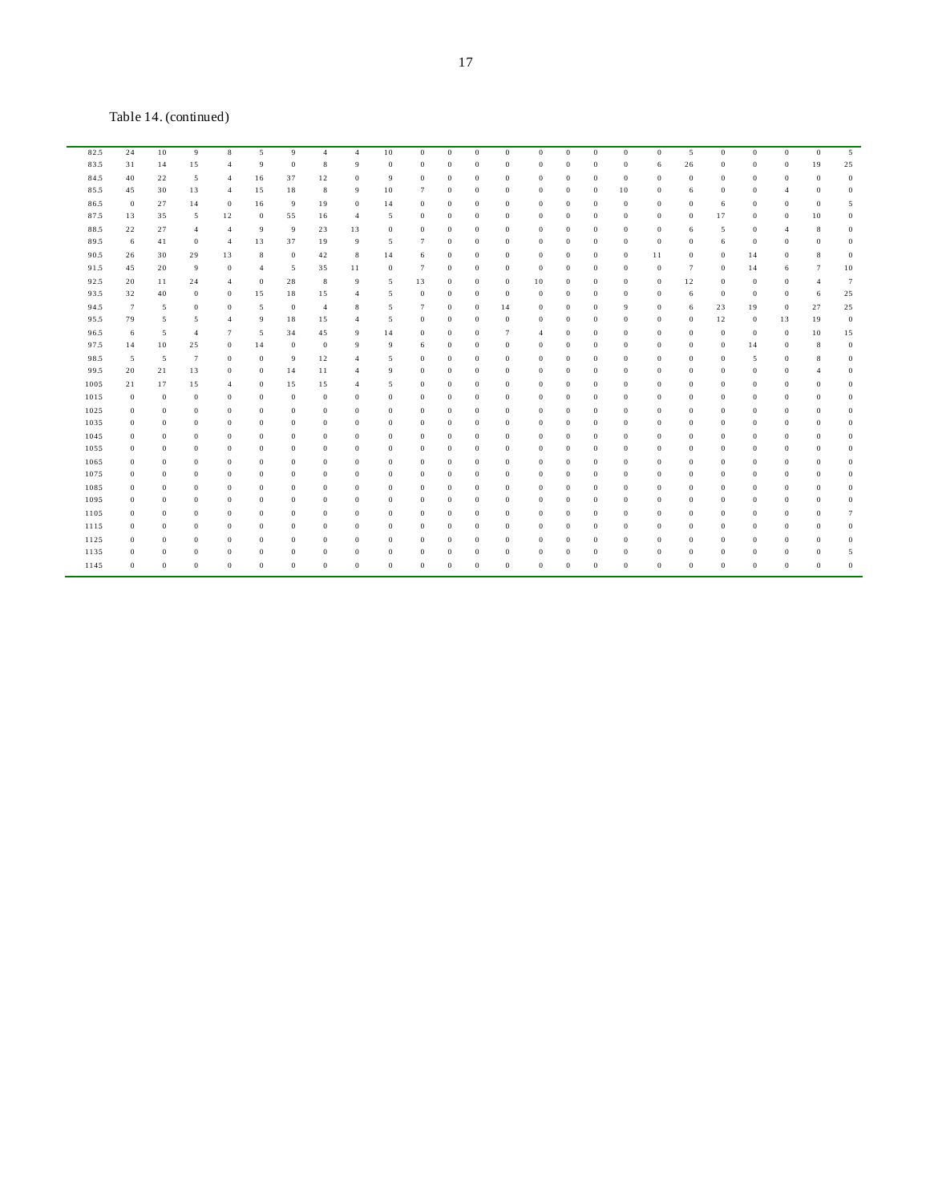Table 14. (continued)

| | | | | | | | | | | | | | | | | | | | | | | | | |
|---|---|---|---|---|---|---|---|---|---|---|---|---|---|---|---|---|---|---|---|---|---|---|---|---|
| 82.5 | 24 | 10 | 9 | 8 | 5 | 9 | 4 | 4 | 10 | 0 | 0 | 0 | 0 | 0 | 0 | 0 | 0 | 0 | 5 | 0 | 0 | 0 | 0 | 5 |
| 83.5 | 31 | 14 | 15 | 4 | 9 | 0 | 8 | 9 | 0 | 0 | 0 | 0 | 0 | 0 | 0 | 0 | 0 | 6 | 26 | 0 | 0 | 0 | 19 | 25 |
| 84.5 | 40 | 22 | 5 | 4 | 16 | 37 | 12 | 0 | 9 | 0 | 0 | 0 | 0 | 0 | 0 | 0 | 0 | 0 | 0 | 0 | 0 | 0 | 0 | 0 |
| 85.5 | 45 | 30 | 13 | 4 | 15 | 18 | 8 | 9 | 10 | 7 | 0 | 0 | 0 | 0 | 0 | 0 | 10 | 0 | 6 | 0 | 0 | 4 | 0 | 0 |
| 86.5 | 0 | 27 | 14 | 0 | 16 | 9 | 19 | 0 | 14 | 0 | 0 | 0 | 0 | 0 | 0 | 0 | 0 | 0 | 0 | 6 | 0 | 0 | 0 | 5 |
| 87.5 | 13 | 35 | 5 | 12 | 0 | 55 | 16 | 4 | 5 | 0 | 0 | 0 | 0 | 0 | 0 | 0 | 0 | 0 | 0 | 17 | 0 | 0 | 10 | 0 |
| 88.5 | 22 | 27 | 4 | 4 | 9 | 9 | 23 | 13 | 0 | 0 | 0 | 0 | 0 | 0 | 0 | 0 | 0 | 0 | 6 | 5 | 0 | 4 | 8 | 0 |
| 89.5 | 6 | 41 | 0 | 4 | 13 | 37 | 19 | 9 | 5 | 7 | 0 | 0 | 0 | 0 | 0 | 0 | 0 | 0 | 0 | 6 | 0 | 0 | 0 | 0 |
| 90.5 | 26 | 30 | 29 | 13 | 8 | 0 | 42 | 8 | 14 | 6 | 0 | 0 | 0 | 0 | 0 | 0 | 0 | 11 | 0 | 0 | 14 | 0 | 8 | 0 |
| 91.5 | 45 | 20 | 9 | 0 | 4 | 5 | 35 | 11 | 0 | 7 | 0 | 0 | 0 | 0 | 0 | 0 | 0 | 0 | 7 | 0 | 14 | 6 | 7 | 10 |
| 92.5 | 20 | 11 | 24 | 4 | 0 | 28 | 8 | 9 | 5 | 13 | 0 | 0 | 0 | 10 | 0 | 0 | 0 | 0 | 12 | 0 | 0 | 0 | 4 | 7 |
| 93.5 | 32 | 40 | 0 | 0 | 15 | 18 | 15 | 4 | 5 | 0 | 0 | 0 | 0 | 0 | 0 | 0 | 0 | 0 | 6 | 0 | 0 | 0 | 6 | 25 |
| 94.5 | 7 | 5 | 0 | 0 | 5 | 0 | 4 | 8 | 5 | 7 | 0 | 0 | 14 | 0 | 0 | 0 | 9 | 0 | 6 | 23 | 19 | 0 | 27 | 25 |
| 95.5 | 79 | 5 | 5 | 4 | 9 | 18 | 15 | 4 | 5 | 0 | 0 | 0 | 0 | 0 | 0 | 0 | 0 | 0 | 0 | 12 | 0 | 13 | 19 | 0 |
| 96.5 | 6 | 5 | 4 | 7 | 5 | 34 | 45 | 9 | 14 | 0 | 0 | 0 | 7 | 4 | 0 | 0 | 0 | 0 | 0 | 0 | 0 | 0 | 10 | 15 |
| 97.5 | 14 | 10 | 25 | 0 | 14 | 0 | 0 | 9 | 9 | 6 | 0 | 0 | 0 | 0 | 0 | 0 | 0 | 0 | 0 | 0 | 14 | 0 | 8 | 0 |
| 98.5 | 5 | 5 | 7 | 0 | 0 | 9 | 12 | 4 | 5 | 0 | 0 | 0 | 0 | 0 | 0 | 0 | 0 | 0 | 0 | 0 | 5 | 0 | 8 | 0 |
| 99.5 | 20 | 21 | 13 | 0 | 0 | 14 | 11 | 4 | 9 | 0 | 0 | 0 | 0 | 0 | 0 | 0 | 0 | 0 | 0 | 0 | 0 | 0 | 4 | 0 |
| 1005 | 21 | 17 | 15 | 4 | 0 | 15 | 15 | 4 | 5 | 0 | 0 | 0 | 0 | 0 | 0 | 0 | 0 | 0 | 0 | 0 | 0 | 0 | 0 | 0 |
| 1015 | 0 | 0 | 0 | 0 | 0 | 0 | 0 | 0 | 0 | 0 | 0 | 0 | 0 | 0 | 0 | 0 | 0 | 0 | 0 | 0 | 0 | 0 | 0 | 0 |
| 1025 | 0 | 0 | 0 | 0 | 0 | 0 | 0 | 0 | 0 | 0 | 0 | 0 | 0 | 0 | 0 | 0 | 0 | 0 | 0 | 0 | 0 | 0 | 0 | 0 |
| 1035 | 0 | 0 | 0 | 0 | 0 | 0 | 0 | 0 | 0 | 0 | 0 | 0 | 0 | 0 | 0 | 0 | 0 | 0 | 0 | 0 | 0 | 0 | 0 | 0 |
| 1045 | 0 | 0 | 0 | 0 | 0 | 0 | 0 | 0 | 0 | 0 | 0 | 0 | 0 | 0 | 0 | 0 | 0 | 0 | 0 | 0 | 0 | 0 | 0 | 0 |
| 1055 | 0 | 0 | 0 | 0 | 0 | 0 | 0 | 0 | 0 | 0 | 0 | 0 | 0 | 0 | 0 | 0 | 0 | 0 | 0 | 0 | 0 | 0 | 0 | 0 |
| 1065 | 0 | 0 | 0 | 0 | 0 | 0 | 0 | 0 | 0 | 0 | 0 | 0 | 0 | 0 | 0 | 0 | 0 | 0 | 0 | 0 | 0 | 0 | 0 | 0 |
| 1075 | 0 | 0 | 0 | 0 | 0 | 0 | 0 | 0 | 0 | 0 | 0 | 0 | 0 | 0 | 0 | 0 | 0 | 0 | 0 | 0 | 0 | 0 | 0 | 0 |
| 1085 | 0 | 0 | 0 | 0 | 0 | 0 | 0 | 0 | 0 | 0 | 0 | 0 | 0 | 0 | 0 | 0 | 0 | 0 | 0 | 0 | 0 | 0 | 0 | 0 |
| 1095 | 0 | 0 | 0 | 0 | 0 | 0 | 0 | 0 | 0 | 0 | 0 | 0 | 0 | 0 | 0 | 0 | 0 | 0 | 0 | 0 | 0 | 0 | 0 | 0 |
| 1105 | 0 | 0 | 0 | 0 | 0 | 0 | 0 | 0 | 0 | 0 | 0 | 0 | 0 | 0 | 0 | 0 | 0 | 0 | 0 | 0 | 0 | 0 | 0 | 7 |
| 1115 | 0 | 0 | 0 | 0 | 0 | 0 | 0 | 0 | 0 | 0 | 0 | 0 | 0 | 0 | 0 | 0 | 0 | 0 | 0 | 0 | 0 | 0 | 0 | 0 |
| 1125 | 0 | 0 | 0 | 0 | 0 | 0 | 0 | 0 | 0 | 0 | 0 | 0 | 0 | 0 | 0 | 0 | 0 | 0 | 0 | 0 | 0 | 0 | 0 | 0 |
| 1135 | 0 | 0 | 0 | 0 | 0 | 0 | 0 | 0 | 0 | 0 | 0 | 0 | 0 | 0 | 0 | 0 | 0 | 0 | 0 | 0 | 0 | 0 | 0 | 5 |
| 1145 | 0 | 0 | 0 | 0 | 0 | 0 | 0 | 0 | 0 | 0 | 0 | 0 | 0 | 0 | 0 | 0 | 0 | 0 | 0 | 0 | 0 | 0 | 0 | 0 |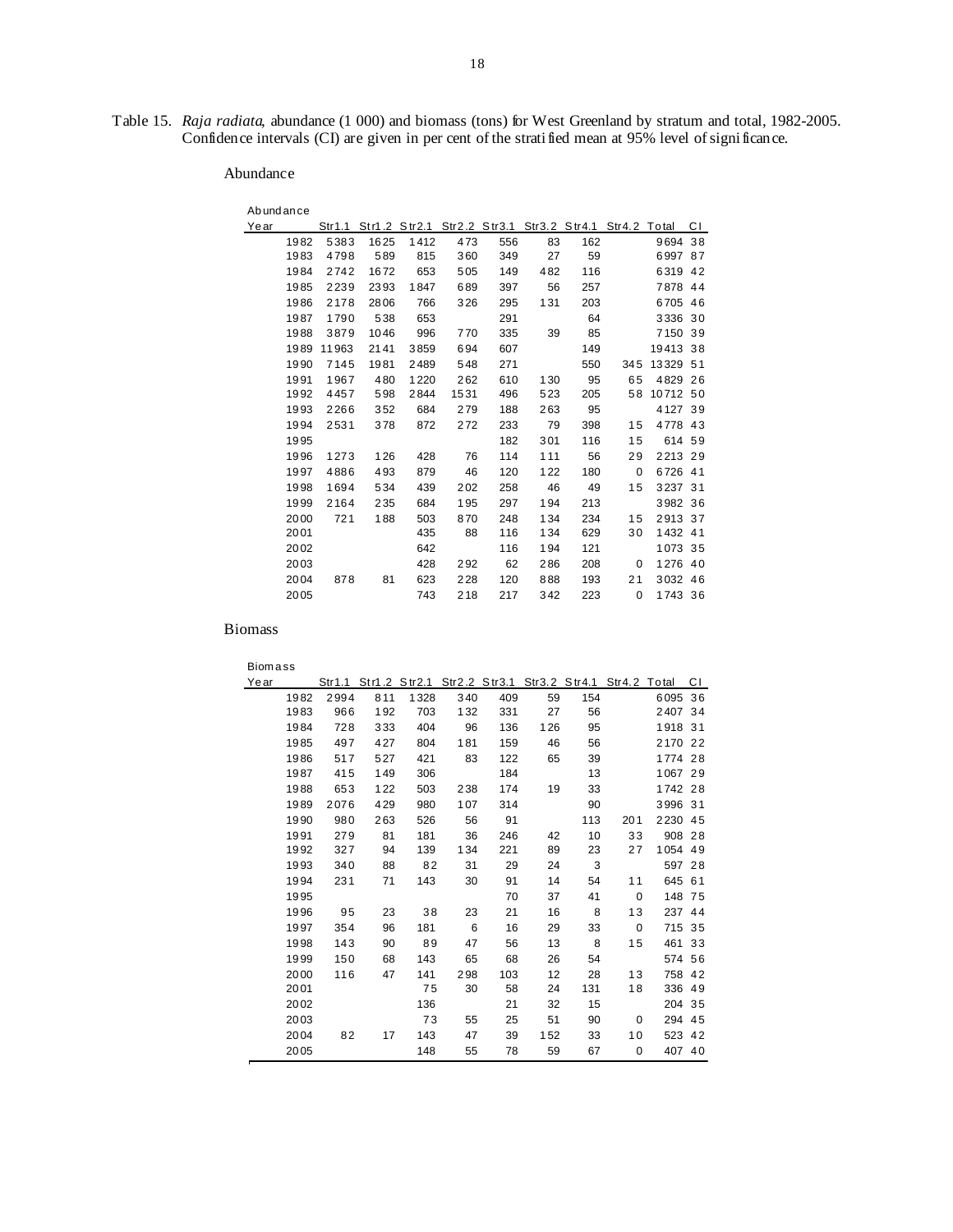Table 15. *Raja radiata*, abundance (1 000) and biomass (tons) for West Greenland by stratum and total, 1982-2005. Confidence intervals (CI) are given in per cent of the stratified mean at 95% level of significance.

Abundance

| Year | Str1.1 | Str1.2 | Str2.1 | Str2.2 | Str3.1 | Str3.2 | Str4.1 | Str4.2 | Total | CI |
|---|---|---|---|---|---|---|---|---|---|---|
| 1982 | 5383 | 1625 | 1412 | 473 | 556 | 83 | 162 | | 9694 | 38 |
| 1983 | 4798 | 589 | 815 | 360 | 349 | 27 | 59 | | 6997 | 87 |
| 1984 | 2742 | 1672 | 653 | 505 | 149 | 482 | 116 | | 6319 | 42 |
| 1985 | 2239 | 2393 | 1847 | 689 | 397 | 56 | 257 | | 7878 | 44 |
| 1986 | 2178 | 2806 | 766 | 326 | 295 | 131 | 203 | | 6705 | 46 |
| 1987 | 1790 | 538 | 653 | | 291 | | 64 | | 3336 | 30 |
| 1988 | 3879 | 1046 | 996 | 770 | 335 | 39 | 85 | | 7150 | 39 |
| 1989 | 11963 | 2141 | 3859 | 694 | 607 | | 149 | | 19413 | 38 |
| 1990 | 7145 | 1981 | 2489 | 548 | 271 | | 550 | 345 | 13329 | 51 |
| 1991 | 1967 | 480 | 1220 | 262 | 610 | 130 | 95 | 65 | 4829 | 26 |
| 1992 | 4457 | 598 | 2844 | 1531 | 496 | 523 | 205 | 58 | 10712 | 50 |
| 1993 | 2266 | 352 | 684 | 279 | 188 | 263 | 95 | | 4127 | 39 |
| 1994 | 2531 | 378 | 872 | 272 | 233 | 79 | 398 | 15 | 4778 | 43 |
| 1995 | | | | | 182 | 301 | 116 | 15 | 614 | 59 |
| 1996 | 1273 | 126 | 428 | 76 | 114 | 111 | 56 | 29 | 2213 | 29 |
| 1997 | 4886 | 493 | 879 | 46 | 120 | 122 | 180 | 0 | 6726 | 41 |
| 1998 | 1694 | 534 | 439 | 202 | 258 | 46 | 49 | 15 | 3237 | 31 |
| 1999 | 2164 | 235 | 684 | 195 | 297 | 194 | 213 | | 3982 | 36 |
| 2000 | 721 | 188 | 503 | 870 | 248 | 134 | 234 | 15 | 2913 | 37 |
| 2001 | | | 435 | 88 | 116 | 134 | 629 | 30 | 1432 | 41 |
| 2002 | | | 642 | | 116 | 194 | 121 | | 1073 | 35 |
| 2003 | | | 428 | 292 | 62 | 286 | 208 | 0 | 1276 | 40 |
| 2004 | 878 | 81 | 623 | 228 | 120 | 888 | 193 | 21 | 3032 | 46 |
| 2005 | | | 743 | 218 | 217 | 342 | 223 | 0 | 1743 | 36 |

Biomass

| Year | Str1.1 | Str1.2 | Str2.1 | Str2.2 | Str3.1 | Str3.2 | Str4.1 | Str4.2 | Total | CI |
|---|---|---|---|---|---|---|---|---|---|---|
| 1982 | 2994 | 811 | 1328 | 340 | 409 | 59 | 154 | | 6095 | 36 |
| 1983 | 966 | 192 | 703 | 132 | 331 | 27 | 56 | | 2407 | 34 |
| 1984 | 728 | 333 | 404 | 96 | 136 | 126 | 95 | | 1918 | 31 |
| 1985 | 497 | 427 | 804 | 181 | 159 | 46 | 56 | | 2170 | 22 |
| 1986 | 517 | 527 | 421 | 83 | 122 | 65 | 39 | | 1774 | 28 |
| 1987 | 415 | 149 | 306 | | 184 | | 13 | | 1067 | 29 |
| 1988 | 653 | 122 | 503 | 238 | 174 | 19 | 33 | | 1742 | 28 |
| 1989 | 2076 | 429 | 980 | 107 | 314 | | 90 | | 3996 | 31 |
| 1990 | 980 | 263 | 526 | 56 | 91 | | 113 | 201 | 2230 | 45 |
| 1991 | 279 | 81 | 181 | 36 | 246 | 42 | 10 | 33 | 908 | 28 |
| 1992 | 327 | 94 | 139 | 134 | 221 | 89 | 23 | 27 | 1054 | 49 |
| 1993 | 340 | 88 | 82 | 31 | 29 | 24 | 3 | | 597 | 28 |
| 1994 | 231 | 71 | 143 | 30 | 91 | 14 | 54 | 11 | 645 | 61 |
| 1995 | | | | | 70 | 37 | 41 | 0 | 148 | 75 |
| 1996 | 95 | 23 | 38 | 23 | 21 | 16 | 8 | 13 | 237 | 44 |
| 1997 | 354 | 96 | 181 | 6 | 16 | 29 | 33 | 0 | 715 | 35 |
| 1998 | 143 | 90 | 89 | 47 | 56 | 13 | 8 | 15 | 461 | 33 |
| 1999 | 150 | 68 | 143 | 65 | 68 | 26 | 54 | | 574 | 56 |
| 2000 | 116 | 47 | 141 | 298 | 103 | 12 | 28 | 13 | 758 | 42 |
| 2001 | | | 75 | 30 | 58 | 24 | 131 | 18 | 336 | 49 |
| 2002 | | | 136 | | 21 | 32 | 15 | | 204 | 35 |
| 2003 | | | 73 | 55 | 25 | 51 | 90 | 0 | 294 | 45 |
| 2004 | 82 | 17 | 143 | 47 | 39 | 152 | 33 | 10 | 523 | 42 |
| 2005 | | | 148 | 55 | 78 | 59 | 67 | 0 | 407 | 40 |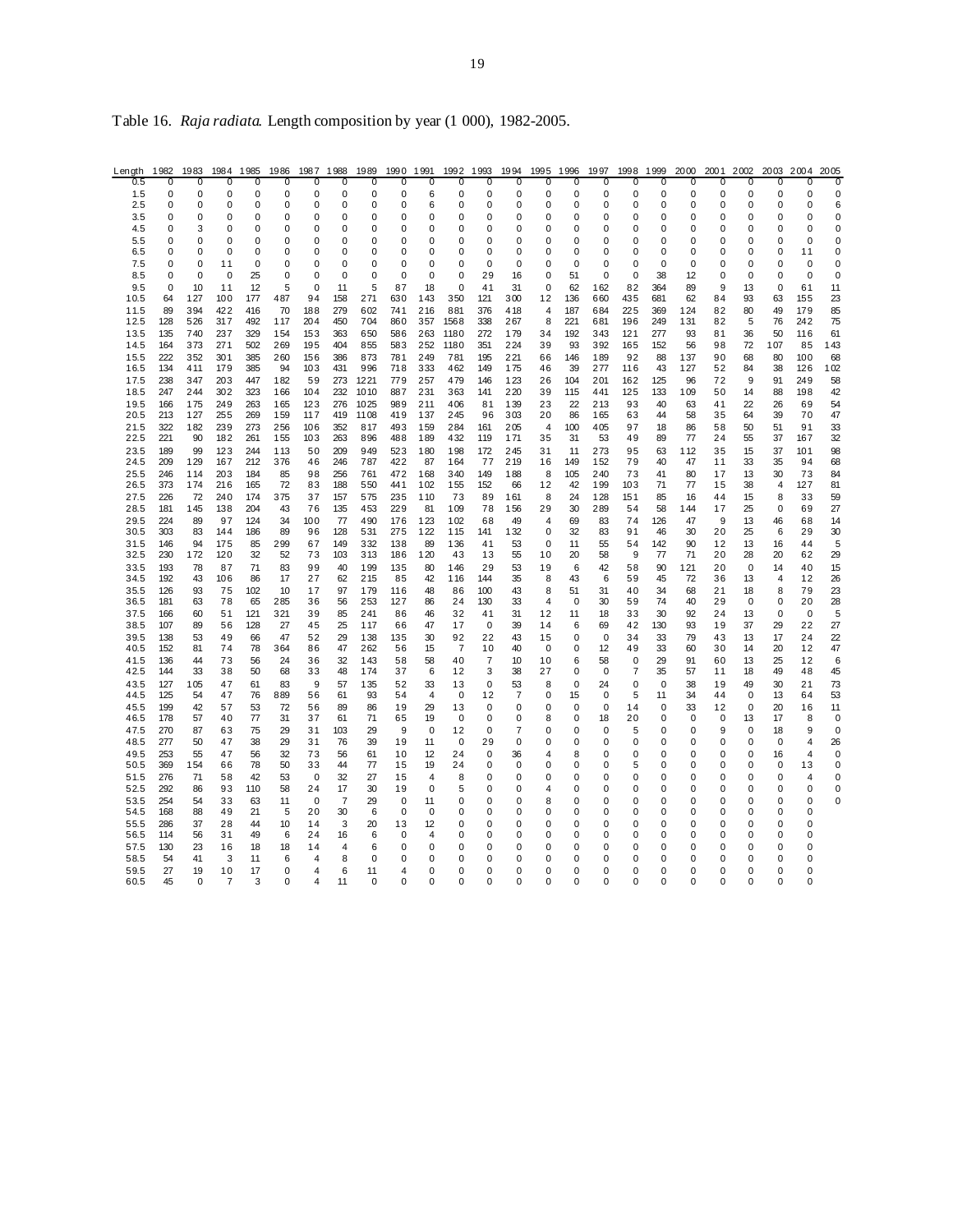Table 16. *Raja radiata*. Length composition by year (1 000), 1982-2005.

| Length | 1982 | 1983 | 1984 | 1985 | 1986 | 1987 | 1988 | 1989 | 1990 | 1991 | 1992 | 1993 | 1994 | 1995 | 1996 | 1997 | 1998 | 1999 | 2000 | 2001 | 2002 | 2003 | 2004 | 2005 |
|---|---|---|---|---|---|---|---|---|---|---|---|---|---|---|---|---|---|---|---|---|---|---|---|---|
| 0.5 | 0 | 0 | 0 | 0 | 0 | 0 | 0 | 0 | 0 | 0 | 0 | 0 | 0 | 0 | 0 | 0 | 0 | 0 | 0 | 0 | 0 | 0 | 0 | 0 |
| 1.5 | 0 | 0 | 0 | 0 | 0 | 0 | 0 | 0 | 0 | 6 | 0 | 0 | 0 | 0 | 0 | 0 | 0 | 0 | 0 | 0 | 0 | 0 | 0 | 0 |
| 2.5 | 0 | 0 | 0 | 0 | 0 | 0 | 0 | 0 | 0 | 6 | 0 | 0 | 0 | 0 | 0 | 0 | 0 | 0 | 0 | 0 | 0 | 0 | 0 | 6 |
| 3.5 | 0 | 0 | 0 | 0 | 0 | 0 | 0 | 0 | 0 | 0 | 0 | 0 | 0 | 0 | 0 | 0 | 0 | 0 | 0 | 0 | 0 | 0 | 0 | 0 |
| 4.5 | 0 | 3 | 0 | 0 | 0 | 0 | 0 | 0 | 0 | 0 | 0 | 0 | 0 | 0 | 0 | 0 | 0 | 0 | 0 | 0 | 0 | 0 | 0 | 0 |
| 5.5 | 0 | 0 | 0 | 0 | 0 | 0 | 0 | 0 | 0 | 0 | 0 | 0 | 0 | 0 | 0 | 0 | 0 | 0 | 0 | 0 | 0 | 0 | 0 | 0 |
| 6.5 | 0 | 0 | 0 | 0 | 0 | 0 | 0 | 0 | 0 | 0 | 0 | 0 | 0 | 0 | 0 | 0 | 0 | 0 | 0 | 0 | 0 | 0 | 11 | 0 |
| 7.5 | 0 | 0 | 11 | 0 | 0 | 0 | 0 | 0 | 0 | 0 | 0 | 0 | 0 | 0 | 0 | 0 | 0 | 0 | 0 | 0 | 0 | 0 | 0 | 0 |
| 8.5 | 0 | 0 | 0 | 25 | 0 | 0 | 0 | 0 | 0 | 0 | 0 | 29 | 16 | 0 | 51 | 0 | 0 | 38 | 12 | 0 | 0 | 0 | 0 | 0 |
| 9.5 | 0 | 10 | 11 | 12 | 5 | 0 | 11 | 5 | 87 | 18 | 0 | 41 | 31 | 0 | 62 | 162 | 82 | 364 | 89 | 9 | 13 | 0 | 61 | 11 |
| 10.5 | 64 | 127 | 100 | 177 | 487 | 94 | 158 | 271 | 630 | 143 | 350 | 121 | 300 | 12 | 136 | 660 | 435 | 681 | 62 | 84 | 93 | 63 | 155 | 23 |
| 11.5 | 89 | 394 | 422 | 416 | 70 | 188 | 279 | 602 | 741 | 216 | 881 | 376 | 418 | 4 | 187 | 684 | 225 | 369 | 124 | 82 | 80 | 49 | 179 | 85 |
| 12.5 | 128 | 526 | 317 | 492 | 117 | 204 | 450 | 704 | 860 | 357 | 1568 | 338 | 267 | 8 | 221 | 681 | 196 | 249 | 131 | 82 | 5 | 76 | 242 | 75 |
| 13.5 | 135 | 740 | 237 | 329 | 154 | 153 | 363 | 650 | 586 | 263 | 1180 | 272 | 179 | 34 | 192 | 343 | 121 | 277 | 93 | 81 | 36 | 50 | 116 | 61 |
| 14.5 | 164 | 373 | 271 | 502 | 269 | 195 | 404 | 855 | 583 | 252 | 1180 | 351 | 224 | 39 | 93 | 392 | 165 | 152 | 56 | 98 | 72 | 107 | 85 | 143 |
| 15.5 | 222 | 352 | 301 | 385 | 260 | 156 | 386 | 873 | 781 | 249 | 781 | 195 | 221 | 66 | 146 | 189 | 92 | 88 | 137 | 90 | 68 | 80 | 100 | 68 |
| 16.5 | 134 | 411 | 179 | 385 | 94 | 103 | 431 | 996 | 718 | 333 | 462 | 149 | 175 | 46 | 39 | 277 | 116 | 43 | 127 | 52 | 84 | 38 | 126 | 102 |
| 17.5 | 238 | 347 | 203 | 447 | 182 | 59 | 273 | 1221 | 779 | 257 | 479 | 146 | 123 | 26 | 104 | 201 | 162 | 125 | 96 | 72 | 9 | 91 | 249 | 58 |
| 18.5 | 247 | 244 | 302 | 323 | 166 | 104 | 232 | 1010 | 887 | 231 | 363 | 141 | 220 | 39 | 115 | 441 | 125 | 133 | 109 | 50 | 14 | 88 | 198 | 42 |
| 19.5 | 166 | 175 | 249 | 263 | 165 | 123 | 276 | 1025 | 989 | 211 | 406 | 81 | 139 | 23 | 22 | 213 | 93 | 40 | 63 | 41 | 22 | 26 | 69 | 54 |
| 20.5 | 213 | 127 | 255 | 269 | 159 | 117 | 419 | 1108 | 419 | 137 | 245 | 96 | 303 | 20 | 86 | 165 | 63 | 44 | 58 | 35 | 64 | 39 | 70 | 47 |
| 21.5 | 322 | 182 | 239 | 273 | 256 | 106 | 352 | 817 | 493 | 159 | 284 | 161 | 205 | 4 | 100 | 405 | 97 | 18 | 86 | 58 | 50 | 51 | 91 | 33 |
| 22.5 | 221 | 90 | 182 | 261 | 155 | 103 | 263 | 896 | 488 | 189 | 432 | 119 | 171 | 35 | 31 | 53 | 49 | 89 | 77 | 24 | 55 | 37 | 167 | 32 |
| 23.5 | 189 | 99 | 123 | 244 | 113 | 50 | 209 | 949 | 523 | 180 | 198 | 172 | 245 | 31 | 11 | 273 | 95 | 63 | 112 | 35 | 15 | 37 | 101 | 98 |
| 24.5 | 209 | 129 | 167 | 212 | 376 | 46 | 246 | 787 | 422 | 87 | 164 | 77 | 219 | 16 | 149 | 152 | 79 | 40 | 47 | 11 | 33 | 35 | 94 | 68 |
| 25.5 | 246 | 114 | 203 | 184 | 85 | 98 | 256 | 761 | 472 | 168 | 340 | 149 | 188 | 8 | 105 | 240 | 73 | 41 | 80 | 17 | 13 | 30 | 73 | 84 |
| 26.5 | 373 | 174 | 216 | 165 | 72 | 83 | 188 | 550 | 441 | 102 | 155 | 152 | 66 | 12 | 42 | 199 | 103 | 71 | 77 | 15 | 38 | 4 | 127 | 81 |
| 27.5 | 226 | 72 | 240 | 174 | 375 | 37 | 157 | 575 | 235 | 110 | 73 | 89 | 161 | 8 | 24 | 128 | 151 | 85 | 16 | 44 | 15 | 8 | 33 | 59 |
| 28.5 | 181 | 145 | 138 | 204 | 43 | 76 | 135 | 453 | 229 | 81 | 109 | 78 | 156 | 29 | 30 | 289 | 54 | 58 | 144 | 17 | 25 | 0 | 69 | 27 |
| 29.5 | 224 | 89 | 97 | 124 | 34 | 100 | 77 | 490 | 176 | 123 | 102 | 68 | 49 | 4 | 69 | 83 | 74 | 126 | 47 | 9 | 13 | 46 | 68 | 14 |
| 30.5 | 303 | 83 | 144 | 186 | 89 | 96 | 128 | 531 | 275 | 122 | 115 | 141 | 132 | 0 | 32 | 83 | 91 | 46 | 30 | 20 | 25 | 6 | 29 | 30 |
| 31.5 | 146 | 94 | 175 | 85 | 299 | 67 | 149 | 332 | 138 | 89 | 136 | 41 | 53 | 0 | 11 | 55 | 54 | 142 | 90 | 12 | 13 | 16 | 44 | 5 |
| 32.5 | 230 | 172 | 120 | 32 | 52 | 73 | 103 | 313 | 186 | 120 | 43 | 13 | 55 | 10 | 20 | 58 | 9 | 77 | 71 | 20 | 28 | 20 | 62 | 29 |
| 33.5 | 193 | 78 | 87 | 71 | 83 | 99 | 40 | 199 | 135 | 80 | 146 | 29 | 53 | 19 | 6 | 42 | 58 | 90 | 121 | 20 | 0 | 14 | 40 | 15 |
| 34.5 | 192 | 43 | 106 | 86 | 17 | 27 | 62 | 215 | 85 | 42 | 116 | 144 | 35 | 8 | 43 | 6 | 59 | 45 | 72 | 36 | 13 | 4 | 12 | 26 |
| 35.5 | 126 | 93 | 75 | 102 | 10 | 17 | 97 | 179 | 116 | 48 | 86 | 100 | 43 | 8 | 51 | 31 | 40 | 34 | 68 | 21 | 18 | 8 | 79 | 23 |
| 36.5 | 181 | 63 | 78 | 65 | 285 | 36 | 56 | 253 | 127 | 86 | 24 | 130 | 33 | 4 | 0 | 30 | 59 | 74 | 40 | 29 | 0 | 0 | 20 | 28 |
| 37.5 | 166 | 60 | 51 | 121 | 321 | 39 | 85 | 241 | 86 | 46 | 32 | 41 | 31 | 12 | 11 | 18 | 33 | 30 | 92 | 24 | 13 | 0 | 0 | 5 |
| 38.5 | 107 | 89 | 56 | 128 | 27 | 45 | 25 | 117 | 66 | 47 | 17 | 0 | 39 | 14 | 6 | 69 | 42 | 130 | 93 | 19 | 37 | 29 | 22 | 27 |
| 39.5 | 138 | 53 | 49 | 66 | 47 | 52 | 29 | 138 | 135 | 30 | 92 | 22 | 43 | 15 | 0 | 0 | 34 | 33 | 79 | 43 | 13 | 17 | 24 | 22 |
| 40.5 | 152 | 81 | 74 | 78 | 364 | 86 | 47 | 262 | 56 | 15 | 7 | 10 | 40 | 0 | 0 | 12 | 49 | 33 | 60 | 30 | 14 | 20 | 12 | 47 |
| 41.5 | 136 | 44 | 73 | 56 | 24 | 36 | 32 | 143 | 58 | 58 | 40 | 7 | 10 | 10 | 6 | 58 | 0 | 29 | 91 | 60 | 13 | 25 | 12 | 6 |
| 42.5 | 144 | 33 | 38 | 50 | 68 | 33 | 48 | 174 | 37 | 6 | 12 | 3 | 38 | 27 | 0 | 0 | 7 | 35 | 57 | 11 | 18 | 49 | 48 | 45 |
| 43.5 | 127 | 105 | 47 | 61 | 83 | 9 | 57 | 135 | 52 | 33 | 13 | 0 | 53 | 8 | 0 | 24 | 0 | 0 | 38 | 19 | 49 | 30 | 21 | 73 |
| 44.5 | 125 | 54 | 47 | 76 | 889 | 56 | 61 | 93 | 54 | 4 | 0 | 12 | 7 | 0 | 15 | 0 | 5 | 11 | 34 | 44 | 0 | 13 | 64 | 53 |
| 45.5 | 199 | 42 | 57 | 53 | 72 | 56 | 89 | 86 | 19 | 29 | 13 | 0 | 0 | 0 | 0 | 0 | 14 | 0 | 33 | 12 | 0 | 20 | 16 | 11 |
| 46.5 | 178 | 57 | 40 | 77 | 31 | 37 | 61 | 71 | 65 | 19 | 0 | 0 | 0 | 8 | 0 | 18 | 20 | 0 | 0 | 0 | 13 | 17 | 8 | 0 |
| 47.5 | 270 | 87 | 63 | 75 | 29 | 31 | 103 | 29 | 9 | 0 | 12 | 0 | 7 | 0 | 0 | 0 | 5 | 0 | 0 | 9 | 0 | 18 | 9 | 0 |
| 48.5 | 277 | 50 | 47 | 38 | 29 | 31 | 76 | 39 | 19 | 11 | 0 | 29 | 0 | 0 | 0 | 0 | 0 | 0 | 0 | 0 | 0 | 0 | 4 | 26 |
| 49.5 | 253 | 55 | 47 | 56 | 32 | 73 | 56 | 61 | 10 | 12 | 24 | 0 | 36 | 4 | 8 | 0 | 0 | 0 | 0 | 0 | 0 | 16 | 4 | 0 |
| 50.5 | 369 | 154 | 66 | 78 | 50 | 33 | 44 | 77 | 15 | 19 | 24 | 0 | 0 | 0 | 0 | 0 | 5 | 0 | 0 | 0 | 0 | 0 | 13 | 0 |
| 51.5 | 276 | 71 | 58 | 42 | 53 | 0 | 32 | 27 | 15 | 4 | 8 | 0 | 0 | 0 | 0 | 0 | 0 | 0 | 0 | 0 | 0 | 0 | 4 | 0 |
| 52.5 | 292 | 86 | 93 | 110 | 58 | 24 | 17 | 30 | 19 | 0 | 5 | 0 | 0 | 4 | 0 | 0 | 0 | 0 | 0 | 0 | 0 | 0 | 0 | 0 |
| 53.5 | 254 | 54 | 33 | 63 | 11 | 0 | 7 | 29 | 0 | 11 | 0 | 0 | 0 | 8 | 0 | 0 | 0 | 0 | 0 | 0 | 0 | 0 | 0 | 0 |
| 54.5 | 168 | 88 | 49 | 21 | 5 | 20 | 30 | 6 | 0 | 0 | 0 | 0 | 0 | 0 | 0 | 0 | 0 | 0 | 0 | 0 | 0 | 0 | 0 | |
| 55.5 | 286 | 37 | 28 | 44 | 10 | 14 | 3 | 20 | 13 | 12 | 0 | 0 | 0 | 0 | 0 | 0 | 0 | 0 | 0 | 0 | 0 | 0 | 0 | |
| 56.5 | 114 | 56 | 31 | 49 | 6 | 24 | 16 | 6 | 0 | 4 | 0 | 0 | 0 | 0 | 0 | 0 | 0 | 0 | 0 | 0 | 0 | 0 | 0 | |
| 57.5 | 130 | 23 | 16 | 18 | 18 | 14 | 4 | 6 | 0 | 0 | 0 | 0 | 0 | 0 | 0 | 0 | 0 | 0 | 0 | 0 | 0 | 0 | 0 | |
| 58.5 | 54 | 41 | 3 | 11 | 6 | 4 | 8 | 0 | 0 | 0 | 0 | 0 | 0 | 0 | 0 | 0 | 0 | 0 | 0 | 0 | 0 | 0 | 0 | |
| 59.5 | 27 | 19 | 10 | 17 | 0 | 4 | 6 | 11 | 4 | 0 | 0 | 0 | 0 | 0 | 0 | 0 | 0 | 0 | 0 | 0 | 0 | 0 | 0 | |
| 60.5 | 45 | 0 | 7 | 3 | 0 | 4 | 11 | 0 | 0 | 0 | 0 | 0 | 0 | 0 | 0 | 0 | 0 | 0 | 0 | 0 | 0 | 0 | 0 | |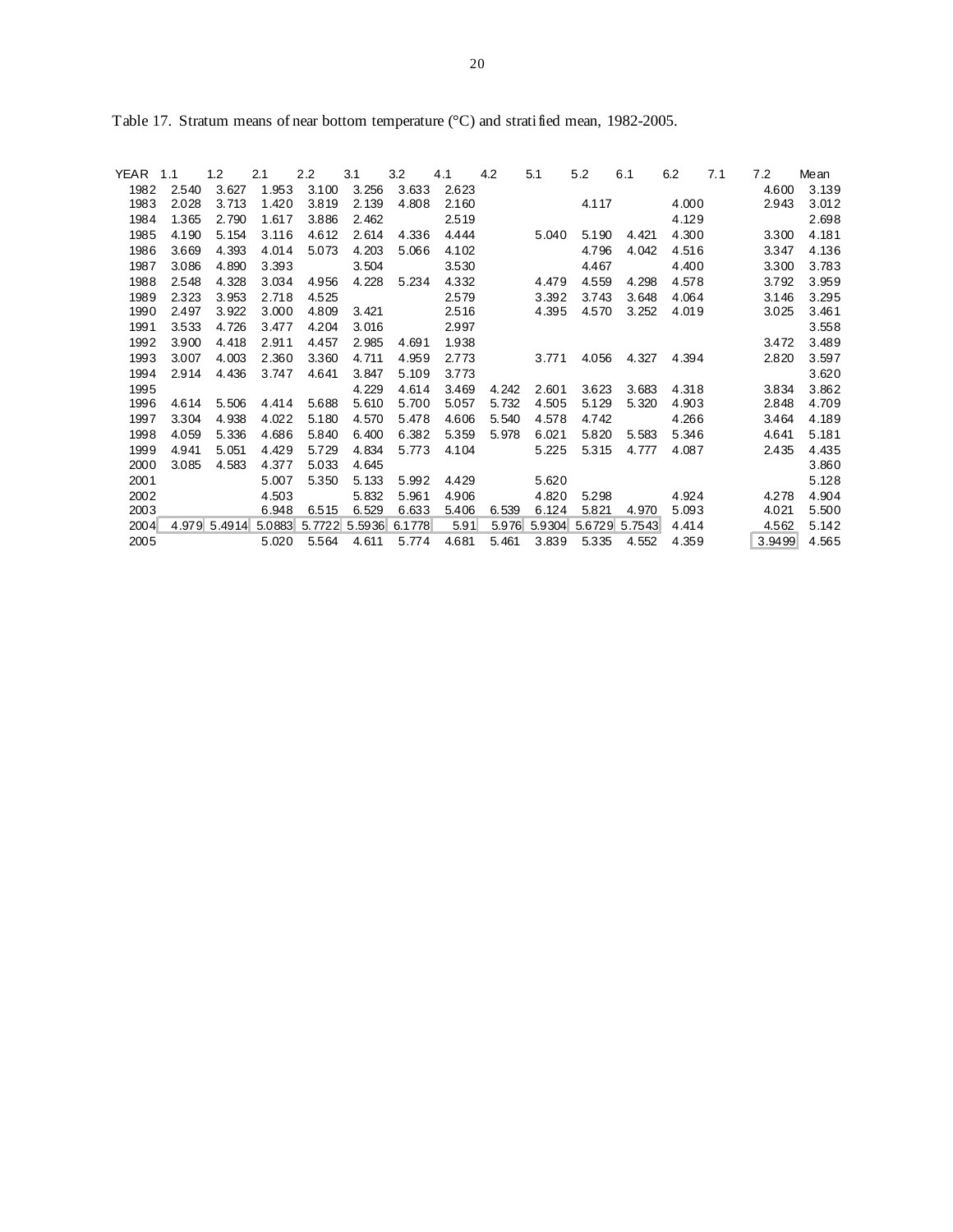Table 17. Stratum means of near bottom temperature (°C) and stratified mean, 1982-2005.

| YEAR | 1.1 | 1.2 | 2.1 | 2.2 | 3.1 | 3.2 | 4.1 | 4.2 | 5.1 | 5.2 | 6.1 | 6.2 | 7.1 | 7.2 | Mean |
|---|---|---|---|---|---|---|---|---|---|---|---|---|---|---|---|
| 1982 | 2.540 | 3.627 | 1.953 | 3.100 | 3.256 | 3.633 | 2.623 | | | | | | | 4.600 | 3.139 |
| 1983 | 2.028 | 3.713 | 1.420 | 3.819 | 2.139 | 4.808 | 2.160 | | | 4.117 | | 4.000 | | 2.943 | 3.012 |
| 1984 | 1.365 | 2.790 | 1.617 | 3.886 | 2.462 | | 2.519 | | | | | 4.129 | | | 2.698 |
| 1985 | 4.190 | 5.154 | 3.116 | 4.612 | 2.614 | 4.336 | 4.444 | | 5.040 | 5.190 | 4.421 | 4.300 | | 3.300 | 4.181 |
| 1986 | 3.669 | 4.393 | 4.014 | 5.073 | 4.203 | 5.066 | 4.102 | | | 4.796 | 4.042 | 4.516 | | 3.347 | 4.136 |
| 1987 | 3.086 | 4.890 | 3.393 | | 3.504 | | 3.530 | | | 4.467 | | 4.400 | | 3.300 | 3.783 |
| 1988 | 2.548 | 4.328 | 3.034 | 4.956 | 4.228 | 5.234 | 4.332 | | 4.479 | 4.559 | 4.298 | 4.578 | | 3.792 | 3.959 |
| 1989 | 2.323 | 3.953 | 2.718 | 4.525 | | | 2.579 | | 3.392 | 3.743 | 3.648 | 4.064 | | 3.146 | 3.295 |
| 1990 | 2.497 | 3.922 | 3.000 | 4.809 | 3.421 | | 2.516 | | 4.395 | 4.570 | 3.252 | 4.019 | | 3.025 | 3.461 |
| 1991 | 3.533 | 4.726 | 3.477 | 4.204 | 3.016 | | 2.997 | | | | | | | | 3.558 |
| 1992 | 3.900 | 4.418 | 2.911 | 4.457 | 2.985 | 4.691 | 1.938 | | | | | | | 3.472 | 3.489 |
| 1993 | 3.007 | 4.003 | 2.360 | 3.360 | 4.711 | 4.959 | 2.773 | | 3.771 | 4.056 | 4.327 | 4.394 | | 2.820 | 3.597 |
| 1994 | 2.914 | 4.436 | 3.747 | 4.641 | 3.847 | 5.109 | 3.773 | | | | | | | | 3.620 |
| 1995 | | | | | 4.229 | 4.614 | 3.469 | 4.242 | 2.601 | 3.623 | 3.683 | 4.318 | | 3.834 | 3.862 |
| 1996 | 4.614 | 5.506 | 4.414 | 5.688 | 5.610 | 5.700 | 5.057 | 5.732 | 4.505 | 5.129 | 5.320 | 4.903 | | 2.848 | 4.709 |
| 1997 | 3.304 | 4.938 | 4.022 | 5.180 | 4.570 | 5.478 | 4.606 | 5.540 | 4.578 | 4.742 | | 4.266 | | 3.464 | 4.189 |
| 1998 | 4.059 | 5.336 | 4.686 | 5.840 | 6.400 | 6.382 | 5.359 | 5.978 | 6.021 | 5.820 | 5.583 | 5.346 | | 4.641 | 5.181 |
| 1999 | 4.941 | 5.051 | 4.429 | 5.729 | 4.834 | 5.773 | 4.104 | | 5.225 | 5.315 | 4.777 | 4.087 | | 2.435 | 4.435 |
| 2000 | 3.085 | 4.583 | 4.377 | 5.033 | 4.645 | | | | | | | | | | 3.860 |
| 2001 | | | 5.007 | 5.350 | 5.133 | 5.992 | 4.429 | | 5.620 | | | | | | 5.128 |
| 2002 | | | 4.503 | | 5.832 | 5.961 | 4.906 | | 4.820 | 5.298 | | 4.924 | | 4.278 | 4.904 |
| 2003 | | | 6.948 | 6.515 | 6.529 | 6.633 | 5.406 | 6.539 | 6.124 | 5.821 | 4.970 | 5.093 | | 4.021 | 5.500 |
| 2004 | 4.979 | 5.4914 | 5.0883 | 5.7722 | 5.5936 | 6.1778 | 5.91 | 5.976 | 5.9304 | 5.6729 | 5.7543 | 4.414 | | 4.562 | 5.142 |
| 2005 | | | 5.020 | 5.564 | 4.611 | 5.774 | 4.681 | 5.461 | 3.839 | 5.335 | 4.552 | 4.359 | | 3.9499 | 4.565 |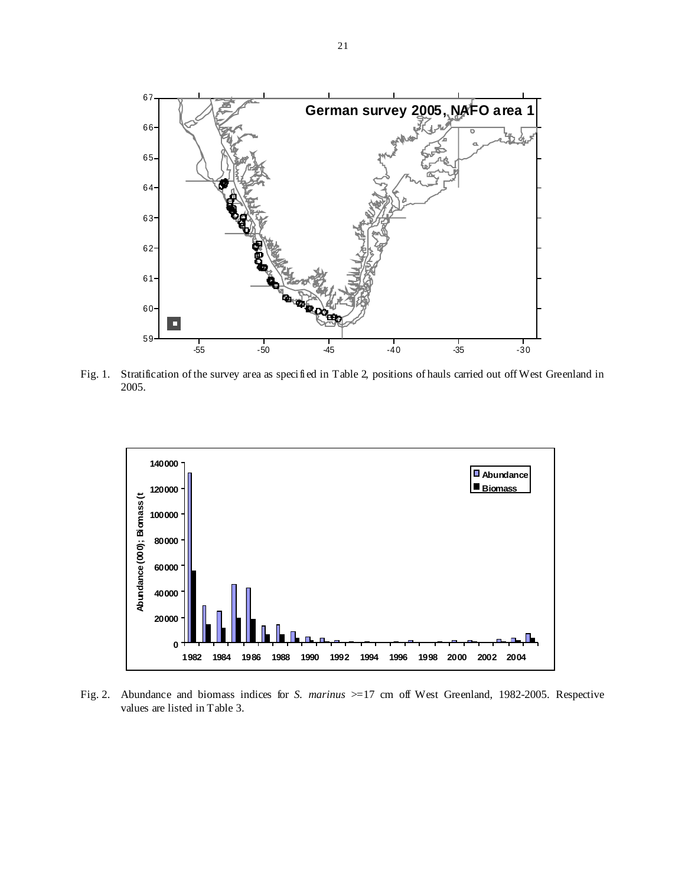Fig. 1. Stratification of the survey area as specified in Table 2, positions of hauls carried out off West Greenland in 2005.

Fig. 2. Abundance and biomass indices for *S. marinus* >=17 cm off West Greenland, 1982-2005. Respective values are listed in Table 3.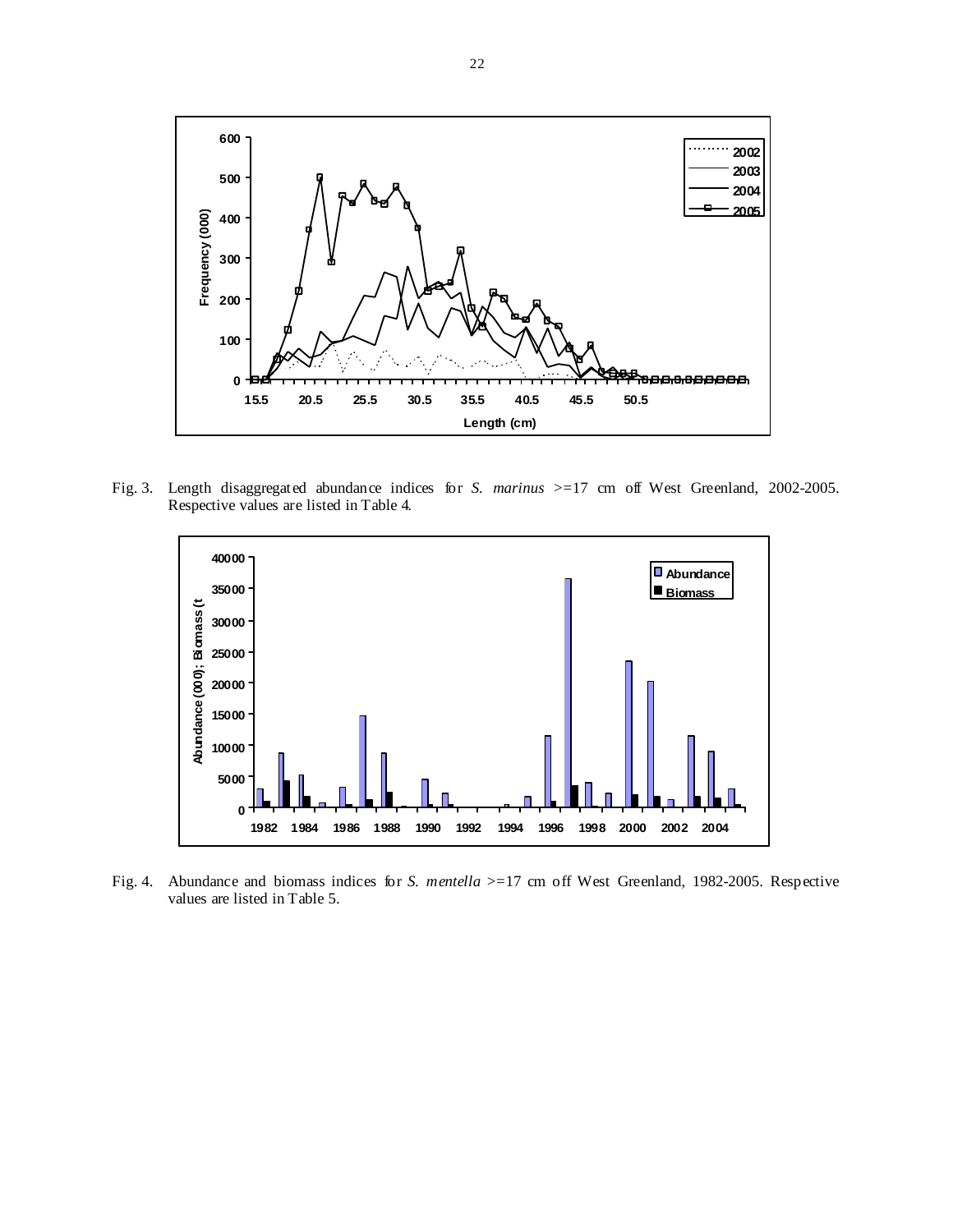Fig. 3. Length disaggregated abundance indices for *S. marinus* >=17 cm off West Greenland, 2002-2005. Respective values are listed in Table 4.

Fig. 4. Abundance and biomass indices for *S. mentella* >=17 cm off West Greenland, 1982-2005. Respective values are listed in Table 5.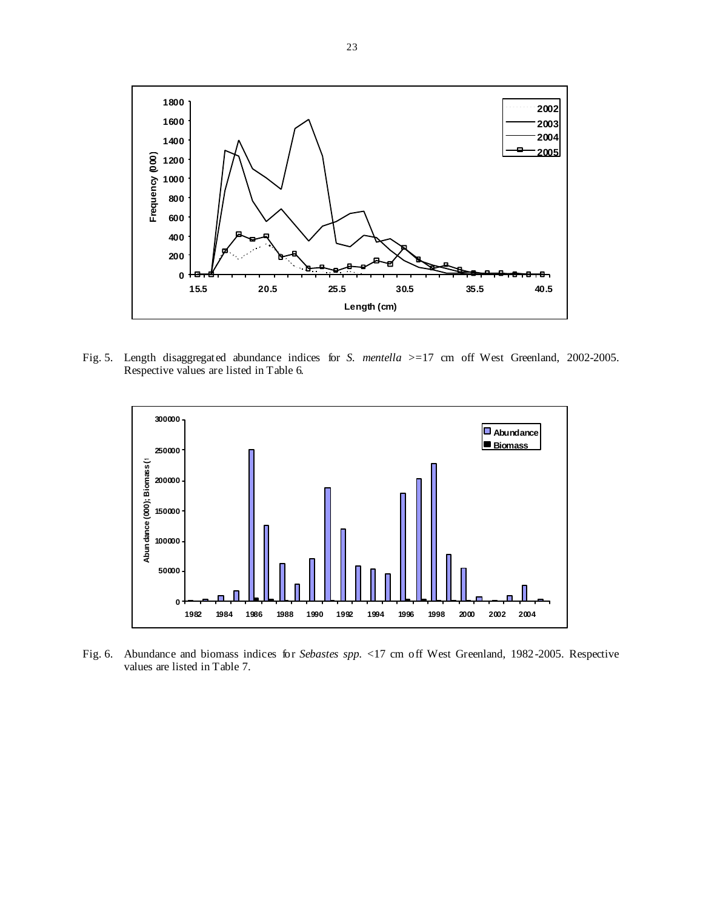Fig. 5. Length disaggregated abundance indices for *S. mentella* >=17 cm off West Greenland, 2002-2005. Respective values are listed in Table 6.

Fig. 6. Abundance and biomass indices for *Sebastes spp.* <17 cm off West Greenland, 1982-2005. Respective values are listed in Table 7.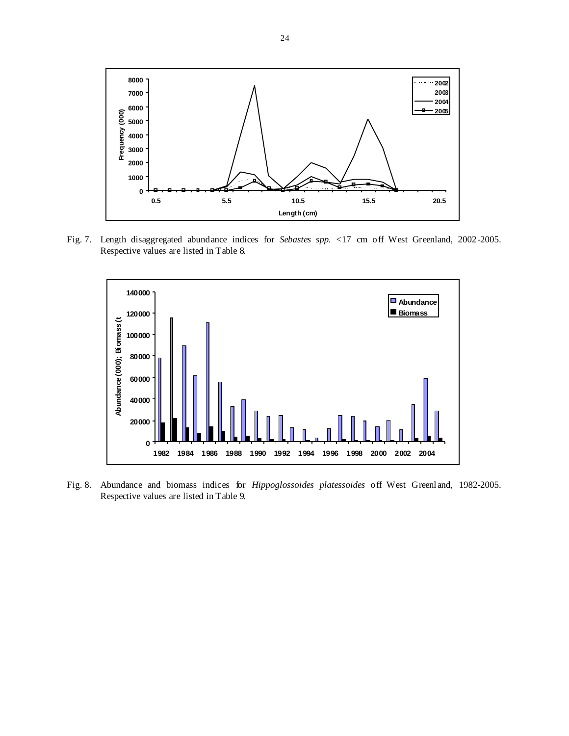Fig. 7. Length disaggregated abundance indices for *Sebastes spp.* <17 cm off West Greenland, 2002-2005. Respective values are listed in Table 8.

Fig. 8. Abundance and biomass indices for *Hippoglossoides platessoides* off West Greenland, 1982-2005. Respective values are listed in Table 9.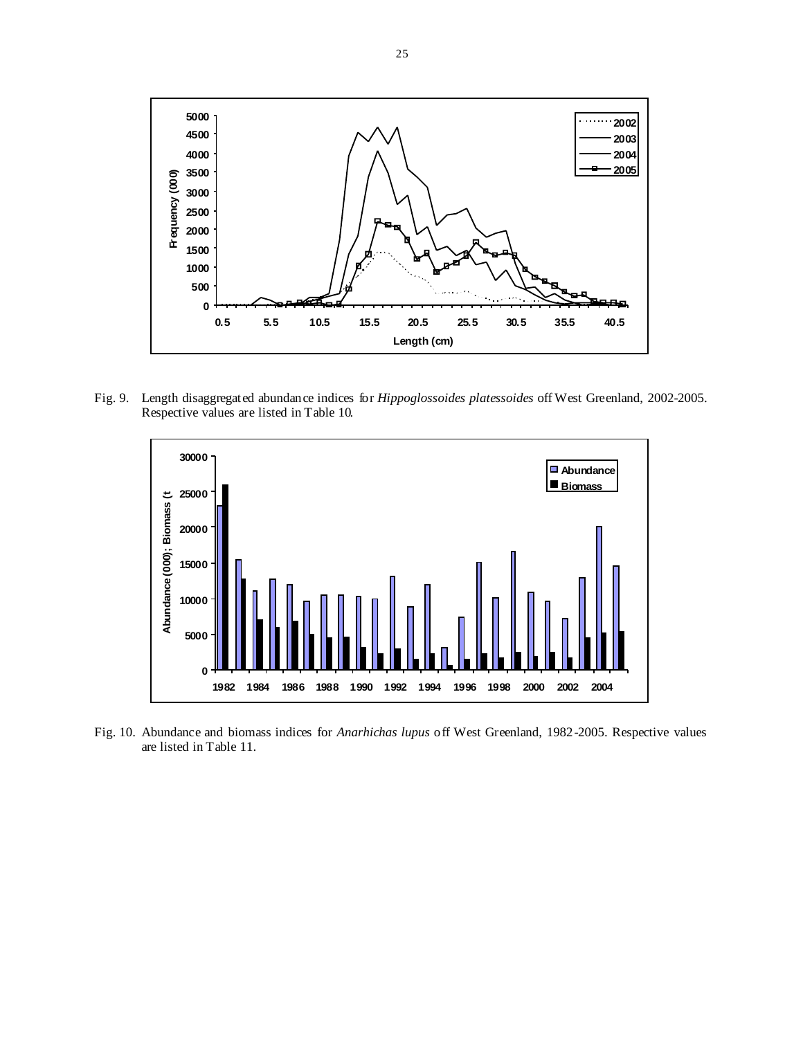Fig. 9. Length disaggregated abundance indices for *Hippoglossoides platessoides* off West Greenland, 2002-2005. Respective values are listed in Table 10.

Fig. 10. Abundance and biomass indices for *Anarhichas lupus* off West Greenland, 1982-2005. Respective values are listed in Table 11.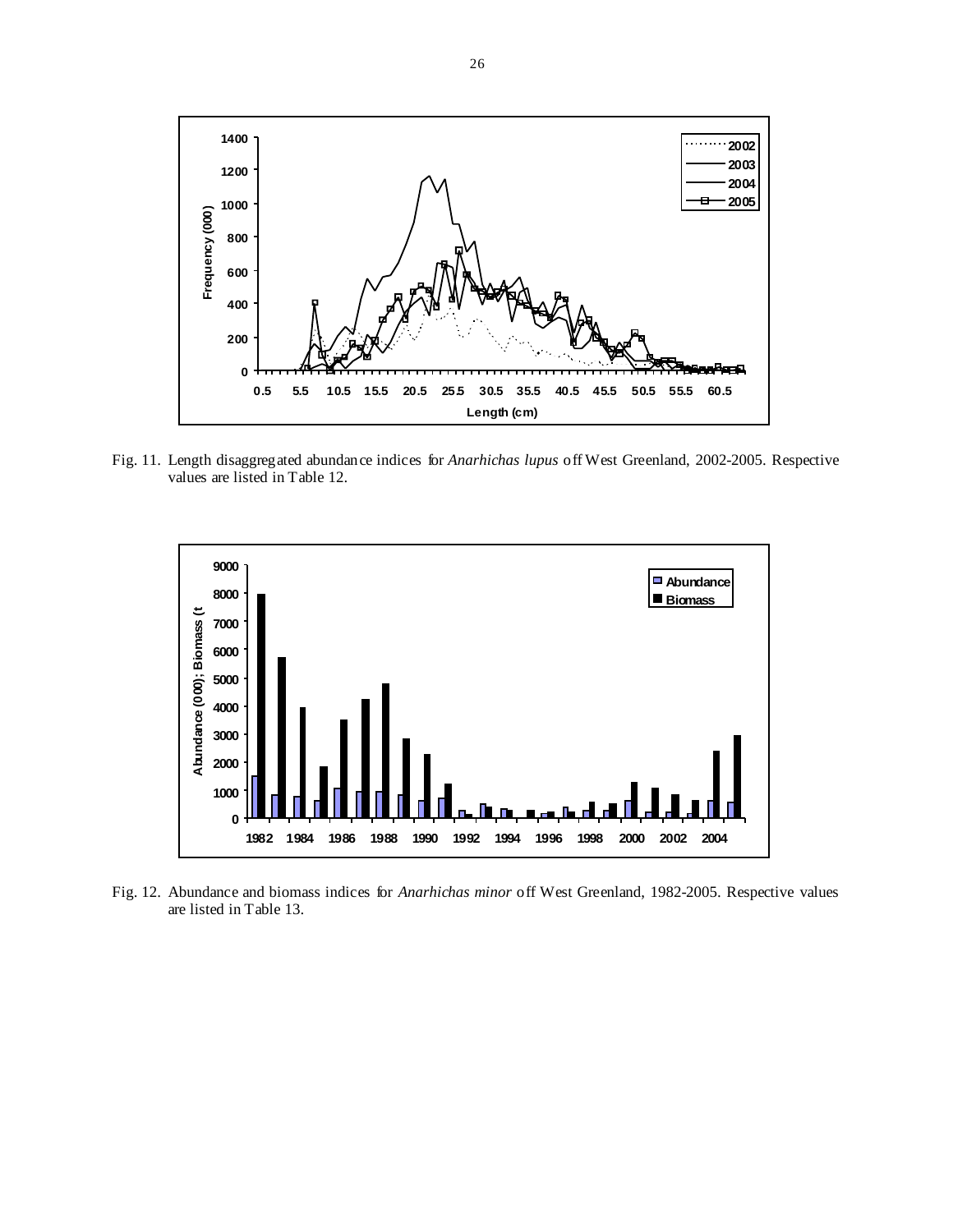Fig. 11. Length disaggregated abundance indices for *Anarhichas lupus* off West Greenland, 2002-2005. Respective values are listed in Table 12.

Fig. 12. Abundance and biomass indices for *Anarhichas minor* off West Greenland, 1982-2005. Respective values are listed in Table 13.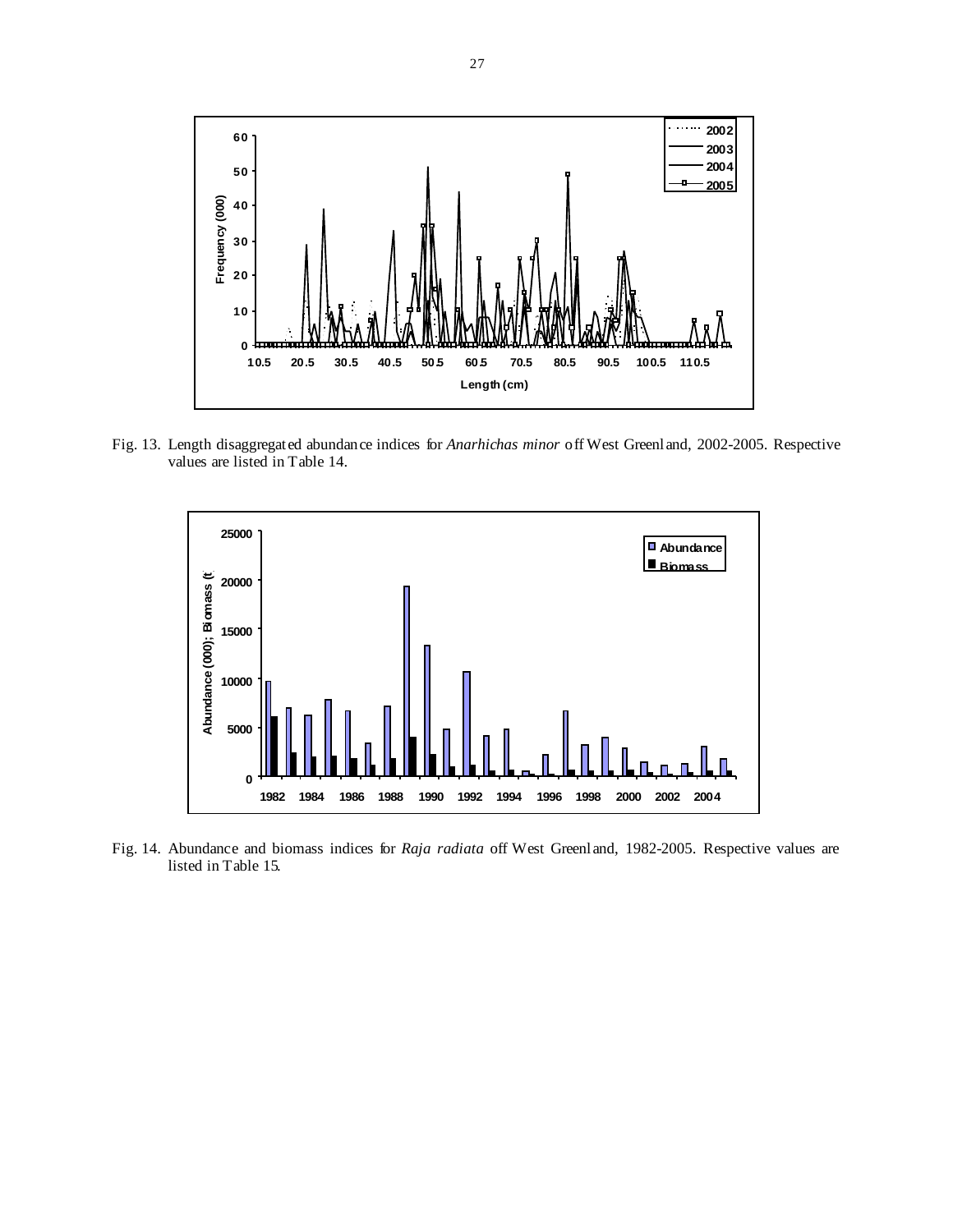Fig. 13. Length disaggregated abundance indices for *Anarhichas minor* off West Greenland, 2002-2005. Respective values are listed in Table 14.

Fig. 14. Abundance and biomass indices for *Raja radiata* off West Greenland, 1982-2005. Respective values are listed in Table 15.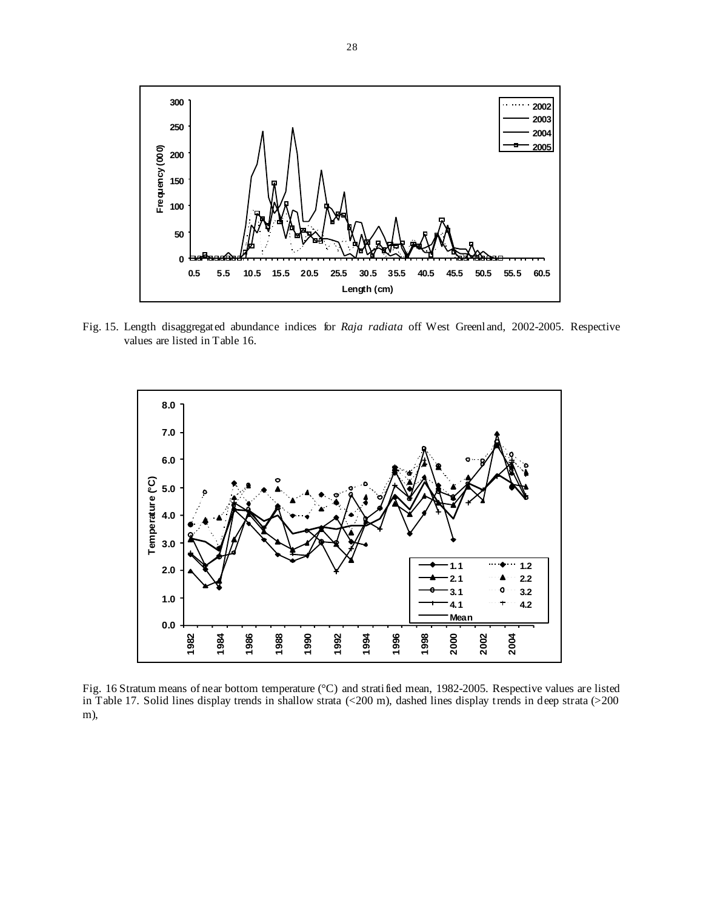300
250
200
150
100
50
0

Frequency (000)

0.5 5.5 10.5 15.5 20.5 25.5 30.5 35.5 40.5 45.5 50.5 55.5 60.5

Length (cm)

2002
2003
2004
2005

Fig. 15. Length disaggregated abundance indices for *Raja radiata* off West Greenland, 2002-2005. Respective values are listed in Table 16.

8.0
7.0
6.0
5.0
4.0
3.0
2.0
1.0
0.0

Temperature (°C)

1982 1984 1986 1988 1990 1992 1994 1996 1998 2000 2002 2004

1.1
1.2
2.1
2.2
3.1
3.2
4.1
4.2
Mean

Fig. 16 Stratum means of near bottom temperature (°C) and stratified mean, 1982-2005. Respective values are listed in Table 17. Solid lines display trends in shallow strata (<200 m), dashed lines display trends in deep strata (>200 m),